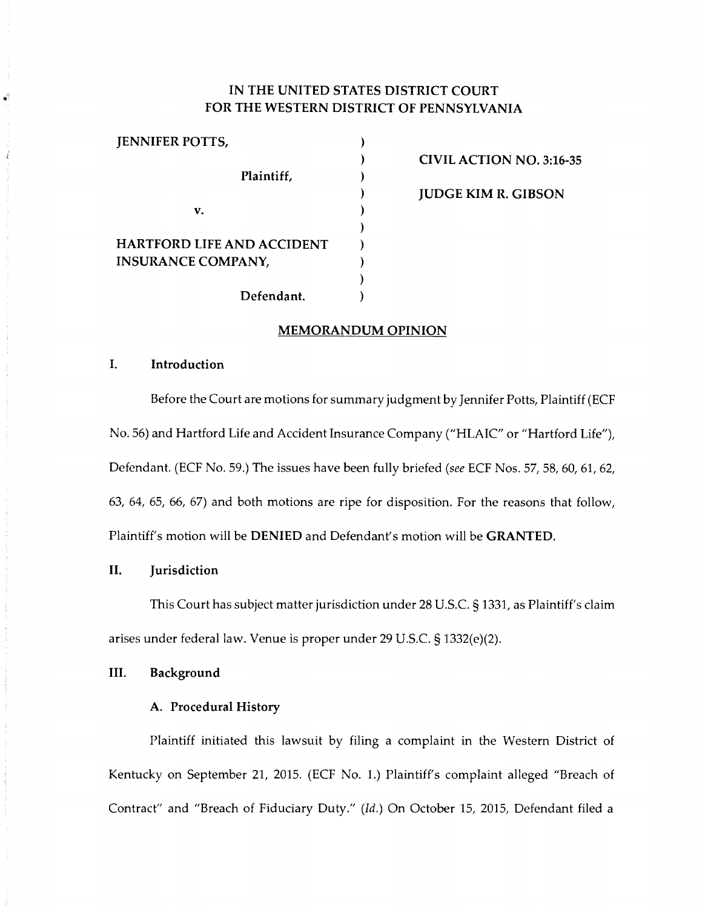# IN THE UNITED STATES DISTRICT COURT FOR THE WESTERN DISTRICT OF PENNSYLVANIA

| | | |
|---|---|---|
| JENNIFER POTTS, | ) | |
| | ) | **CIVIL ACTION NO. 3:16-35** |
| Plaintiff, | ) | |
| | ) | **JUDGE KIM R. GIBSON** |
| v. | ) | |
| | ) | |
| HARTFORD LIFE AND ACCIDENT | ) | |
| INSURANCE COMPANY, | ) | |
| | ) | |
| Defendant. | ) | |

## MEMORANDUM OPINION

### I. Introduction

Before the Court are motions for summary judgment by Jennifer Potts, Plaintiff (ECF No. 56) and Hartford Life and Accident Insurance Company ("HLAIC" or "Hartford Life"), Defendant. (ECF No. 59.) The issues have been fully briefed (*see* ECF Nos. 57, 58, 60, 61, 62, 63, 64, 65, 66, 67) and both motions are ripe for disposition. For the reasons that follow, Plaintiff's motion will be **DENIED** and Defendant's motion will be **GRANTED**.

### II. Jurisdiction

This Court has subject matter jurisdiction under 28 U.S.C. § 1331, as Plaintiff's claim arises under federal law. Venue is proper under 29 U.S.C. § 1332(e)(2).

### III. Background

#### A. Procedural History

Plaintiff initiated this lawsuit by filing a complaint in the Western District of Kentucky on September 21, 2015. (ECF No. 1.) Plaintiff's complaint alleged "Breach of Contract" and "Breach of Fiduciary Duty." (*Id.*) On October 15, 2015, Defendant filed a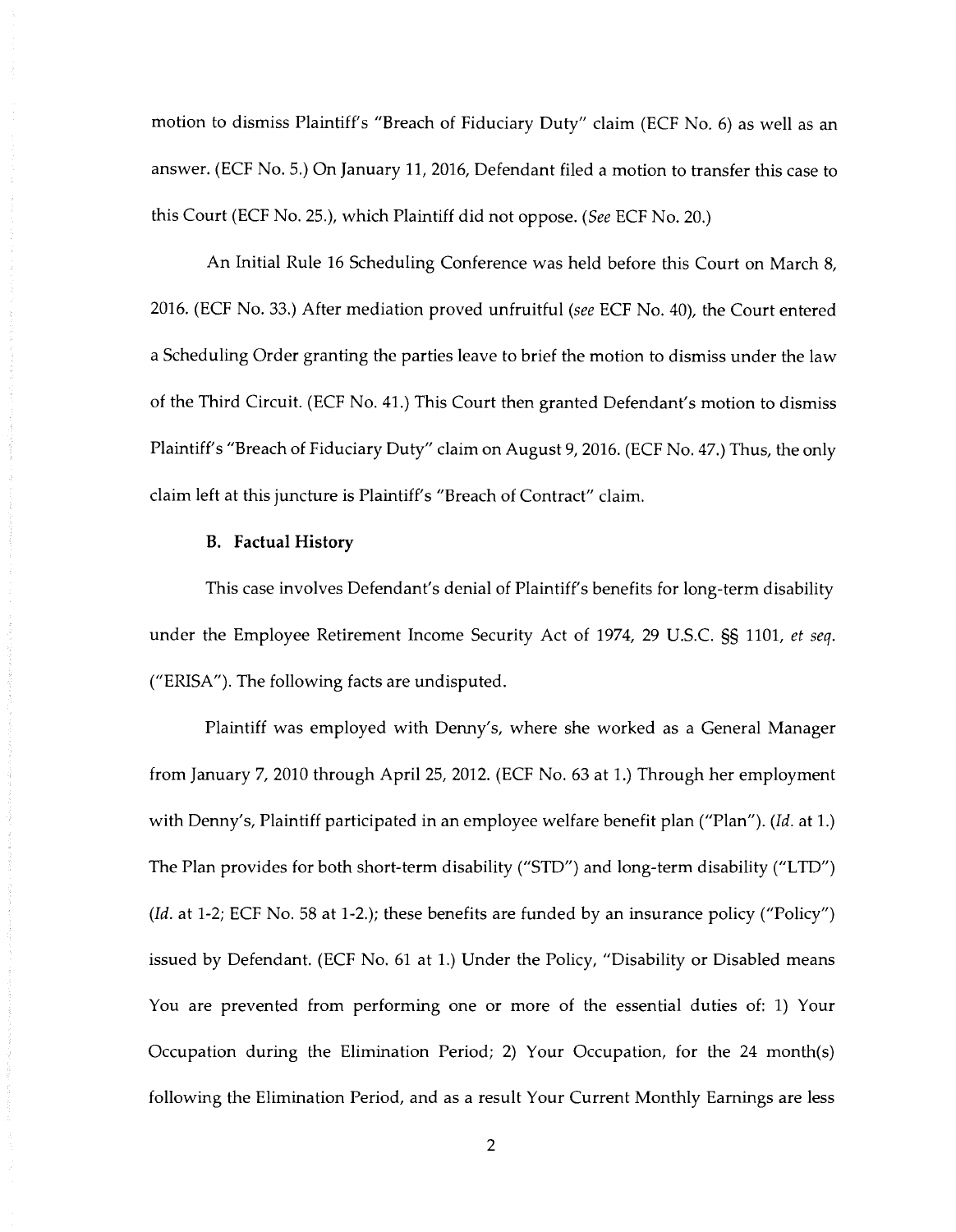motion to dismiss Plaintiff's "Breach of Fiduciary Duty" claim (ECF No. 6) as well as an answer. (ECF No. 5.) On January 11, 2016, Defendant filed a motion to transfer this case to this Court (ECF No. 25.), which Plaintiff did not oppose. (*See* ECF No. 20.)

An Initial Rule 16 Scheduling Conference was held before this Court on March 8, 2016. (ECF No. 33.) After mediation proved unfruitful (*see* ECF No. 40), the Court entered a Scheduling Order granting the parties leave to brief the motion to dismiss under the law of the Third Circuit. (ECF No. 41.) This Court then granted Defendant's motion to dismiss Plaintiff's "Breach of Fiduciary Duty" claim on August 9, 2016. (ECF No. 47.) Thus, the only claim left at this juncture is Plaintiff's "Breach of Contract" claim.

### B. Factual History

This case involves Defendant's denial of Plaintiff's benefits for long-term disability under the Employee Retirement Income Security Act of 1974, 29 U.S.C. §§ 1101, *et seq.* ("ERISA"). The following facts are undisputed.

Plaintiff was employed with Denny's, where she worked as a General Manager from January 7, 2010 through April 25, 2012. (ECF No. 63 at 1.) Through her employment with Denny's, Plaintiff participated in an employee welfare benefit plan ("Plan"). (*Id.* at 1.) The Plan provides for both short-term disability ("STD") and long-term disability ("LTD") (*Id.* at 1-2; ECF No. 58 at 1-2.); these benefits are funded by an insurance policy ("Policy") issued by Defendant. (ECF No. 61 at 1.) Under the Policy, "Disability or Disabled means You are prevented from performing one or more of the essential duties of: 1) Your Occupation during the Elimination Period; 2) Your Occupation, for the 24 month(s) following the Elimination Period, and as a result Your Current Monthly Earnings are less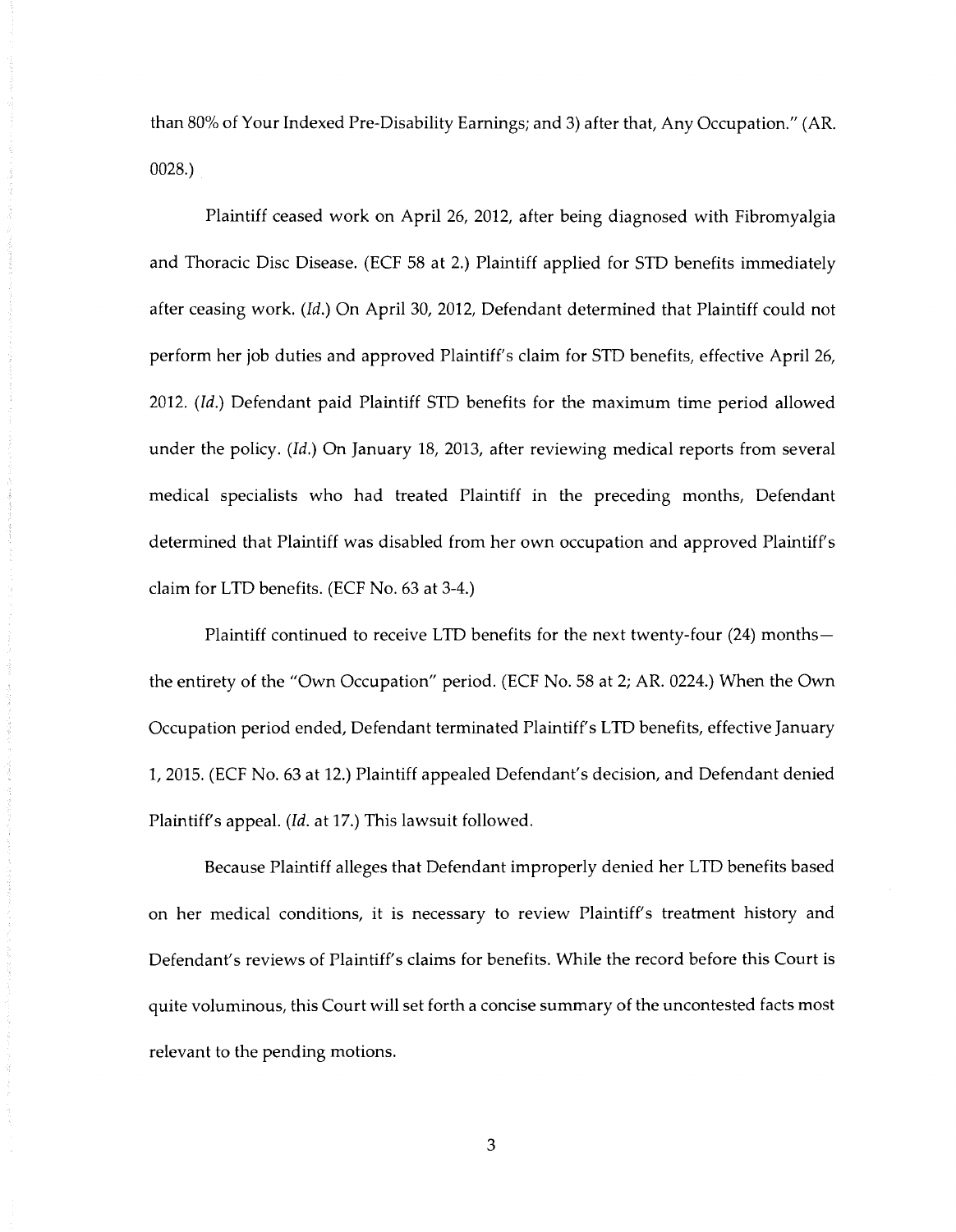than 80% of Your Indexed Pre-Disability Earnings; and 3) after that, Any Occupation." (AR. 0028.)

Plaintiff ceased work on April 26, 2012, after being diagnosed with Fibromyalgia and Thoracic Disc Disease. (ECF 58 at 2.) Plaintiff applied for STD benefits immediately after ceasing work. (*Id.*) On April 30, 2012, Defendant determined that Plaintiff could not perform her job duties and approved Plaintiff's claim for STD benefits, effective April 26, 2012. (*Id.*) Defendant paid Plaintiff STD benefits for the maximum time period allowed under the policy. (*Id.*) On January 18, 2013, after reviewing medical reports from several medical specialists who had treated Plaintiff in the preceding months, Defendant determined that Plaintiff was disabled from her own occupation and approved Plaintiff's claim for LTD benefits. (ECF No. 63 at 3-4.)

Plaintiff continued to receive LTD benefits for the next twenty-four (24) months—the entirety of the "Own Occupation" period. (ECF No. 58 at 2; AR. 0224.) When the Own Occupation period ended, Defendant terminated Plaintiff's LTD benefits, effective January 1, 2015. (ECF No. 63 at 12.) Plaintiff appealed Defendant's decision, and Defendant denied Plaintiff's appeal. (*Id.* at 17.) This lawsuit followed.

Because Plaintiff alleges that Defendant improperly denied her LTD benefits based on her medical conditions, it is necessary to review Plaintiff's treatment history and Defendant's reviews of Plaintiff's claims for benefits. While the record before this Court is quite voluminous, this Court will set forth a concise summary of the uncontested facts most relevant to the pending motions.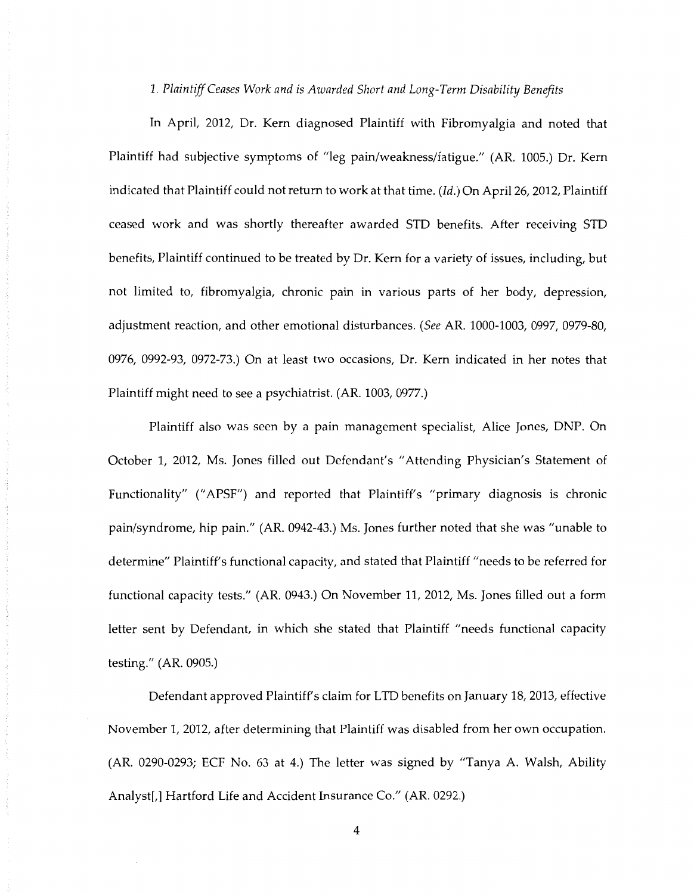*1. Plaintiff Ceases Work and is Awarded Short and Long-Term Disability Benefits*

In April, 2012, Dr. Kern diagnosed Plaintiff with Fibromyalgia and noted that Plaintiff had subjective symptoms of "leg pain/weakness/fatigue." (AR. 1005.) Dr. Kern indicated that Plaintiff could not return to work at that time. (*Id.*) On April 26, 2012, Plaintiff ceased work and was shortly thereafter awarded STD benefits. After receiving STD benefits, Plaintiff continued to be treated by Dr. Kern for a variety of issues, including, but not limited to, fibromyalgia, chronic pain in various parts of her body, depression, adjustment reaction, and other emotional disturbances. (*See* AR. 1000-1003, 0997, 0979-80, 0976, 0992-93, 0972-73.) On at least two occasions, Dr. Kern indicated in her notes that Plaintiff might need to see a psychiatrist. (AR. 1003, 0977.)

Plaintiff also was seen by a pain management specialist, Alice Jones, DNP. On October 1, 2012, Ms. Jones filled out Defendant's "Attending Physician's Statement of Functionality" ("APSF") and reported that Plaintiff's "primary diagnosis is chronic pain/syndrome, hip pain." (AR. 0942-43.) Ms. Jones further noted that she was "unable to determine" Plaintiff's functional capacity, and stated that Plaintiff "needs to be referred for functional capacity tests." (AR. 0943.) On November 11, 2012, Ms. Jones filled out a form letter sent by Defendant, in which she stated that Plaintiff "needs functional capacity testing." (AR. 0905.)

Defendant approved Plaintiff's claim for LTD benefits on January 18, 2013, effective November 1, 2012, after determining that Plaintiff was disabled from her own occupation. (AR. 0290-0293; ECF No. 63 at 4.) The letter was signed by "Tanya A. Walsh, Ability Analyst[,] Hartford Life and Accident Insurance Co." (AR. 0292.)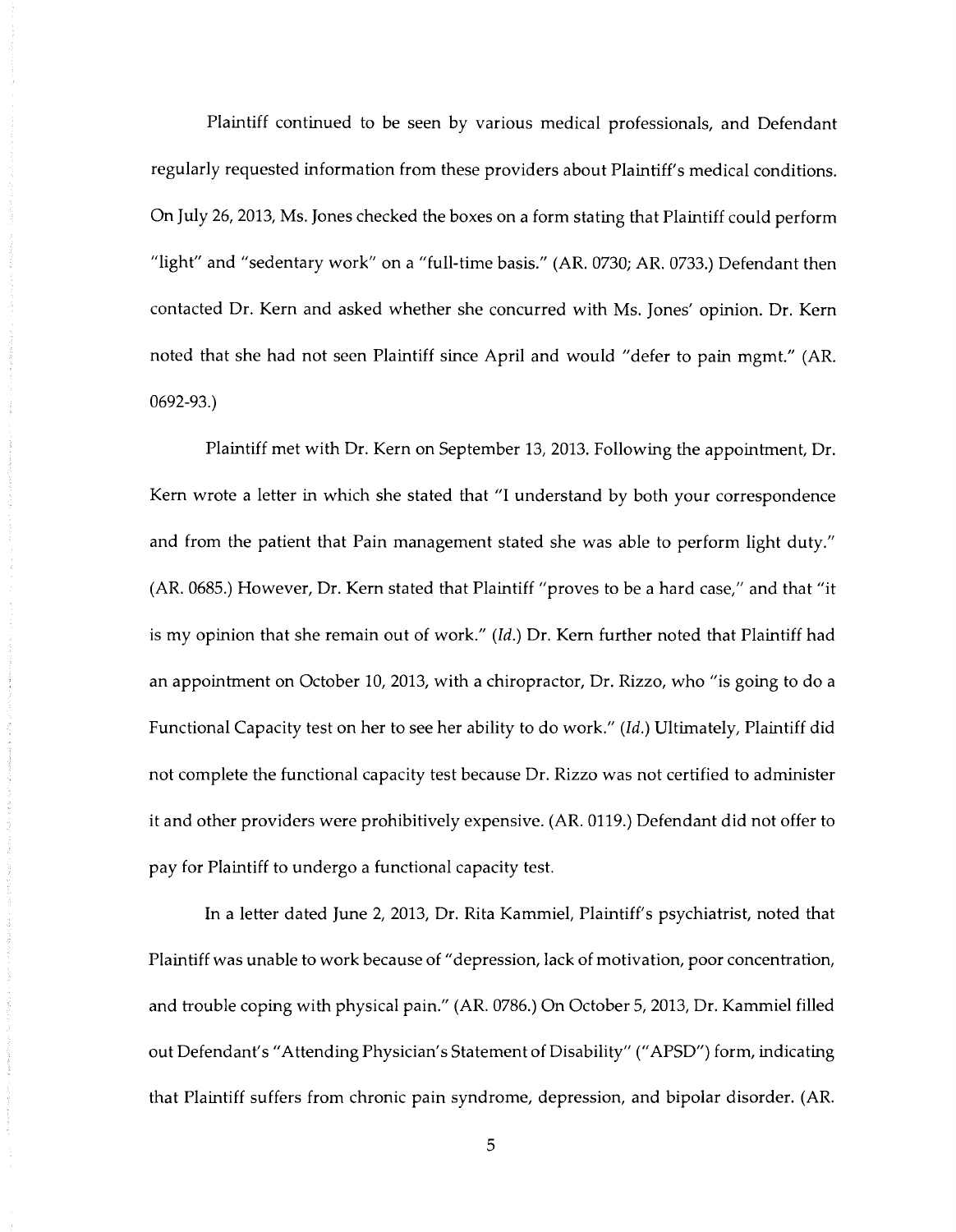Plaintiff continued to be seen by various medical professionals, and Defendant regularly requested information from these providers about Plaintiff's medical conditions. On July 26, 2013, Ms. Jones checked the boxes on a form stating that Plaintiff could perform "light" and "sedentary work" on a "full-time basis." (AR. 0730; AR. 0733.) Defendant then contacted Dr. Kern and asked whether she concurred with Ms. Jones' opinion. Dr. Kern noted that she had not seen Plaintiff since April and would "defer to pain mgmt." (AR. 0692-93.)

Plaintiff met with Dr. Kern on September 13, 2013. Following the appointment, Dr. Kern wrote a letter in which she stated that "I understand by both your correspondence and from the patient that Pain management stated she was able to perform light duty." (AR. 0685.) However, Dr. Kern stated that Plaintiff "proves to be a hard case," and that "it is my opinion that she remain out of work." (*Id.*) Dr. Kern further noted that Plaintiff had an appointment on October 10, 2013, with a chiropractor, Dr. Rizzo, who "is going to do a Functional Capacity test on her to see her ability to do work." (*Id.*) Ultimately, Plaintiff did not complete the functional capacity test because Dr. Rizzo was not certified to administer it and other providers were prohibitively expensive. (AR. 0119.) Defendant did not offer to pay for Plaintiff to undergo a functional capacity test.

In a letter dated June 2, 2013, Dr. Rita Kammiel, Plaintiff's psychiatrist, noted that Plaintiff was unable to work because of "depression, lack of motivation, poor concentration, and trouble coping with physical pain." (AR. 0786.) On October 5, 2013, Dr. Kammiel filled out Defendant's "Attending Physician's Statement of Disability" ("APSD") form, indicating that Plaintiff suffers from chronic pain syndrome, depression, and bipolar disorder. (AR.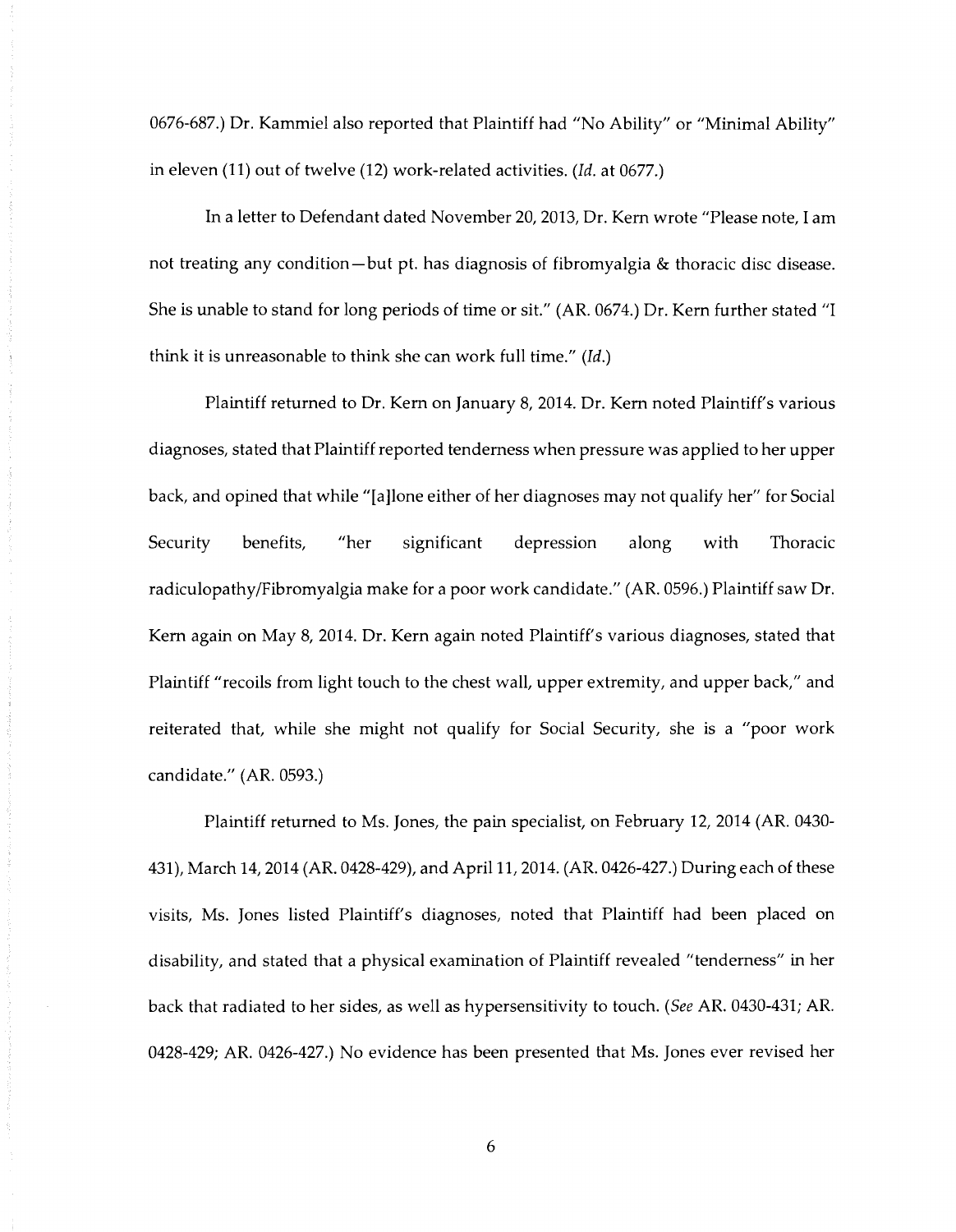0676-687.) Dr. Kammiel also reported that Plaintiff had "No Ability" or "Minimal Ability" in eleven (11) out of twelve (12) work-related activities. (*Id.* at 0677.)

In a letter to Defendant dated November 20, 2013, Dr. Kern wrote "Please note, I am not treating any condition—but pt. has diagnosis of fibromyalgia & thoracic disc disease. She is unable to stand for long periods of time or sit." (AR. 0674.) Dr. Kern further stated "I think it is unreasonable to think she can work full time." (*Id.*)

Plaintiff returned to Dr. Kern on January 8, 2014. Dr. Kern noted Plaintiff's various diagnoses, stated that Plaintiff reported tenderness when pressure was applied to her upper back, and opined that while "[a]lone either of her diagnoses may not qualify her" for Social Security benefits, "her significant depression along with Thoracic radiculopathy/Fibromyalgia make for a poor work candidate." (AR. 0596.) Plaintiff saw Dr. Kern again on May 8, 2014. Dr. Kern again noted Plaintiff's various diagnoses, stated that Plaintiff "recoils from light touch to the chest wall, upper extremity, and upper back," and reiterated that, while she might not qualify for Social Security, she is a "poor work candidate." (AR. 0593.)

Plaintiff returned to Ms. Jones, the pain specialist, on February 12, 2014 (AR. 0430-431), March 14, 2014 (AR. 0428-429), and April 11, 2014. (AR. 0426-427.) During each of these visits, Ms. Jones listed Plaintiff's diagnoses, noted that Plaintiff had been placed on disability, and stated that a physical examination of Plaintiff revealed "tenderness" in her back that radiated to her sides, as well as hypersensitivity to touch. (*See* AR. 0430-431; AR. 0428-429; AR. 0426-427.) No evidence has been presented that Ms. Jones ever revised her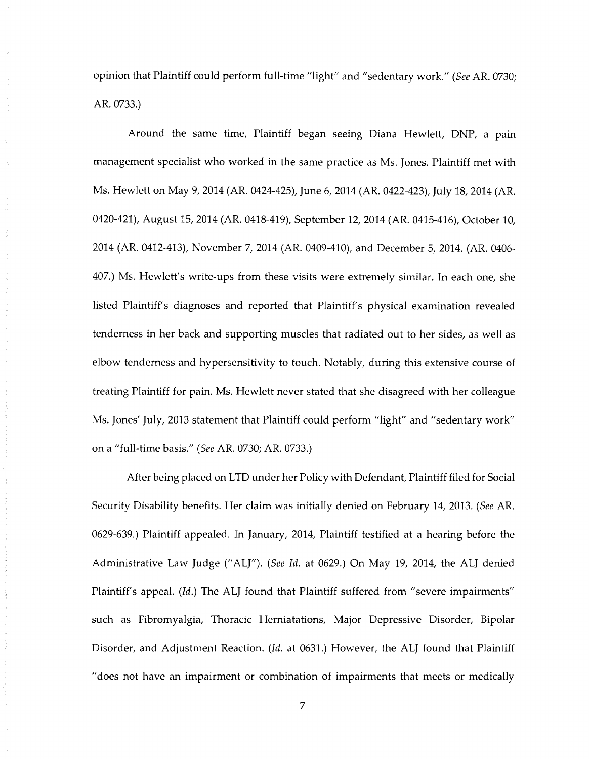opinion that Plaintiff could perform full-time "light" and "sedentary work." (*See* AR. 0730; AR. 0733.)

Around the same time, Plaintiff began seeing Diana Hewlett, DNP, a pain management specialist who worked in the same practice as Ms. Jones. Plaintiff met with Ms. Hewlett on May 9, 2014 (AR. 0424-425), June 6, 2014 (AR. 0422-423), July 18, 2014 (AR. 0420-421), August 15, 2014 (AR. 0418-419), September 12, 2014 (AR. 0415-416), October 10, 2014 (AR. 0412-413), November 7, 2014 (AR. 0409-410), and December 5, 2014. (AR. 0406-407.) Ms. Hewlett's write-ups from these visits were extremely similar. In each one, she listed Plaintiff's diagnoses and reported that Plaintiff's physical examination revealed tenderness in her back and supporting muscles that radiated out to her sides, as well as elbow tenderness and hypersensitivity to touch. Notably, during this extensive course of treating Plaintiff for pain, Ms. Hewlett never stated that she disagreed with her colleague Ms. Jones' July, 2013 statement that Plaintiff could perform "light" and "sedentary work" on a "full-time basis." (*See* AR. 0730; AR. 0733.)

After being placed on LTD under her Policy with Defendant, Plaintiff filed for Social Security Disability benefits. Her claim was initially denied on February 14, 2013. (*See* AR. 0629-639.) Plaintiff appealed. In January, 2014, Plaintiff testified at a hearing before the Administrative Law Judge ("ALJ"). (*See Id.* at 0629.) On May 19, 2014, the ALJ denied Plaintiff's appeal. (*Id.*) The ALJ found that Plaintiff suffered from "severe impairments" such as Fibromyalgia, Thoracic Herniatations, Major Depressive Disorder, Bipolar Disorder, and Adjustment Reaction. (*Id.* at 0631.) However, the ALJ found that Plaintiff "does not have an impairment or combination of impairments that meets or medically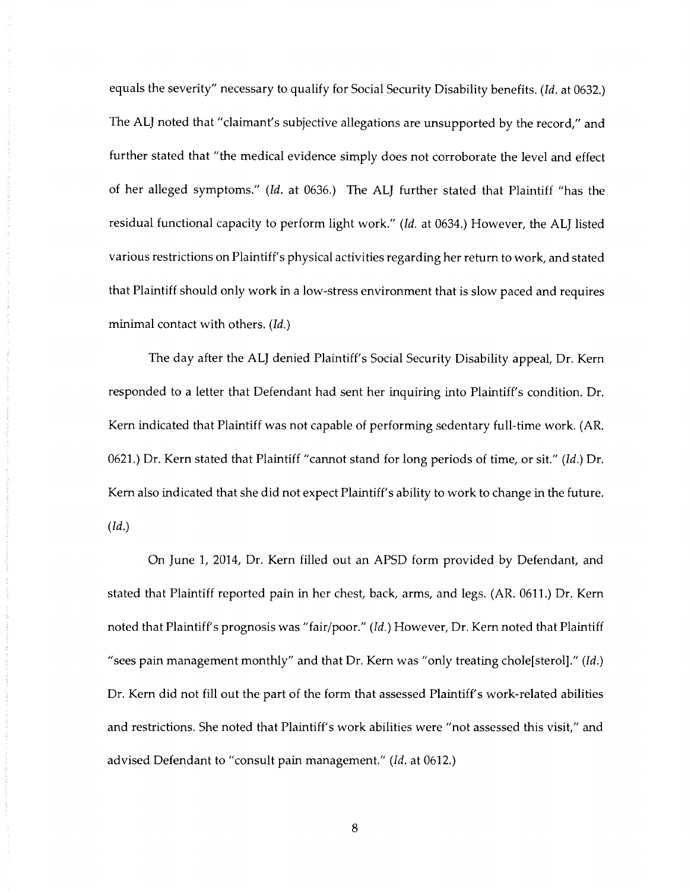equals the severity" necessary to qualify for Social Security Disability benefits. (*Id.* at 0632.) The ALJ noted that "claimant's subjective allegations are unsupported by the record," and further stated that "the medical evidence simply does not corroborate the level and effect of her alleged symptoms." (*Id.* at 0636.) The ALJ further stated that Plaintiff "has the residual functional capacity to perform light work." (*Id.* at 0634.) However, the ALJ listed various restrictions on Plaintiff's physical activities regarding her return to work, and stated that Plaintiff should only work in a low-stress environment that is slow paced and requires minimal contact with others. (*Id.*)

The day after the ALJ denied Plaintiff's Social Security Disability appeal, Dr. Kern responded to a letter that Defendant had sent her inquiring into Plaintiff's condition. Dr. Kern indicated that Plaintiff was not capable of performing sedentary full-time work. (AR. 0621.) Dr. Kern stated that Plaintiff "cannot stand for long periods of time, or sit." (*Id.*) Dr. Kern also indicated that she did not expect Plaintiff's ability to work to change in the future. (*Id.*)

On June 1, 2014, Dr. Kern filled out an APSD form provided by Defendant, and stated that Plaintiff reported pain in her chest, back, arms, and legs. (AR. 0611.) Dr. Kern noted that Plaintiff's prognosis was "fair/poor." (*Id.*) However, Dr. Kern noted that Plaintiff "sees pain management monthly" and that Dr. Kern was "only treating chole[sterol]." (*Id.*) Dr. Kern did not fill out the part of the form that assessed Plaintiff's work-related abilities and restrictions. She noted that Plaintiff's work abilities were "not assessed this visit," and advised Defendant to "consult pain management." (*Id.* at 0612.)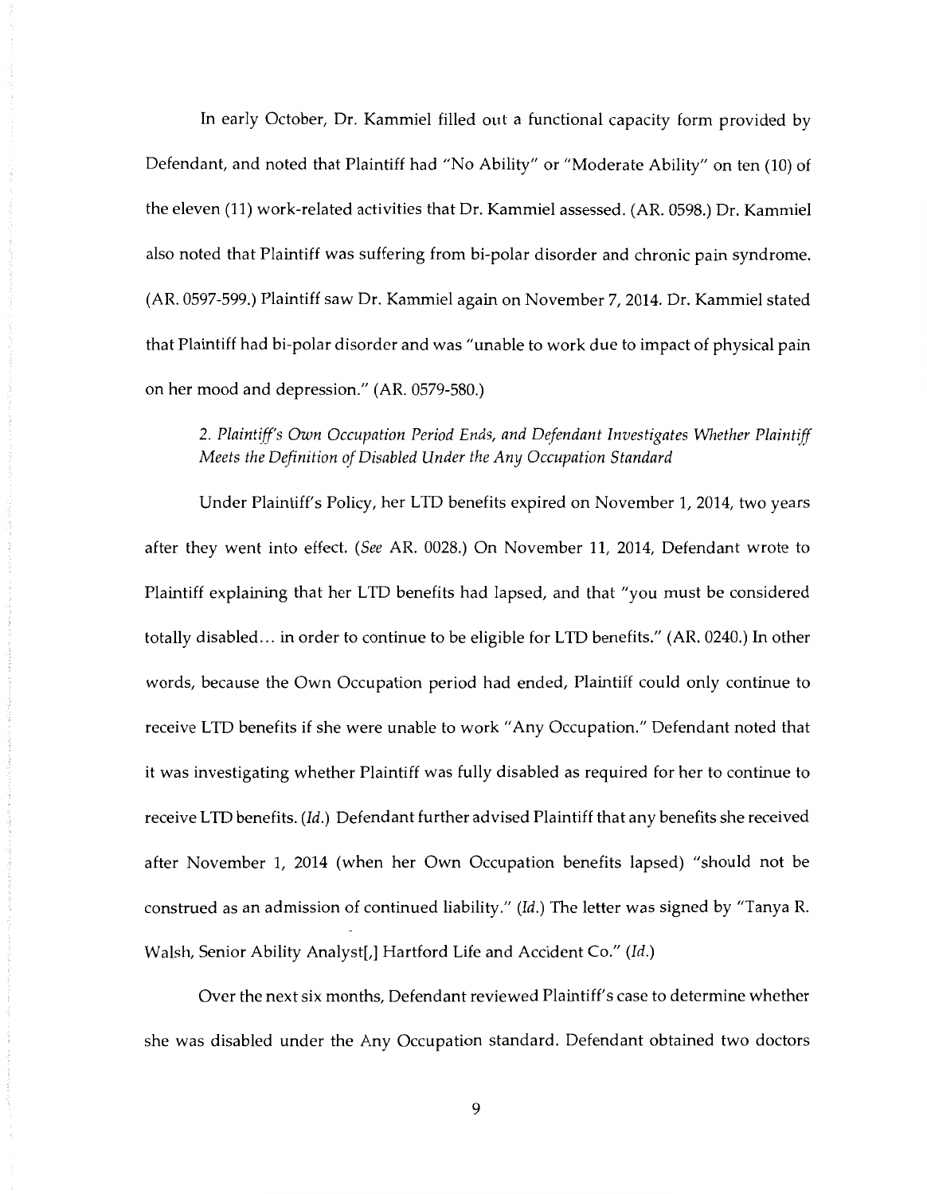In early October, Dr. Kammiel filled out a functional capacity form provided by Defendant, and noted that Plaintiff had "No Ability" or "Moderate Ability" on ten (10) of the eleven (11) work-related activities that Dr. Kammiel assessed. (AR. 0598.) Dr. Kammiel also noted that Plaintiff was suffering from bi-polar disorder and chronic pain syndrome. (AR. 0597-599.) Plaintiff saw Dr. Kammiel again on November 7, 2014. Dr. Kammiel stated that Plaintiff had bi-polar disorder and was "unable to work due to impact of physical pain on her mood and depression." (AR. 0579-580.)

*2. Plaintiff's Own Occupation Period Ends, and Defendant Investigates Whether Plaintiff Meets the Definition of Disabled Under the Any Occupation Standard*

Under Plaintiff's Policy, her LTD benefits expired on November 1, 2014, two years after they went into effect. (*See* AR. 0028.) On November 11, 2014, Defendant wrote to Plaintiff explaining that her LTD benefits had lapsed, and that "you must be considered totally disabled… in order to continue to be eligible for LTD benefits." (AR. 0240.) In other words, because the Own Occupation period had ended, Plaintiff could only continue to receive LTD benefits if she were unable to work "Any Occupation." Defendant noted that it was investigating whether Plaintiff was fully disabled as required for her to continue to receive LTD benefits. (*Id.*) Defendant further advised Plaintiff that any benefits she received after November 1, 2014 (when her Own Occupation benefits lapsed) "should not be construed as an admission of continued liability." (*Id.*) The letter was signed by "Tanya R. Walsh, Senior Ability Analyst[,] Hartford Life and Accident Co." (*Id.*)

Over the next six months, Defendant reviewed Plaintiff's case to determine whether she was disabled under the Any Occupation standard. Defendant obtained two doctors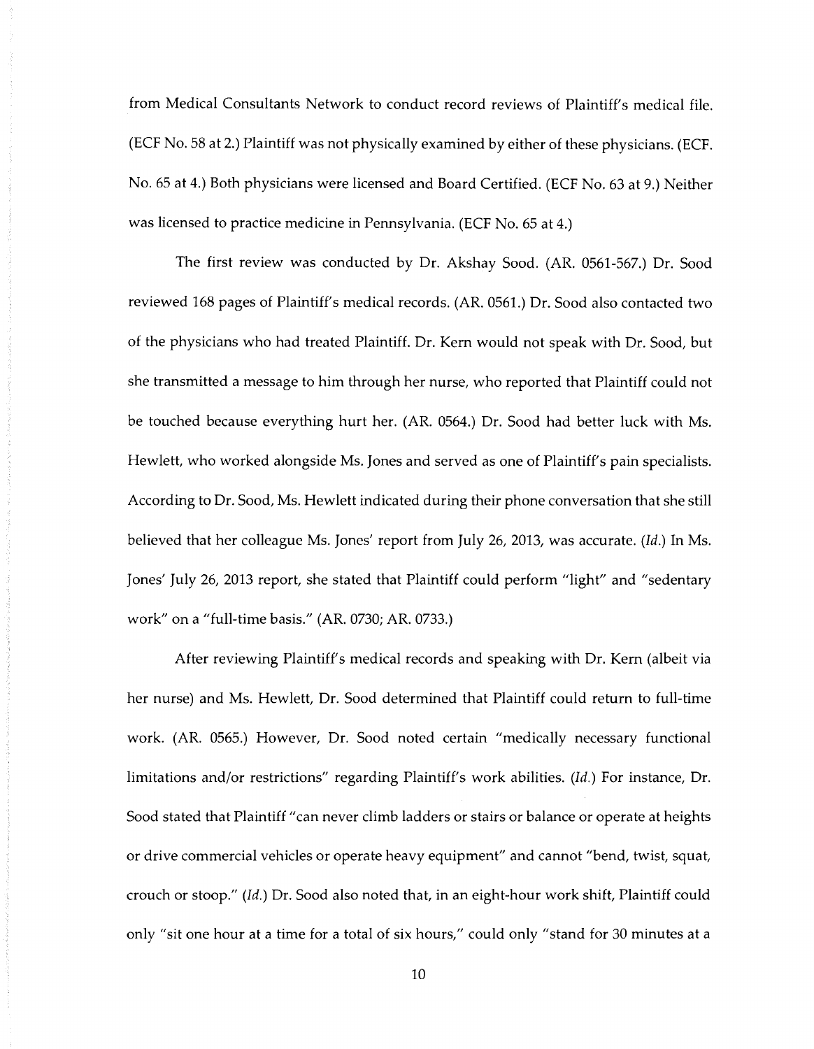from Medical Consultants Network to conduct record reviews of Plaintiff's medical file. (ECF No. 58 at 2.) Plaintiff was not physically examined by either of these physicians. (ECF. No. 65 at 4.) Both physicians were licensed and Board Certified. (ECF No. 63 at 9.) Neither was licensed to practice medicine in Pennsylvania. (ECF No. 65 at 4.)

The first review was conducted by Dr. Akshay Sood. (AR. 0561-567.) Dr. Sood reviewed 168 pages of Plaintiff's medical records. (AR. 0561.) Dr. Sood also contacted two of the physicians who had treated Plaintiff. Dr. Kern would not speak with Dr. Sood, but she transmitted a message to him through her nurse, who reported that Plaintiff could not be touched because everything hurt her. (AR. 0564.) Dr. Sood had better luck with Ms. Hewlett, who worked alongside Ms. Jones and served as one of Plaintiff's pain specialists. According to Dr. Sood, Ms. Hewlett indicated during their phone conversation that she still believed that her colleague Ms. Jones' report from July 26, 2013, was accurate. (*Id.*) In Ms. Jones' July 26, 2013 report, she stated that Plaintiff could perform "light" and "sedentary work" on a "full-time basis." (AR. 0730; AR. 0733.)

After reviewing Plaintiff's medical records and speaking with Dr. Kern (albeit via her nurse) and Ms. Hewlett, Dr. Sood determined that Plaintiff could return to full-time work. (AR. 0565.) However, Dr. Sood noted certain "medically necessary functional limitations and/or restrictions" regarding Plaintiff's work abilities. (*Id.*) For instance, Dr. Sood stated that Plaintiff "can never climb ladders or stairs or balance or operate at heights or drive commercial vehicles or operate heavy equipment" and cannot "bend, twist, squat, crouch or stoop." (*Id.*) Dr. Sood also noted that, in an eight-hour work shift, Plaintiff could only "sit one hour at a time for a total of six hours," could only "stand for 30 minutes at a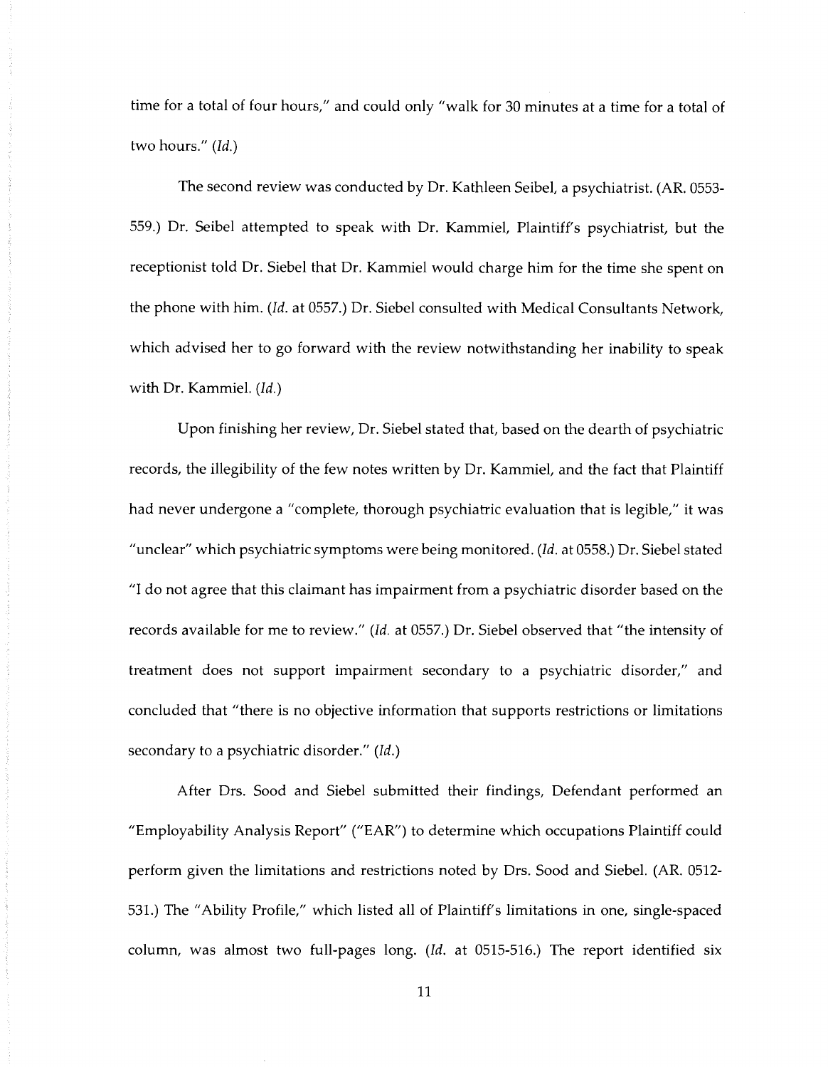time for a total of four hours," and could only "walk for 30 minutes at a time for a total of two hours." (*Id.*)

The second review was conducted by Dr. Kathleen Seibel, a psychiatrist. (AR. 0553-559.) Dr. Seibel attempted to speak with Dr. Kammiel, Plaintiff's psychiatrist, but the receptionist told Dr. Siebel that Dr. Kammiel would charge him for the time she spent on the phone with him. (*Id.* at 0557.) Dr. Siebel consulted with Medical Consultants Network, which advised her to go forward with the review notwithstanding her inability to speak with Dr. Kammiel. (*Id.*)

Upon finishing her review, Dr. Siebel stated that, based on the dearth of psychiatric records, the illegibility of the few notes written by Dr. Kammiel, and the fact that Plaintiff had never undergone a "complete, thorough psychiatric evaluation that is legible," it was "unclear" which psychiatric symptoms were being monitored. (*Id.* at 0558.) Dr. Siebel stated "I do not agree that this claimant has impairment from a psychiatric disorder based on the records available for me to review." (*Id.* at 0557.) Dr. Siebel observed that "the intensity of treatment does not support impairment secondary to a psychiatric disorder," and concluded that "there is no objective information that supports restrictions or limitations secondary to a psychiatric disorder." (*Id.*)

After Drs. Sood and Siebel submitted their findings, Defendant performed an "Employability Analysis Report" ("EAR") to determine which occupations Plaintiff could perform given the limitations and restrictions noted by Drs. Sood and Siebel. (AR. 0512-531.) The "Ability Profile," which listed all of Plaintiff's limitations in one, single-spaced column, was almost two full-pages long. (*Id.* at 0515-516.) The report identified six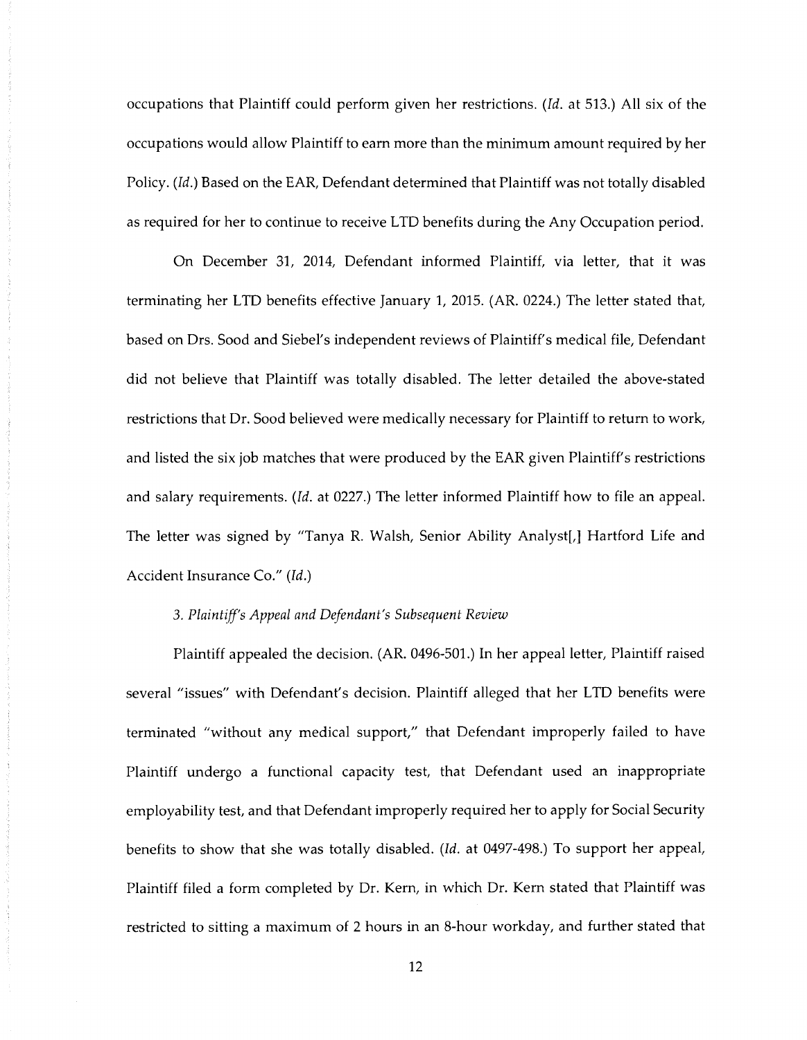occupations that Plaintiff could perform given her restrictions. (*Id.* at 513.) All six of the occupations would allow Plaintiff to earn more than the minimum amount required by her Policy. (*Id.*) Based on the EAR, Defendant determined that Plaintiff was not totally disabled as required for her to continue to receive LTD benefits during the Any Occupation period.

On December 31, 2014, Defendant informed Plaintiff, via letter, that it was terminating her LTD benefits effective January 1, 2015. (AR. 0224.) The letter stated that, based on Drs. Sood and Siebel's independent reviews of Plaintiff's medical file, Defendant did not believe that Plaintiff was totally disabled. The letter detailed the above-stated restrictions that Dr. Sood believed were medically necessary for Plaintiff to return to work, and listed the six job matches that were produced by the EAR given Plaintiff's restrictions and salary requirements. (*Id.* at 0227.) The letter informed Plaintiff how to file an appeal. The letter was signed by "Tanya R. Walsh, Senior Ability Analyst[,] Hartford Life and Accident Insurance Co." (*Id.*)

*3. Plaintiff's Appeal and Defendant's Subsequent Review*

Plaintiff appealed the decision. (AR. 0496-501.) In her appeal letter, Plaintiff raised several "issues" with Defendant's decision. Plaintiff alleged that her LTD benefits were terminated "without any medical support," that Defendant improperly failed to have Plaintiff undergo a functional capacity test, that Defendant used an inappropriate employability test, and that Defendant improperly required her to apply for Social Security benefits to show that she was totally disabled. (*Id.* at 0497-498.) To support her appeal, Plaintiff filed a form completed by Dr. Kern, in which Dr. Kern stated that Plaintiff was restricted to sitting a maximum of 2 hours in an 8-hour workday, and further stated that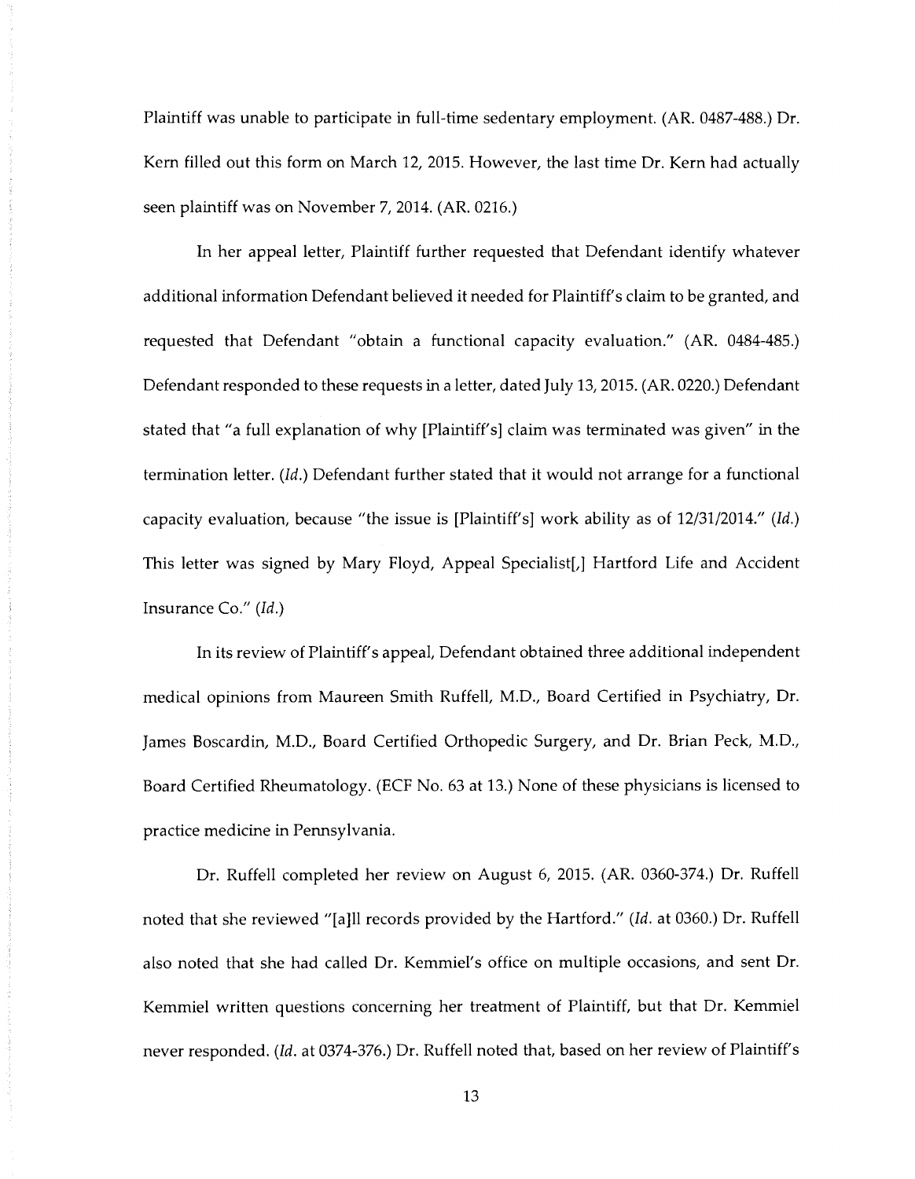Plaintiff was unable to participate in full-time sedentary employment. (AR. 0487-488.) Dr. Kern filled out this form on March 12, 2015. However, the last time Dr. Kern had actually seen plaintiff was on November 7, 2014. (AR. 0216.)

In her appeal letter, Plaintiff further requested that Defendant identify whatever additional information Defendant believed it needed for Plaintiff's claim to be granted, and requested that Defendant "obtain a functional capacity evaluation." (AR. 0484-485.) Defendant responded to these requests in a letter, dated July 13, 2015. (AR. 0220.) Defendant stated that "a full explanation of why [Plaintiff's] claim was terminated was given" in the termination letter. (*Id.*) Defendant further stated that it would not arrange for a functional capacity evaluation, because "the issue is [Plaintiff's] work ability as of 12/31/2014." (*Id.*) This letter was signed by Mary Floyd, Appeal Specialist[,] Hartford Life and Accident Insurance Co." (*Id.*)

In its review of Plaintiff's appeal, Defendant obtained three additional independent medical opinions from Maureen Smith Ruffell, M.D., Board Certified in Psychiatry, Dr. James Boscardin, M.D., Board Certified Orthopedic Surgery, and Dr. Brian Peck, M.D., Board Certified Rheumatology. (ECF No. 63 at 13.) None of these physicians is licensed to practice medicine in Pennsylvania.

Dr. Ruffell completed her review on August 6, 2015. (AR. 0360-374.) Dr. Ruffell noted that she reviewed "[a]ll records provided by the Hartford." (*Id.* at 0360.) Dr. Ruffell also noted that she had called Dr. Kemmiel's office on multiple occasions, and sent Dr. Kemmiel written questions concerning her treatment of Plaintiff, but that Dr. Kemmiel never responded. (*Id.* at 0374-376.) Dr. Ruffell noted that, based on her review of Plaintiff's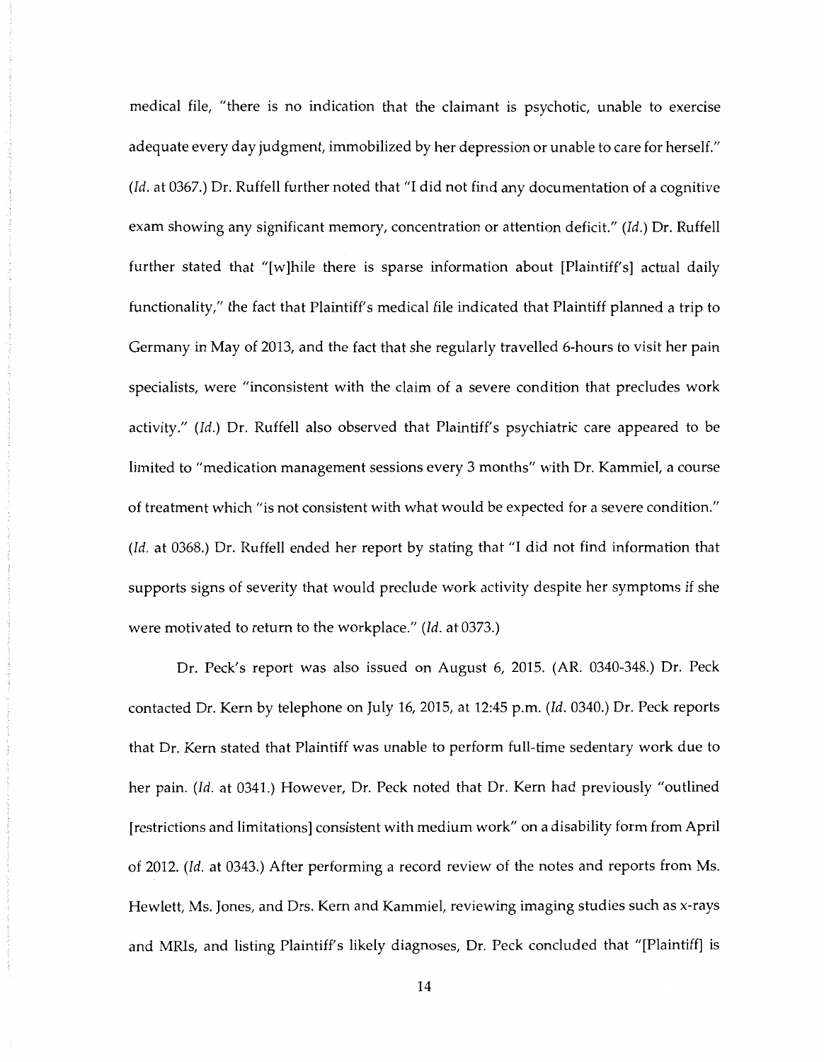medical file, "there is no indication that the claimant is psychotic, unable to exercise adequate every day judgment, immobilized by her depression or unable to care for herself." (*Id.* at 0367.) Dr. Ruffell further noted that "I did not find any documentation of a cognitive exam showing any significant memory, concentration or attention deficit." (*Id.*) Dr. Ruffell further stated that "[w]hile there is sparse information about [Plaintiff's] actual daily functionality," the fact that Plaintiff's medical file indicated that Plaintiff planned a trip to Germany in May of 2013, and the fact that she regularly travelled 6-hours to visit her pain specialists, were "inconsistent with the claim of a severe condition that precludes work activity." (*Id.*) Dr. Ruffell also observed that Plaintiff's psychiatric care appeared to be limited to "medication management sessions every 3 months" with Dr. Kammiel, a course of treatment which "is not consistent with what would be expected for a severe condition." (*Id.* at 0368.) Dr. Ruffell ended her report by stating that "I did not find information that supports signs of severity that would preclude work activity despite her symptoms if she were motivated to return to the workplace." (*Id.* at 0373.)

Dr. Peck's report was also issued on August 6, 2015. (AR. 0340-348.) Dr. Peck contacted Dr. Kern by telephone on July 16, 2015, at 12:45 p.m. (*Id.* 0340.) Dr. Peck reports that Dr. Kern stated that Plaintiff was unable to perform full-time sedentary work due to her pain. (*Id.* at 0341.) However, Dr. Peck noted that Dr. Kern had previously "outlined [restrictions and limitations] consistent with medium work" on a disability form from April of 2012. (*Id.* at 0343.) After performing a record review of the notes and reports from Ms. Hewlett, Ms. Jones, and Drs. Kern and Kammiel, reviewing imaging studies such as x-rays and MRIs, and listing Plaintiff's likely diagnoses, Dr. Peck concluded that "[Plaintiff] is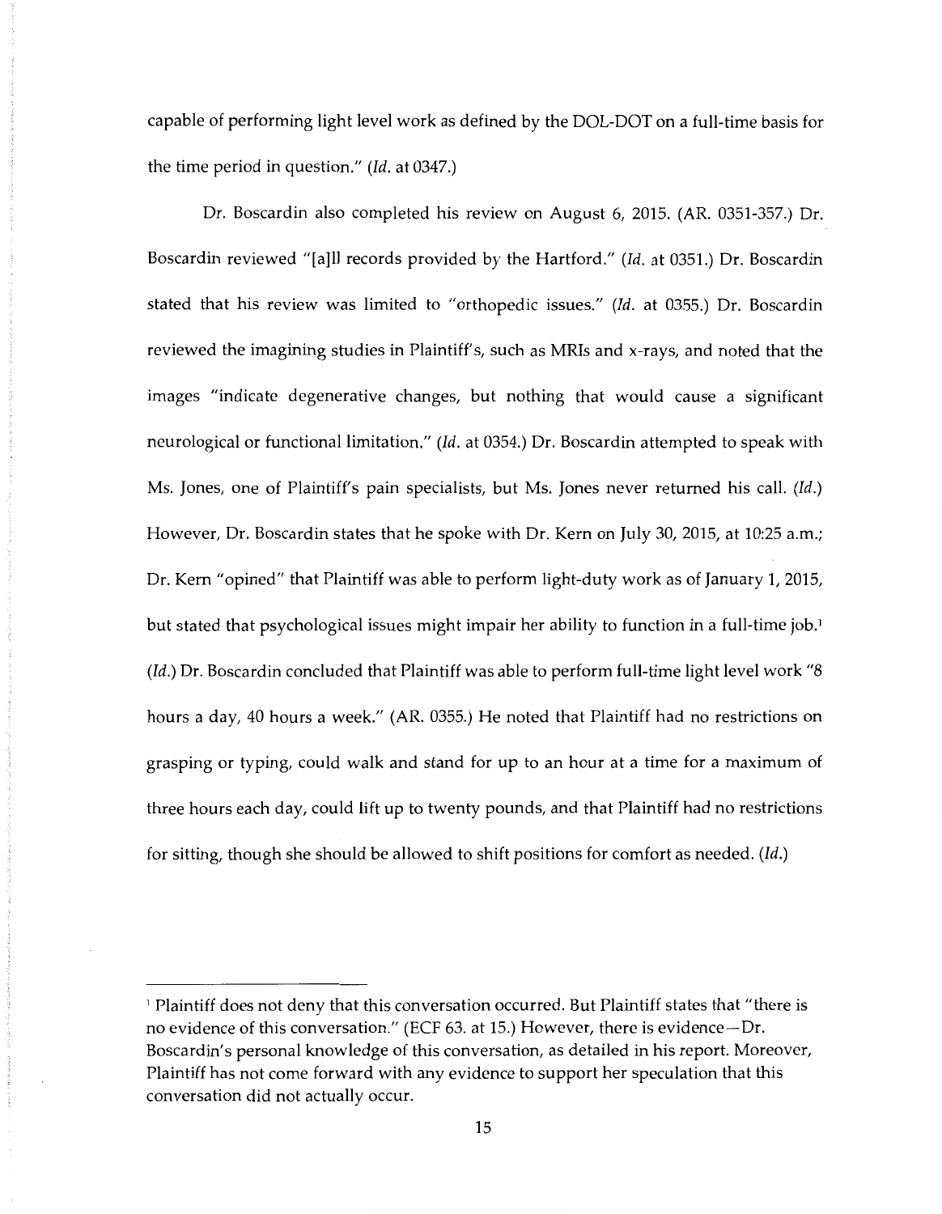capable of performing light level work as defined by the DOL-DOT on a full-time basis for the time period in question." (*Id.* at 0347.)

Dr. Boscardin also completed his review on August 6, 2015. (AR. 0351-357.) Dr. Boscardin reviewed "[a]ll records provided by the Hartford." (*Id.* at 0351.) Dr. Boscardin stated that his review was limited to "orthopedic issues." (*Id.* at 0355.) Dr. Boscardin reviewed the imagining studies in Plaintiff's, such as MRIs and x-rays, and noted that the images "indicate degenerative changes, but nothing that would cause a significant neurological or functional limitation." (*Id.* at 0354.) Dr. Boscardin attempted to speak with Ms. Jones, one of Plaintiff's pain specialists, but Ms. Jones never returned his call. (*Id.*) However, Dr. Boscardin states that he spoke with Dr. Kern on July 30, 2015, at 10:25 a.m.; Dr. Kern "opined" that Plaintiff was able to perform light-duty work as of January 1, 2015, but stated that psychological issues might impair her ability to function in a full-time job.[1] (*Id.*) Dr. Boscardin concluded that Plaintiff was able to perform full-time light level work "8 hours a day, 40 hours a week." (AR. 0355.) He noted that Plaintiff had no restrictions on grasping or typing, could walk and stand for up to an hour at a time for a maximum of three hours each day, could lift up to twenty pounds, and that Plaintiff had no restrictions for sitting, though she should be allowed to shift positions for comfort as needed. (*Id.*)

---

[1] Plaintiff does not deny that this conversation occurred. But Plaintiff states that "there is no evidence of this conversation." (ECF 63. at 15.) However, there is evidence—Dr. Boscardin's personal knowledge of this conversation, as detailed in his report. Moreover, Plaintiff has not come forward with any evidence to support her speculation that this conversation did not actually occur.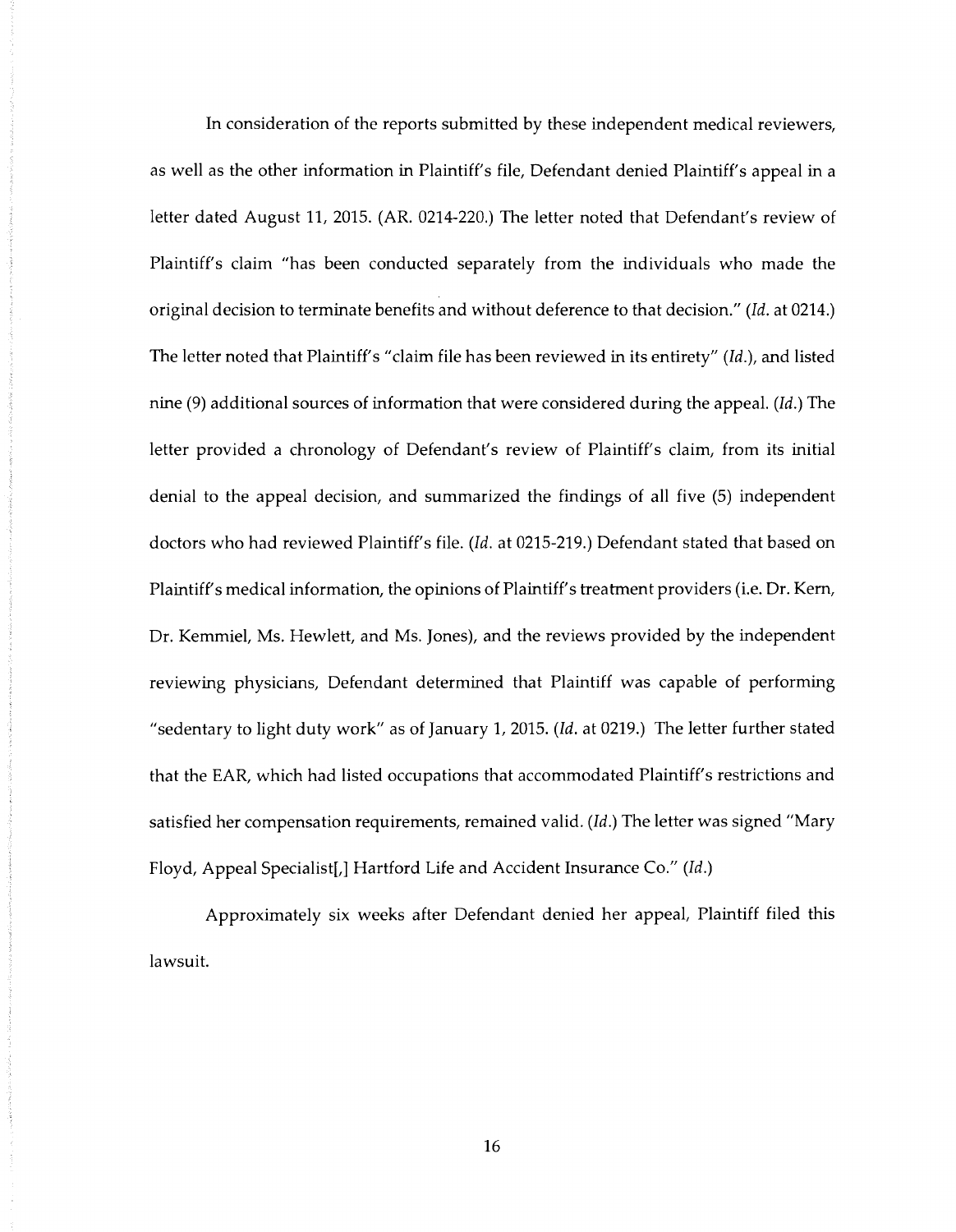In consideration of the reports submitted by these independent medical reviewers, as well as the other information in Plaintiff's file, Defendant denied Plaintiff's appeal in a letter dated August 11, 2015. (AR. 0214-220.) The letter noted that Defendant's review of Plaintiff's claim "has been conducted separately from the individuals who made the original decision to terminate benefits and without deference to that decision." (*Id.* at 0214.) The letter noted that Plaintiff's "claim file has been reviewed in its entirety" (*Id.*), and listed nine (9) additional sources of information that were considered during the appeal. (*Id.*) The letter provided a chronology of Defendant's review of Plaintiff's claim, from its initial denial to the appeal decision, and summarized the findings of all five (5) independent doctors who had reviewed Plaintiff's file. (*Id.* at 0215-219.) Defendant stated that based on Plaintiff's medical information, the opinions of Plaintiff's treatment providers (i.e. Dr. Kern, Dr. Kemmiel, Ms. Hewlett, and Ms. Jones), and the reviews provided by the independent reviewing physicians, Defendant determined that Plaintiff was capable of performing "sedentary to light duty work" as of January 1, 2015. (*Id.* at 0219.) The letter further stated that the EAR, which had listed occupations that accommodated Plaintiff's restrictions and satisfied her compensation requirements, remained valid. (*Id.*) The letter was signed "Mary Floyd, Appeal Specialist[,] Hartford Life and Accident Insurance Co." (*Id.*)

Approximately six weeks after Defendant denied her appeal, Plaintiff filed this lawsuit.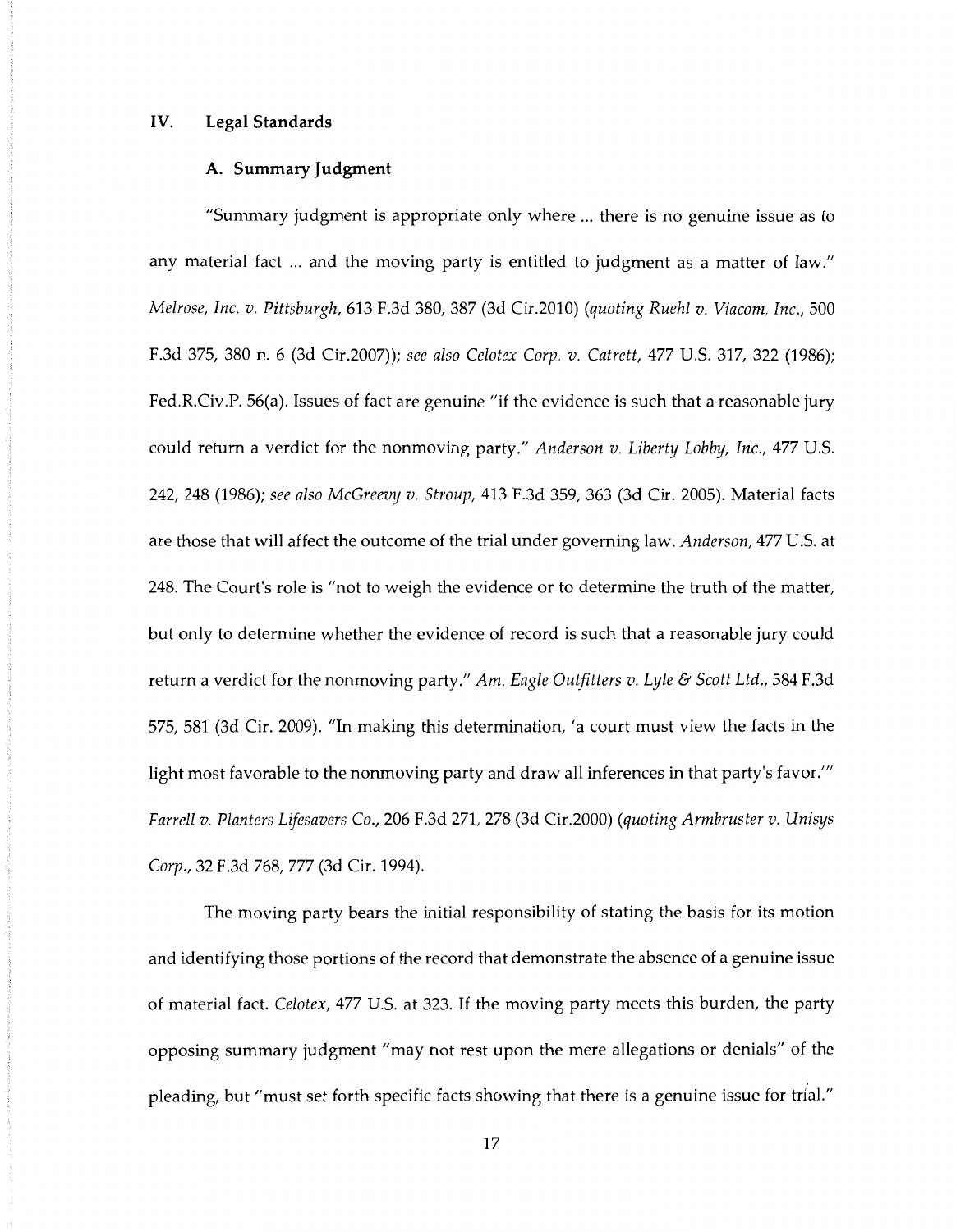## IV. Legal Standards

### A. Summary Judgment

"Summary judgment is appropriate only where ... there is no genuine issue as to any material fact ... and the moving party is entitled to judgment as a matter of law." *Melrose, Inc. v. Pittsburgh*, 613 F.3d 380, 387 (3d Cir.2010) (*quoting Ruehl v. Viacom, Inc.*, 500 F.3d 375, 380 n. 6 (3d Cir.2007)); *see also Celotex Corp. v. Catrett*, 477 U.S. 317, 322 (1986); Fed.R.Civ.P. 56(a). Issues of fact are genuine "if the evidence is such that a reasonable jury could return a verdict for the nonmoving party." *Anderson v. Liberty Lobby, Inc.*, 477 U.S. 242, 248 (1986); *see also McGreevy v. Stroup*, 413 F.3d 359, 363 (3d Cir. 2005). Material facts are those that will affect the outcome of the trial under governing law. *Anderson*, 477 U.S. at 248. The Court's role is "not to weigh the evidence or to determine the truth of the matter, but only to determine whether the evidence of record is such that a reasonable jury could return a verdict for the nonmoving party." *Am. Eagle Outfitters v. Lyle & Scott Ltd.*, 584 F.3d 575, 581 (3d Cir. 2009). "In making this determination, 'a court must view the facts in the light most favorable to the nonmoving party and draw all inferences in that party's favor.'" *Farrell v. Planters Lifesavers Co.*, 206 F.3d 271, 278 (3d Cir.2000) (*quoting Armbruster v. Unisys Corp.*, 32 F.3d 768, 777 (3d Cir. 1994).

The moving party bears the initial responsibility of stating the basis for its motion and identifying those portions of the record that demonstrate the absence of a genuine issue of material fact. *Celotex*, 477 U.S. at 323. If the moving party meets this burden, the party opposing summary judgment "may not rest upon the mere allegations or denials" of the pleading, but "must set forth specific facts showing that there is a genuine issue for trial."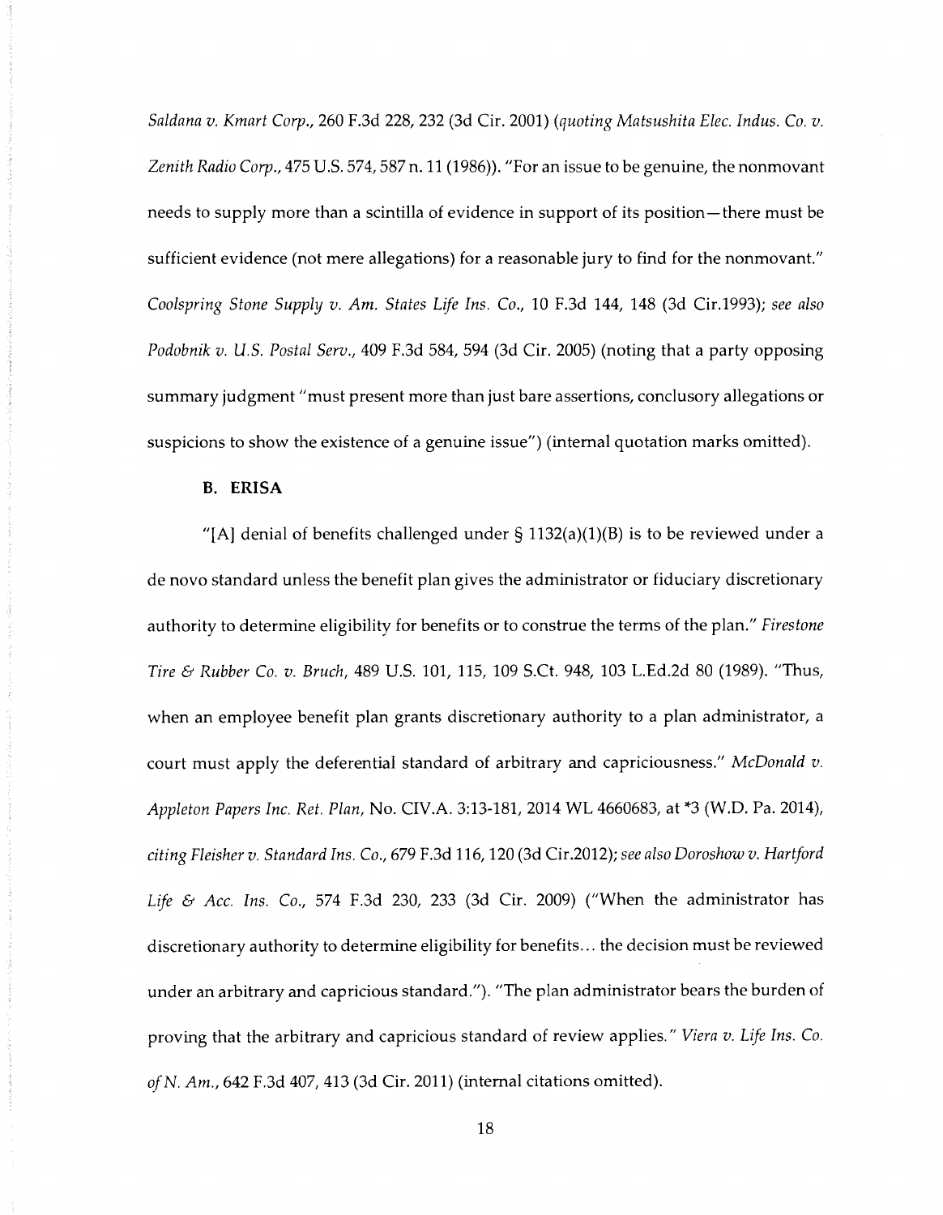*Saldana v. Kmart Corp.*, 260 F.3d 228, 232 (3d Cir. 2001) (*quoting Matsushita Elec. Indus. Co. v. Zenith Radio Corp.*, 475 U.S. 574, 587 n. 11 (1986)). "For an issue to be genuine, the nonmovant needs to supply more than a scintilla of evidence in support of its position—there must be sufficient evidence (not mere allegations) for a reasonable jury to find for the nonmovant." *Coolspring Stone Supply v. Am. States Life Ins. Co.*, 10 F.3d 144, 148 (3d Cir.1993); *see also Podobnik v. U.S. Postal Serv.*, 409 F.3d 584, 594 (3d Cir. 2005) (noting that a party opposing summary judgment "must present more than just bare assertions, conclusory allegations or suspicions to show the existence of a genuine issue") (internal quotation marks omitted).

### B. ERISA

"[A] denial of benefits challenged under § 1132(a)(1)(B) is to be reviewed under a de novo standard unless the benefit plan gives the administrator or fiduciary discretionary authority to determine eligibility for benefits or to construe the terms of the plan." *Firestone Tire & Rubber Co. v. Bruch*, 489 U.S. 101, 115, 109 S.Ct. 948, 103 L.Ed.2d 80 (1989). "Thus, when an employee benefit plan grants discretionary authority to a plan administrator, a court must apply the deferential standard of arbitrary and capriciousness." *McDonald v. Appleton Papers Inc. Ret. Plan*, No. CIV.A. 3:13-181, 2014 WL 4660683, at *3 (W.D. Pa. 2014), *citing Fleisher v. Standard Ins. Co.*, 679 F.3d 116, 120 (3d Cir.2012); *see also Doroshow v. Hartford Life & Acc. Ins. Co.*, 574 F.3d 230, 233 (3d Cir. 2009) ("When the administrator has discretionary authority to determine eligibility for benefits... the decision must be reviewed under an arbitrary and capricious standard."). "The plan administrator bears the burden of proving that the arbitrary and capricious standard of review applies." *Viera v. Life Ins. Co. of N. Am.*, 642 F.3d 407, 413 (3d Cir. 2011) (internal citations omitted).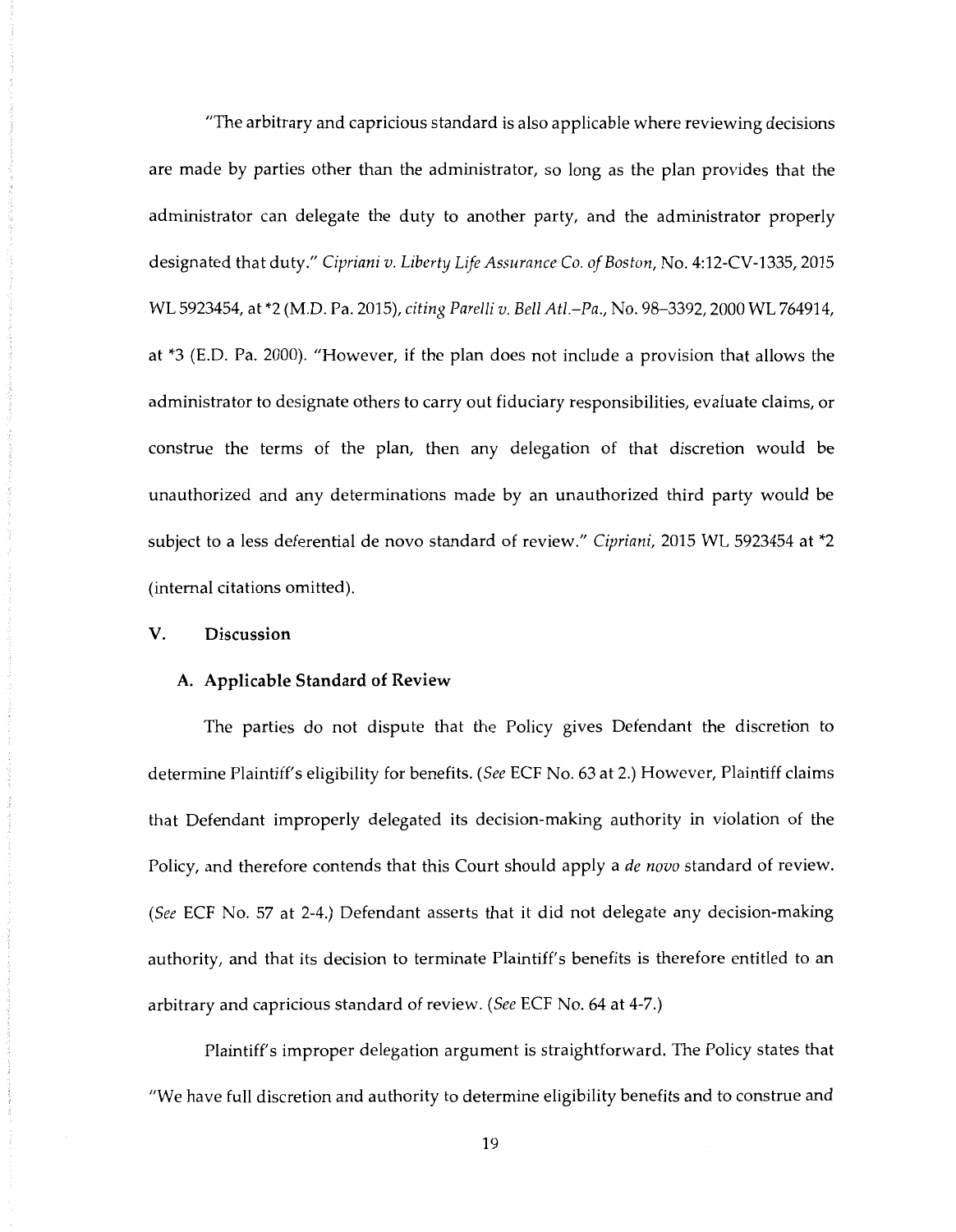"The arbitrary and capricious standard is also applicable where reviewing decisions are made by parties other than the administrator, so long as the plan provides that the administrator can delegate the duty to another party, and the administrator properly designated that duty." *Cipriani v. Liberty Life Assurance Co. of Boston*, No. 4:12-CV-1335, 2015 WL 5923454, at *2 (M.D. Pa. 2015), *citing Parelli v. Bell Atl.–Pa.*, No. 98–3392, 2000 WL 764914, at *3 (E.D. Pa. 2000). "However, if the plan does not include a provision that allows the administrator to designate others to carry out fiduciary responsibilities, evaluate claims, or construe the terms of the plan, then any delegation of that discretion would be unauthorized and any determinations made by an unauthorized third party would be subject to a less deferential de novo standard of review." *Cipriani*, 2015 WL 5923454 at *2 (internal citations omitted).

## V. Discussion

### A. Applicable Standard of Review

The parties do not dispute that the Policy gives Defendant the discretion to determine Plaintiff's eligibility for benefits. (*See* ECF No. 63 at 2.) However, Plaintiff claims that Defendant improperly delegated its decision-making authority in violation of the Policy, and therefore contends that this Court should apply a *de novo* standard of review. (*See* ECF No. 57 at 2-4.) Defendant asserts that it did not delegate any decision-making authority, and that its decision to terminate Plaintiff's benefits is therefore entitled to an arbitrary and capricious standard of review. (*See* ECF No. 64 at 4-7.)

Plaintiff's improper delegation argument is straightforward. The Policy states that "We have full discretion and authority to determine eligibility benefits and to construe and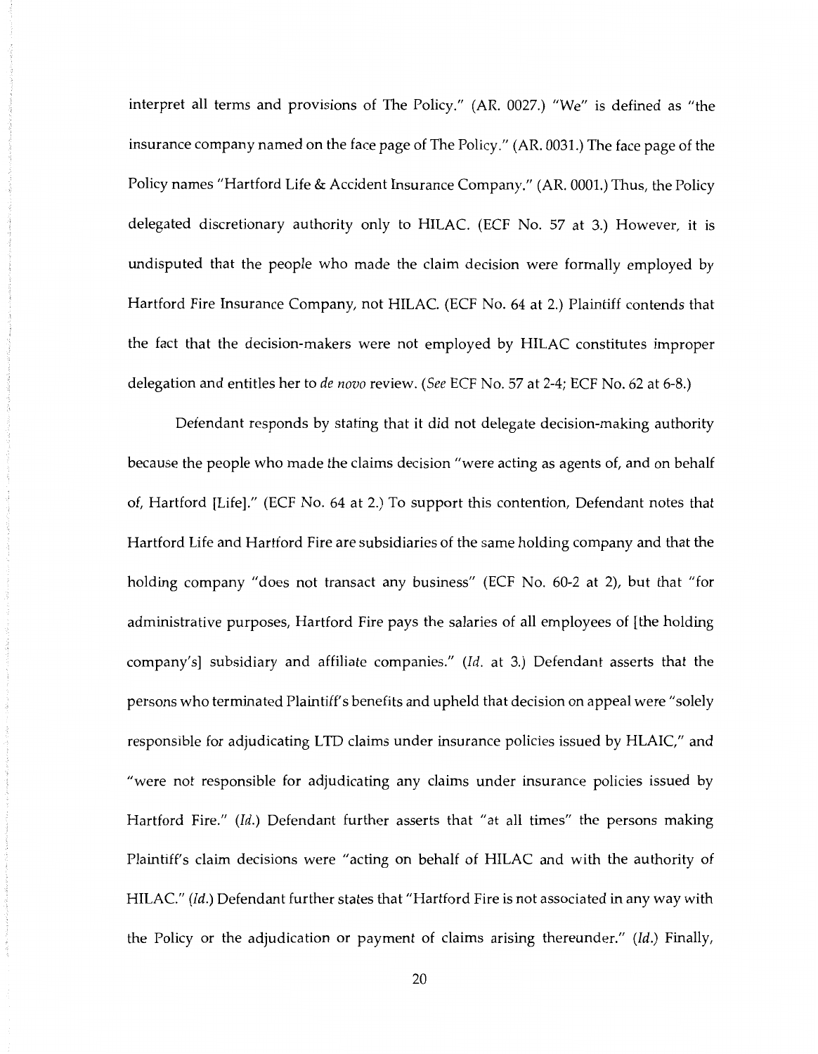interpret all terms and provisions of The Policy." (AR. 0027.) "We" is defined as "the insurance company named on the face page of The Policy." (AR. 0031.) The face page of the Policy names "Hartford Life & Accident Insurance Company." (AR. 0001.) Thus, the Policy delegated discretionary authority only to HILAC. (ECF No. 57 at 3.) However, it is undisputed that the people who made the claim decision were formally employed by Hartford Fire Insurance Company, not HILAC. (ECF No. 64 at 2.) Plaintiff contends that the fact that the decision-makers were not employed by HILAC constitutes improper delegation and entitles her to *de novo* review. (*See* ECF No. 57 at 2-4; ECF No. 62 at 6-8.)

Defendant responds by stating that it did not delegate decision-making authority because the people who made the claims decision "were acting as agents of, and on behalf of, Hartford [Life]." (ECF No. 64 at 2.) To support this contention, Defendant notes that Hartford Life and Hartford Fire are subsidiaries of the same holding company and that the holding company "does not transact any business" (ECF No. 60-2 at 2), but that "for administrative purposes, Hartford Fire pays the salaries of all employees of [the holding company's] subsidiary and affiliate companies." (*Id.* at 3.) Defendant asserts that the persons who terminated Plaintiff's benefits and upheld that decision on appeal were "solely responsible for adjudicating LTD claims under insurance policies issued by HLAIC," and "were not responsible for adjudicating any claims under insurance policies issued by Hartford Fire." (*Id.*) Defendant further asserts that "at all times" the persons making Plaintiff's claim decisions were "acting on behalf of HILAC and with the authority of HILAC." (*Id.*) Defendant further states that "Hartford Fire is not associated in any way with the Policy or the adjudication or payment of claims arising thereunder." (*Id.*) Finally,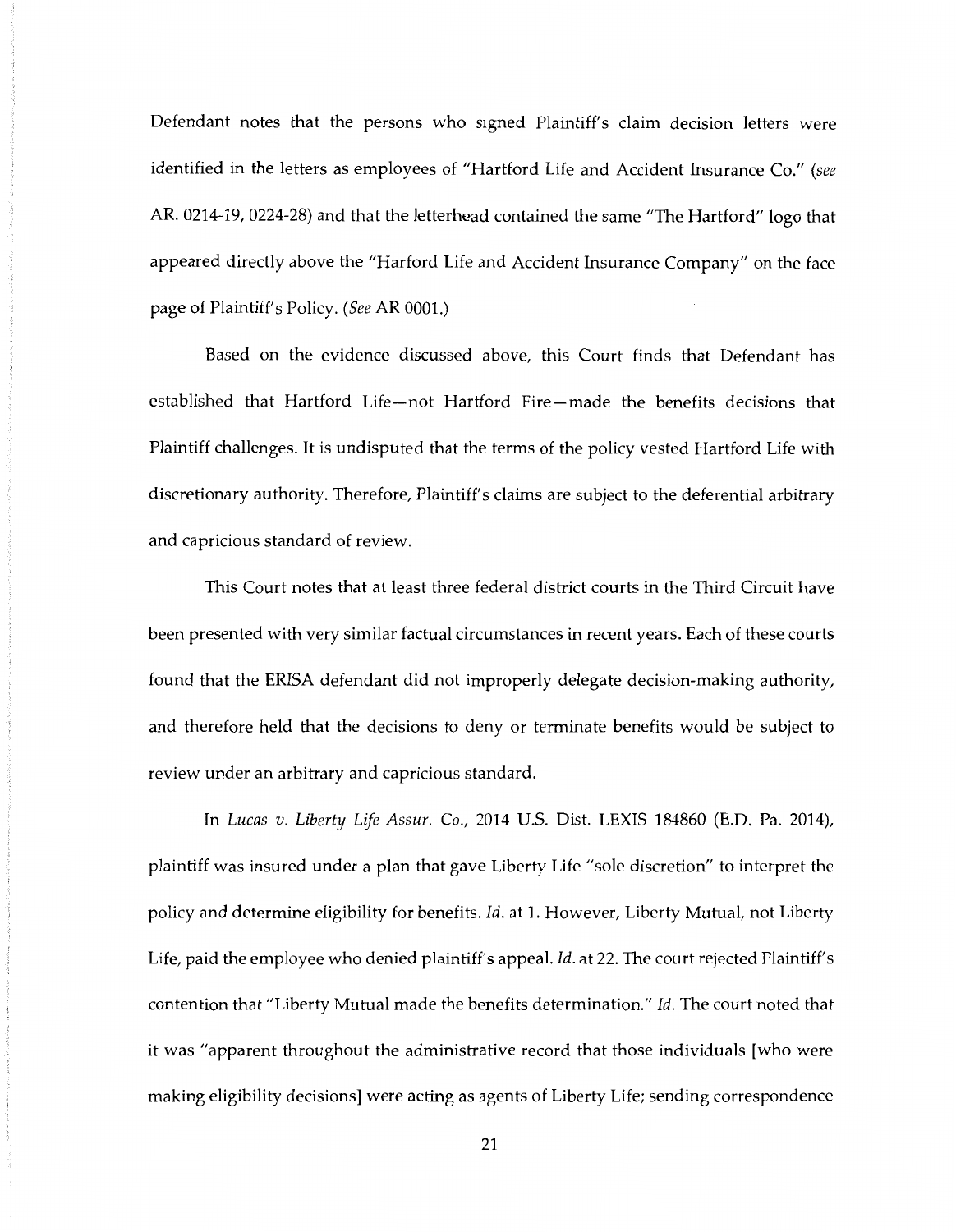Defendant notes that the persons who signed Plaintiff's claim decision letters were identified in the letters as employees of "Hartford Life and Accident Insurance Co." (*see* AR. 0214-19, 0224-28) and that the letterhead contained the same "The Hartford" logo that appeared directly above the "Harford Life and Accident Insurance Company" on the face page of Plaintiff's Policy. (*See* AR 0001.)

Based on the evidence discussed above, this Court finds that Defendant has established that Hartford Life—not Hartford Fire—made the benefits decisions that Plaintiff challenges. It is undisputed that the terms of the policy vested Hartford Life with discretionary authority. Therefore, Plaintiff's claims are subject to the deferential arbitrary and capricious standard of review.

This Court notes that at least three federal district courts in the Third Circuit have been presented with very similar factual circumstances in recent years. Each of these courts found that the ERISA defendant did not improperly delegate decision-making authority, and therefore held that the decisions to deny or terminate benefits would be subject to review under an arbitrary and capricious standard.

In *Lucas v. Liberty Life Assur. Co.*, 2014 U.S. Dist. LEXIS 184860 (E.D. Pa. 2014), plaintiff was insured under a plan that gave Liberty Life "sole discretion" to interpret the policy and determine eligibility for benefits. *Id.* at 1. However, Liberty Mutual, not Liberty Life, paid the employee who denied plaintiff's appeal. *Id.* at 22. The court rejected Plaintiff's contention that "Liberty Mutual made the benefits determination." *Id.* The court noted that it was "apparent throughout the administrative record that those individuals [who were making eligibility decisions] were acting as agents of Liberty Life; sending correspondence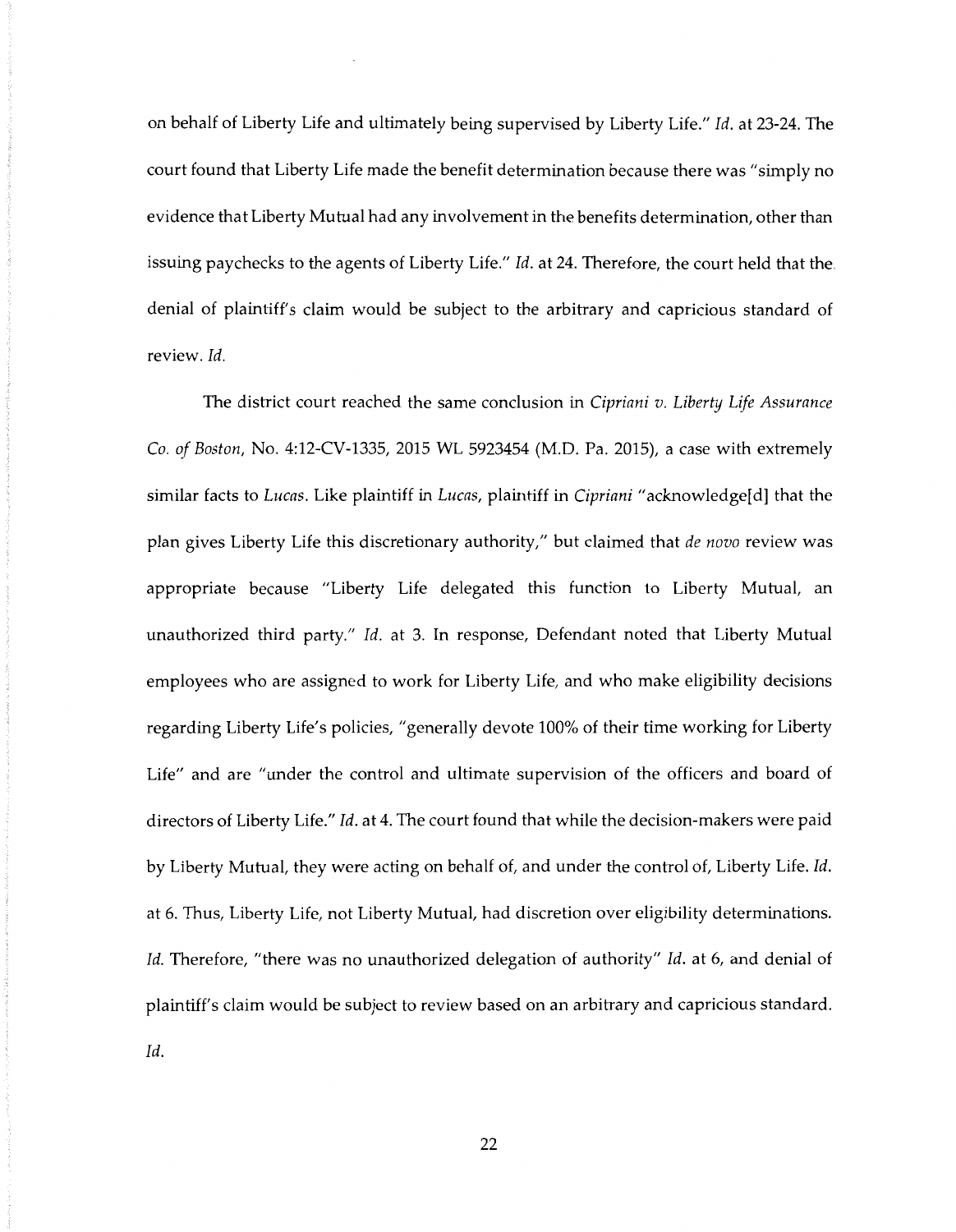on behalf of Liberty Life and ultimately being supervised by Liberty Life." *Id.* at 23-24. The court found that Liberty Life made the benefit determination because there was "simply no evidence that Liberty Mutual had any involvement in the benefits determination, other than issuing paychecks to the agents of Liberty Life." *Id.* at 24. Therefore, the court held that the denial of plaintiff's claim would be subject to the arbitrary and capricious standard of review. *Id.*

The district court reached the same conclusion in *Cipriani v. Liberty Life Assurance Co. of Boston*, No. 4:12-CV-1335, 2015 WL 5923454 (M.D. Pa. 2015), a case with extremely similar facts to *Lucas*. Like plaintiff in *Lucas*, plaintiff in *Cipriani* "acknowledge[d] that the plan gives Liberty Life this discretionary authority," but claimed that *de novo* review was appropriate because "Liberty Life delegated this function to Liberty Mutual, an unauthorized third party." *Id.* at 3. In response, Defendant noted that Liberty Mutual employees who are assigned to work for Liberty Life, and who make eligibility decisions regarding Liberty Life's policies, "generally devote 100% of their time working for Liberty Life" and are "under the control and ultimate supervision of the officers and board of directors of Liberty Life." *Id.* at 4. The court found that while the decision-makers were paid by Liberty Mutual, they were acting on behalf of, and under the control of, Liberty Life. *Id.* at 6. Thus, Liberty Life, not Liberty Mutual, had discretion over eligibility determinations. *Id.* Therefore, "there was no unauthorized delegation of authority" *Id.* at 6, and denial of plaintiff's claim would be subject to review based on an arbitrary and capricious standard. *Id.*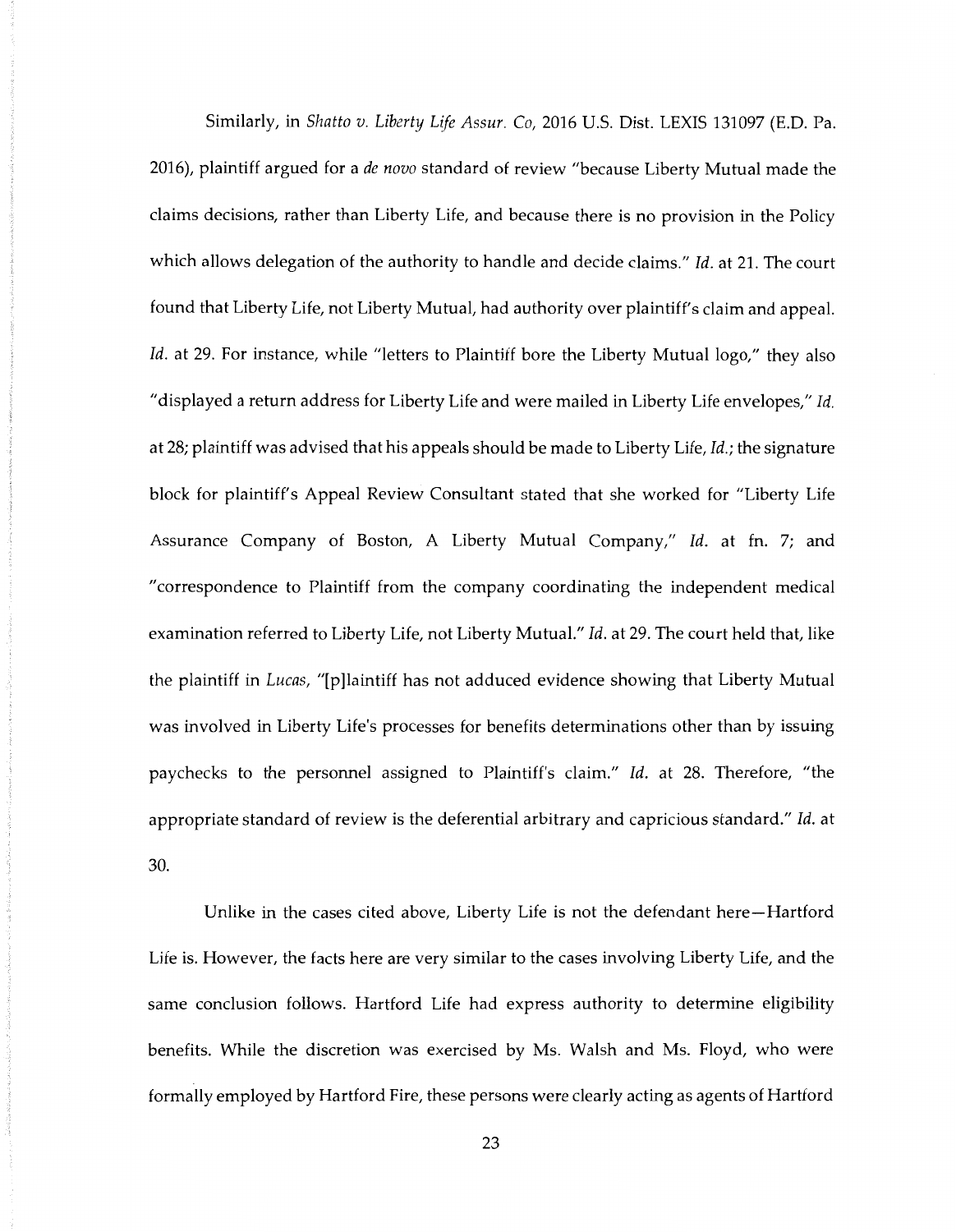Similarly, in *Shatto v. Liberty Life Assur. Co*, 2016 U.S. Dist. LEXIS 131097 (E.D. Pa. 2016), plaintiff argued for a *de novo* standard of review "because Liberty Mutual made the claims decisions, rather than Liberty Life, and because there is no provision in the Policy which allows delegation of the authority to handle and decide claims." *Id.* at 21. The court found that Liberty Life, not Liberty Mutual, had authority over plaintiff's claim and appeal. *Id.* at 29. For instance, while "letters to Plaintiff bore the Liberty Mutual logo," they also "displayed a return address for Liberty Life and were mailed in Liberty Life envelopes," *Id.* at 28; plaintiff was advised that his appeals should be made to Liberty Life, *Id.*; the signature block for plaintiff's Appeal Review Consultant stated that she worked for "Liberty Life Assurance Company of Boston, A Liberty Mutual Company," *Id.* at fn. 7; and "correspondence to Plaintiff from the company coordinating the independent medical examination referred to Liberty Life, not Liberty Mutual." *Id.* at 29. The court held that, like the plaintiff in *Lucas*, "[p]laintiff has not adduced evidence showing that Liberty Mutual was involved in Liberty Life's processes for benefits determinations other than by issuing paychecks to the personnel assigned to Plaintiff's claim." *Id.* at 28. Therefore, "the appropriate standard of review is the deferential arbitrary and capricious standard." *Id.* at 30.

Unlike in the cases cited above, Liberty Life is not the defendant here—Hartford Life is. However, the facts here are very similar to the cases involving Liberty Life, and the same conclusion follows. Hartford Life had express authority to determine eligibility benefits. While the discretion was exercised by Ms. Walsh and Ms. Floyd, who were formally employed by Hartford Fire, these persons were clearly acting as agents of Hartford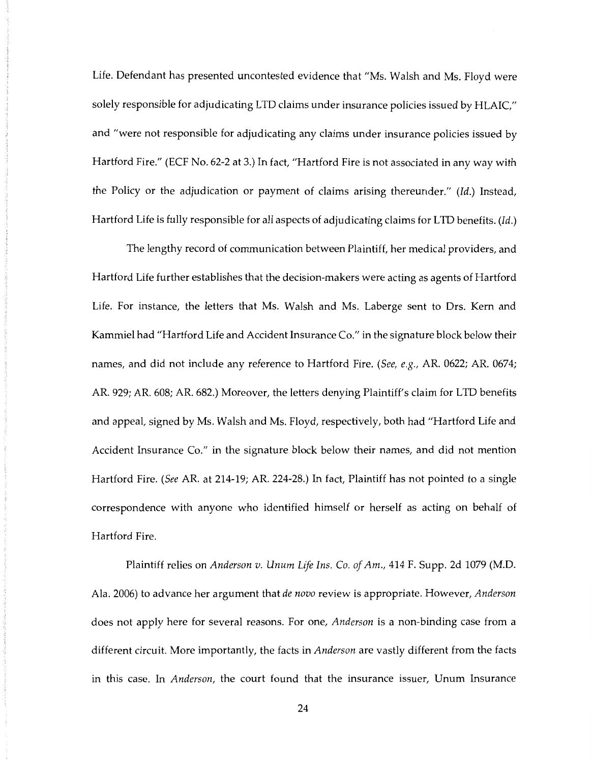Life. Defendant has presented uncontested evidence that "Ms. Walsh and Ms. Floyd were solely responsible for adjudicating LTD claims under insurance policies issued by HLAIC," and "were not responsible for adjudicating any claims under insurance policies issued by Hartford Fire." (ECF No. 62-2 at 3.) In fact, "Hartford Fire is not associated in any way with the Policy or the adjudication or payment of claims arising thereunder." (*Id.*) Instead, Hartford Life is fully responsible for *all* aspects of adjudicating claims for LTD benefits. (*Id.*)

The lengthy record of communication between Plaintiff, her medical providers, and Hartford Life further establishes that the decision-makers were acting as agents of Hartford Life. For instance, the letters that Ms. Walsh and Ms. Laberge sent to Drs. Kern and Kammiel had "Hartford Life and Accident Insurance Co." in the signature block below their names, and did not include any reference to Hartford Fire. (*See, e.g.*, AR. 0622; AR. 0674; AR. 929; AR. 608; AR. 682.) Moreover, the letters denying Plaintiff's claim for LTD benefits and appeal, signed by Ms. Walsh and Ms. Floyd, respectively, both had "Hartford Life and Accident Insurance Co." in the signature block below their names, and did not mention Hartford Fire. (*See* AR. at 214-19; AR. 224-28.) In fact, Plaintiff has not pointed to a single correspondence with anyone who identified himself or herself as acting on behalf of Hartford Fire.

Plaintiff relies on *Anderson v. Unum Life Ins. Co. of Am.*, 414 F. Supp. 2d 1079 (M.D. Ala. 2006) to advance her argument that *de novo* review is appropriate. However, *Anderson* does not apply here for several reasons. For one, *Anderson* is a non-binding case from a different circuit. More importantly, the facts in *Anderson* are vastly different from the facts in this case. In *Anderson*, the court found that the insurance issuer, Unum Insurance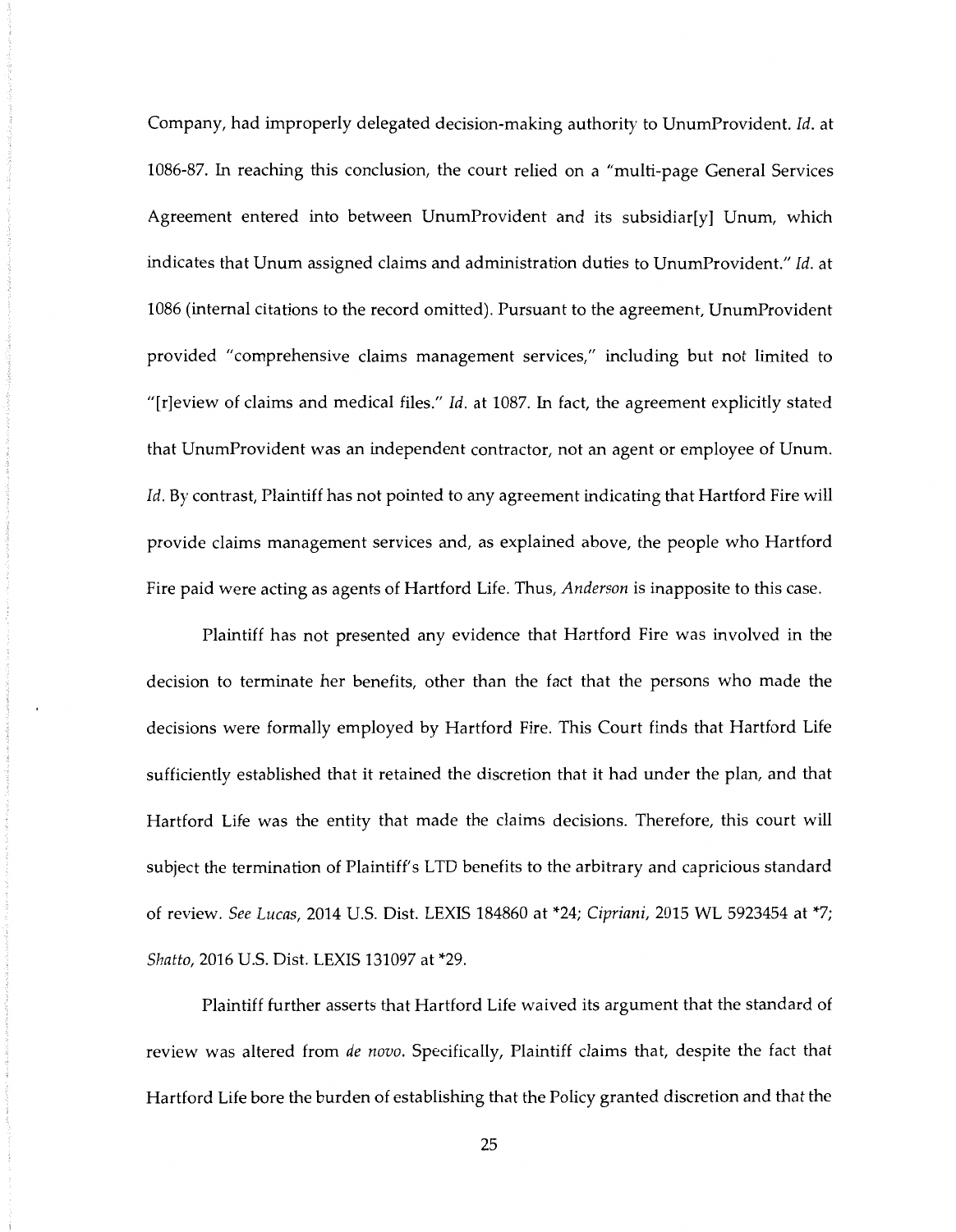Company, had improperly delegated decision-making authority to UnumProvident. *Id.* at 1086-87. In reaching this conclusion, the court relied on a "multi-page General Services Agreement entered into between UnumProvident and its subsidiar[y] Unum, which indicates that Unum assigned claims and administration duties to UnumProvident." *Id.* at 1086 (internal citations to the record omitted). Pursuant to the agreement, UnumProvident provided "comprehensive claims management services," including but not limited to "[r]eview of claims and medical files." *Id.* at 1087. In fact, the agreement explicitly stated that UnumProvident was an independent contractor, not an agent or employee of Unum. *Id.* By contrast, Plaintiff has not pointed to any agreement indicating that Hartford Fire will provide claims management services and, as explained above, the people who Hartford Fire paid were acting as agents of Hartford Life. Thus, *Anderson* is inapposite to this case.

Plaintiff has not presented any evidence that Hartford Fire was involved in the decision to terminate her benefits, other than the fact that the persons who made the decisions were formally employed by Hartford Fire. This Court finds that Hartford Life sufficiently established that it retained the discretion that it had under the plan, and that Hartford Life was the entity that made the claims decisions. Therefore, this court will subject the termination of Plaintiff's LTD benefits to the arbitrary and capricious standard of review. *See Lucas*, 2014 U.S. Dist. LEXIS 184860 at *24; *Cipriani*, 2015 WL 5923454 at *7; *Shatto*, 2016 U.S. Dist. LEXIS 131097 at *29.

Plaintiff further asserts that Hartford Life waived its argument that the standard of review was altered from *de novo*. Specifically, Plaintiff claims that, despite the fact that Hartford Life bore the burden of establishing that the Policy granted discretion and that the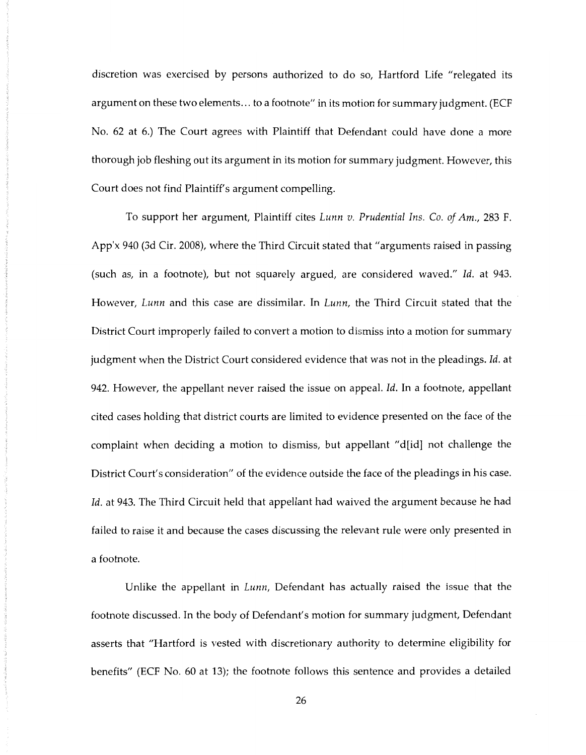discretion was exercised by persons authorized to do so, Hartford Life "relegated its argument on these two elements… to a footnote" in its motion for summary judgment. (ECF No. 62 at 6.) The Court agrees with Plaintiff that Defendant could have done a more thorough job fleshing out its argument in its motion for summary judgment. However, this Court does not find Plaintiff's argument compelling.

To support her argument, Plaintiff cites *Lunn v. Prudential Ins. Co. of Am.*, 283 F. App'x 940 (3d Cir. 2008), where the Third Circuit stated that "arguments raised in passing (such as, in a footnote), but not squarely argued, are considered waved." *Id.* at 943. However, *Lunn* and this case are dissimilar. In *Lunn*, the Third Circuit stated that the District Court improperly failed to convert a motion to dismiss into a motion for summary judgment when the District Court considered evidence that was not in the pleadings. *Id.* at 942. However, the appellant never raised the issue on appeal. *Id.* In a footnote, appellant cited cases holding that district courts are limited to evidence presented on the face of the complaint when deciding a motion to dismiss, but appellant "d[id] not challenge the District Court's consideration" of the evidence outside the face of the pleadings in his case. *Id.* at 943. The Third Circuit held that appellant had waived the argument because he had failed to raise it and because the cases discussing the relevant rule were only presented in a footnote.

Unlike the appellant in *Lunn*, Defendant has actually raised the issue that the footnote discussed. In the body of Defendant's motion for summary judgment, Defendant asserts that "Hartford is vested with discretionary authority to determine eligibility for benefits" (ECF No. 60 at 13); the footnote follows this sentence and provides a detailed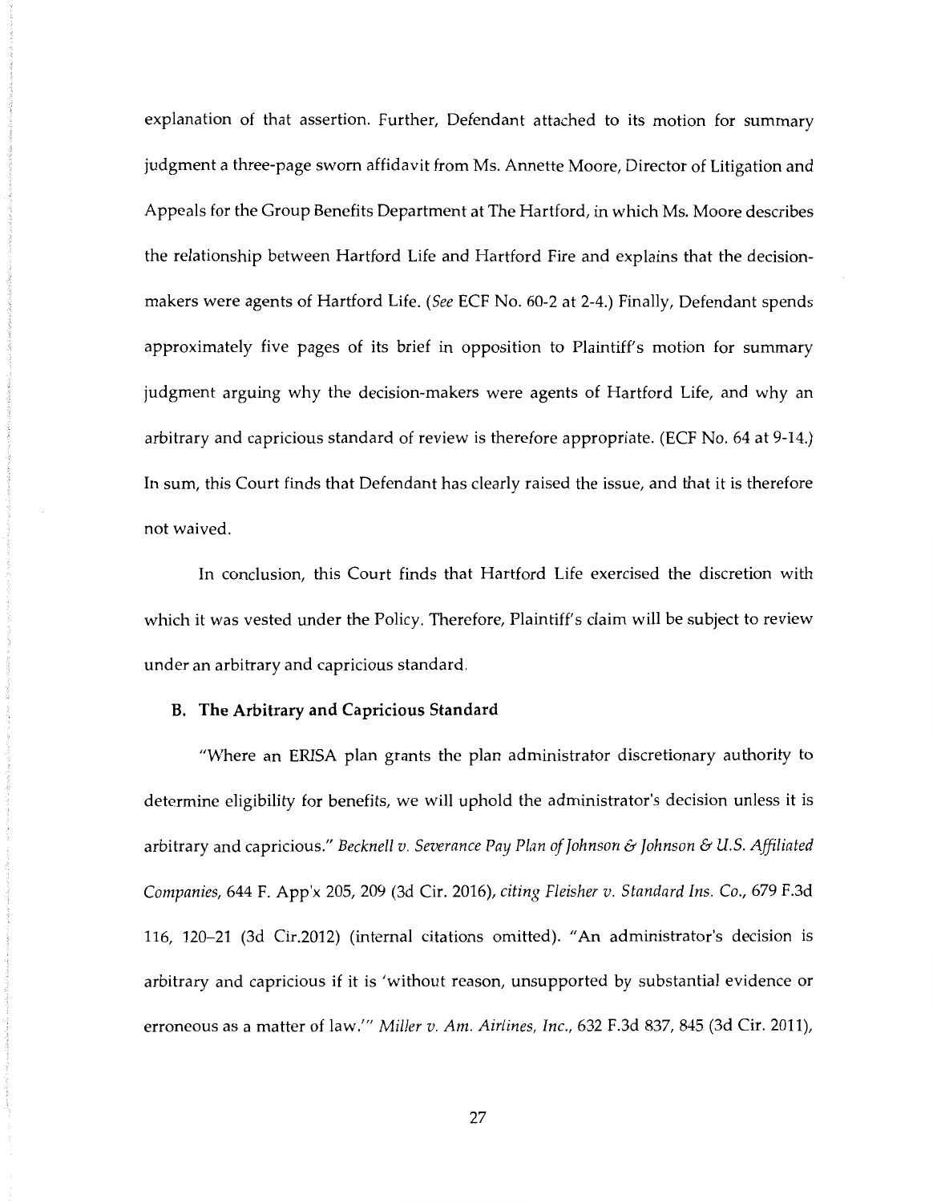explanation of that assertion. Further, Defendant attached to its motion for summary judgment a three-page sworn affidavit from Ms. Annette Moore, Director of Litigation and Appeals for the Group Benefits Department at The Hartford, in which Ms. Moore describes the relationship between Hartford Life and Hartford Fire and explains that the decision-makers were agents of Hartford Life. (*See* ECF No. 60-2 at 2-4.) Finally, Defendant spends approximately five pages of its brief in opposition to Plaintiff's motion for summary judgment arguing why the decision-makers were agents of Hartford Life, and why an arbitrary and capricious standard of review is therefore appropriate. (ECF No. 64 at 9-14.) In sum, this Court finds that Defendant has clearly raised the issue, and that it is therefore not waived.

In conclusion, this Court finds that Hartford Life exercised the discretion with which it was vested under the Policy. Therefore, Plaintiff's claim will be subject to review under an arbitrary and capricious standard.

### B. The Arbitrary and Capricious Standard

"Where an ERISA plan grants the plan administrator discretionary authority to determine eligibility for benefits, we will uphold the administrator's decision unless it is arbitrary and capricious." *Becknell v. Severance Pay Plan of Johnson & Johnson & U.S. Affiliated Companies*, 644 F. App'x 205, 209 (3d Cir. 2016), *citing Fleisher v. Standard Ins. Co.*, 679 F.3d 116, 120–21 (3d Cir.2012) (internal citations omitted). "An administrator's decision is arbitrary and capricious if it is 'without reason, unsupported by substantial evidence or erroneous as a matter of law.'" *Miller v. Am. Airlines, Inc.*, 632 F.3d 837, 845 (3d Cir. 2011),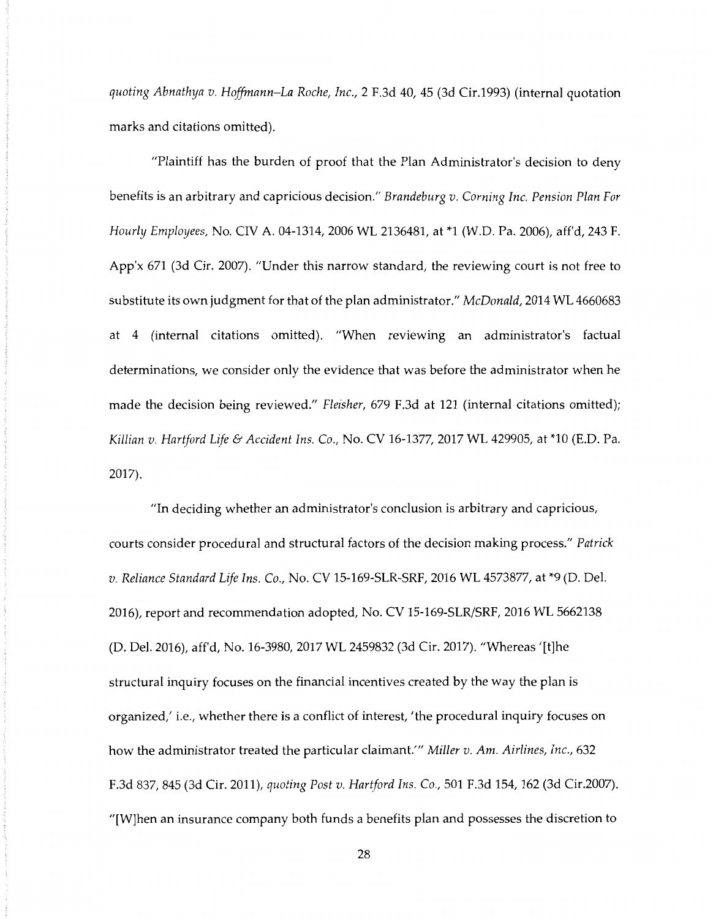*quoting Abnathya v. Hoffmann–La Roche, Inc.*, 2 F.3d 40, 45 (3d Cir.1993) (internal quotation marks and citations omitted).

"Plaintiff has the burden of proof that the Plan Administrator's decision to deny benefits is an arbitrary and capricious decision." *Brandeburg v. Corning Inc. Pension Plan For Hourly Employees*, No. CIV A. 04-1314, 2006 WL 2136481, at *1 (W.D. Pa. 2006), aff'd, 243 F. App'x 671 (3d Cir. 2007). "Under this narrow standard, the reviewing court is not free to substitute its own judgment for that of the plan administrator." *McDonald*, 2014 WL 4660683 at 4 (internal citations omitted). "When reviewing an administrator's factual determinations, we consider only the evidence that was before the administrator when he made the decision being reviewed." *Fleisher*, 679 F.3d at 121 (internal citations omitted); *Killian v. Hartford Life & Accident Ins. Co.*, No. CV 16-1377, 2017 WL 429905, at *10 (E.D. Pa. 2017).

"In deciding whether an administrator's conclusion is arbitrary and capricious, courts consider procedural and structural factors of the decision making process." *Patrick v. Reliance Standard Life Ins. Co.*, No. CV 15-169-SLR-SRF, 2016 WL 4573877, at *9 (D. Del. 2016), report and recommendation adopted, No. CV 15-169-SLR/SRF, 2016 WL 5662138 (D. Del. 2016), aff'd, No. 16-3980, 2017 WL 2459832 (3d Cir. 2017). "Whereas '[t]he structural inquiry focuses on the financial incentives created by the way the plan is organized,' i.e., whether there is a conflict of interest, 'the procedural inquiry focuses on how the administrator treated the particular claimant.'" *Miller v. Am. Airlines, Inc.*, 632 F.3d 837, 845 (3d Cir. 2011), *quoting Post v. Hartford Ins. Co.*, 501 F.3d 154, 162 (3d Cir.2007). "[W]hen an insurance company both funds a benefits plan and possesses the discretion to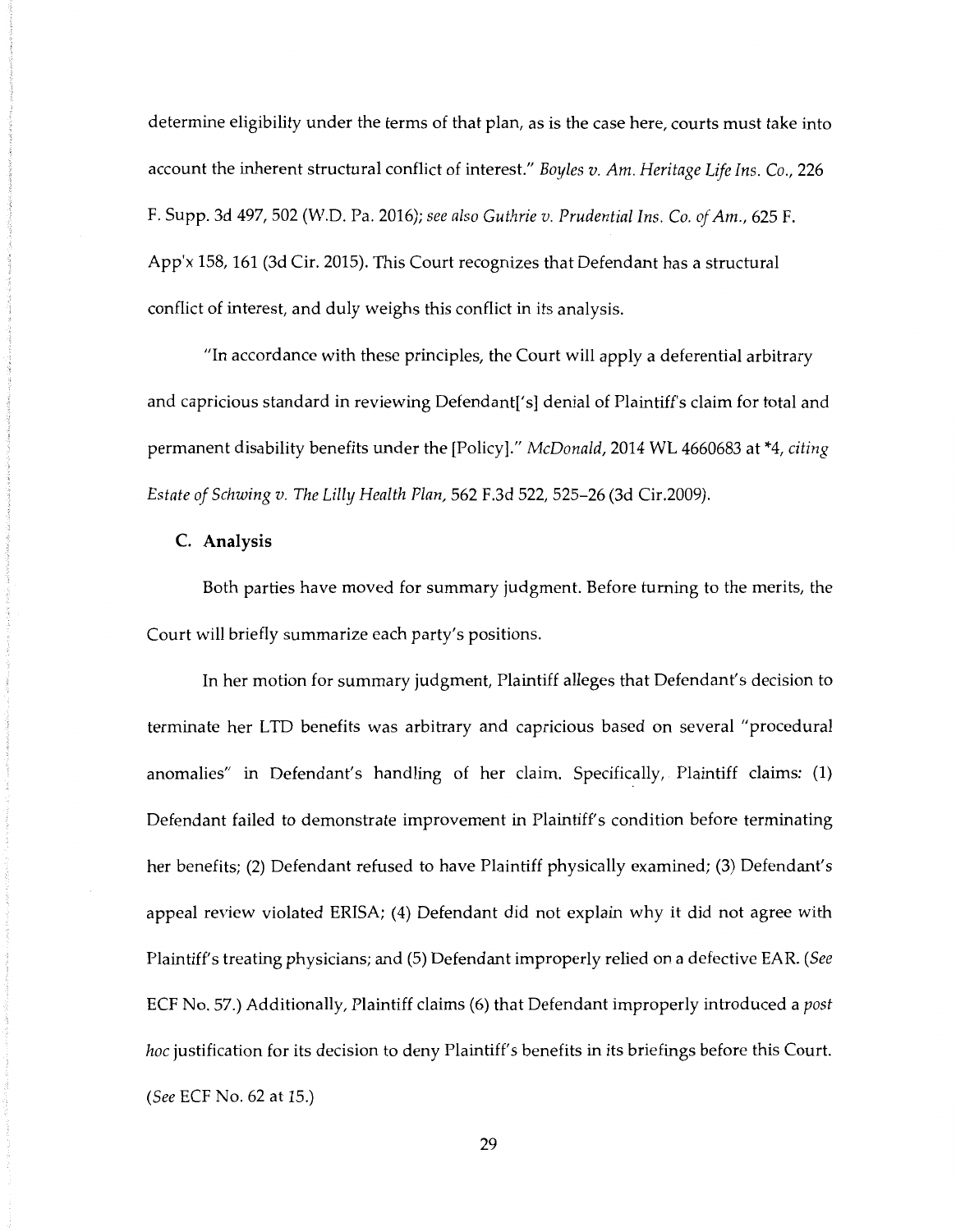determine eligibility under the terms of that plan, as is the case here, courts must take into account the inherent structural conflict of interest." *Boyles v. Am. Heritage Life Ins. Co.*, 226 F. Supp. 3d 497, 502 (W.D. Pa. 2016); *see also Guthrie v. Prudential Ins. Co. of Am.*, 625 F. App'x 158, 161 (3d Cir. 2015). This Court recognizes that Defendant has a structural conflict of interest, and duly weighs this conflict in its analysis.

"In accordance with these principles, the Court will apply a deferential arbitrary and capricious standard in reviewing Defendant['s] denial of Plaintiff's claim for total and permanent disability benefits under the [Policy]." *McDonald*, 2014 WL 4660683 at *4, *citing Estate of Schwing v. The Lilly Health Plan*, 562 F.3d 522, 525–26 (3d Cir.2009).

### C. Analysis

Both parties have moved for summary judgment. Before turning to the merits, the Court will briefly summarize each party's positions.

In her motion for summary judgment, Plaintiff alleges that Defendant's decision to terminate her LTD benefits was arbitrary and capricious based on several "procedural anomalies" in Defendant's handling of her claim. Specifically, Plaintiff claims: (1) Defendant failed to demonstrate improvement in Plaintiff's condition before terminating her benefits; (2) Defendant refused to have Plaintiff physically examined; (3) Defendant's appeal review violated ERISA; (4) Defendant did not explain why it did not agree with Plaintiff's treating physicians; and (5) Defendant improperly relied on a defective EAR. (*See* ECF No. 57.) Additionally, Plaintiff claims (6) that Defendant improperly introduced a *post hoc* justification for its decision to deny Plaintiff's benefits in its briefings before this Court. (*See* ECF No. 62 at 15.)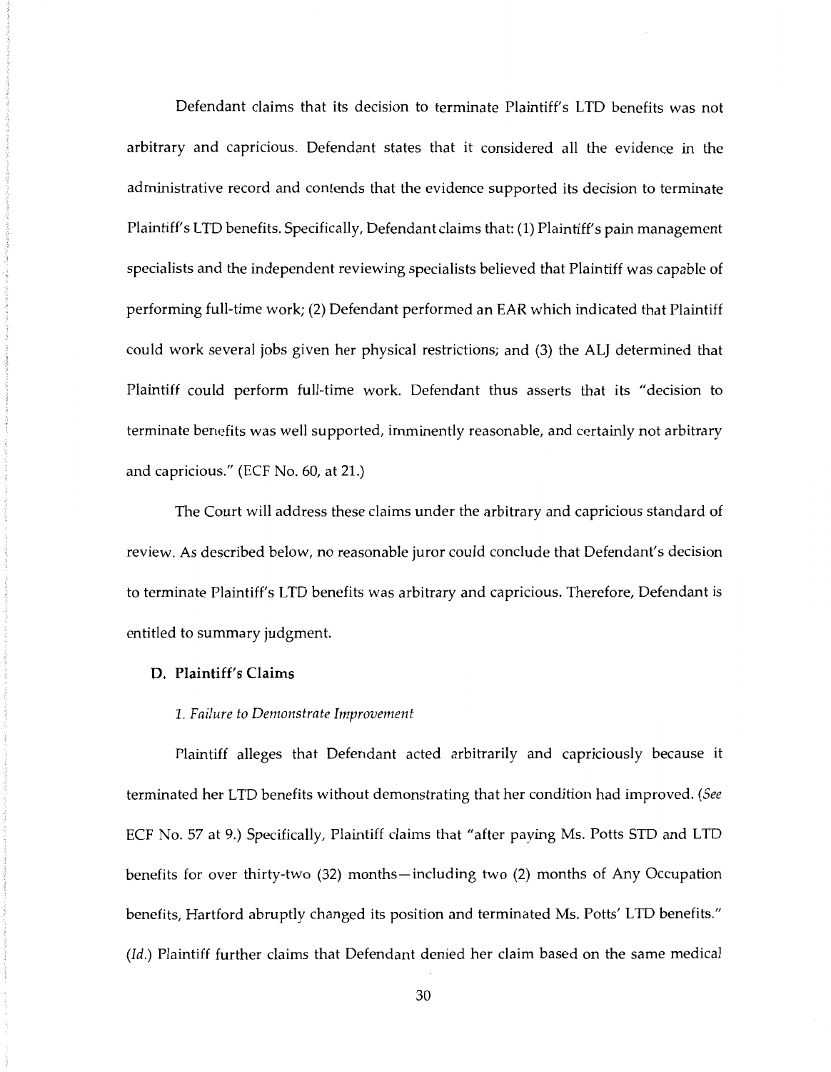Defendant claims that its decision to terminate Plaintiff's LTD benefits was not arbitrary and capricious. Defendant states that it considered all the evidence in the administrative record and contends that the evidence supported its decision to terminate Plaintiff's LTD benefits. Specifically, Defendant claims that: (1) Plaintiff's pain management specialists and the independent reviewing specialists believed that Plaintiff was capable of performing full-time work; (2) Defendant performed an EAR which indicated that Plaintiff could work several jobs given her physical restrictions; and (3) the ALJ determined that Plaintiff could perform full-time work. Defendant thus asserts that its "decision to terminate benefits was well supported, imminently reasonable, and certainly not arbitrary and capricious." (ECF No. 60, at 21.)

The Court will address these claims under the arbitrary and capricious standard of review. As described below, no reasonable juror could conclude that Defendant's decision to terminate Plaintiff's LTD benefits was arbitrary and capricious. Therefore, Defendant is entitled to summary judgment.

### D. Plaintiff's Claims

#### *1. Failure to Demonstrate Improvement*

Plaintiff alleges that Defendant acted arbitrarily and capriciously because it terminated her LTD benefits without demonstrating that her condition had improved. (*See* ECF No. 57 at 9.) Specifically, Plaintiff claims that "after paying Ms. Potts STD and LTD benefits for over thirty-two (32) months—including two (2) months of Any Occupation benefits, Hartford abruptly changed its position and terminated Ms. Potts' LTD benefits." (*Id.*) Plaintiff further claims that Defendant denied her claim based on the same medical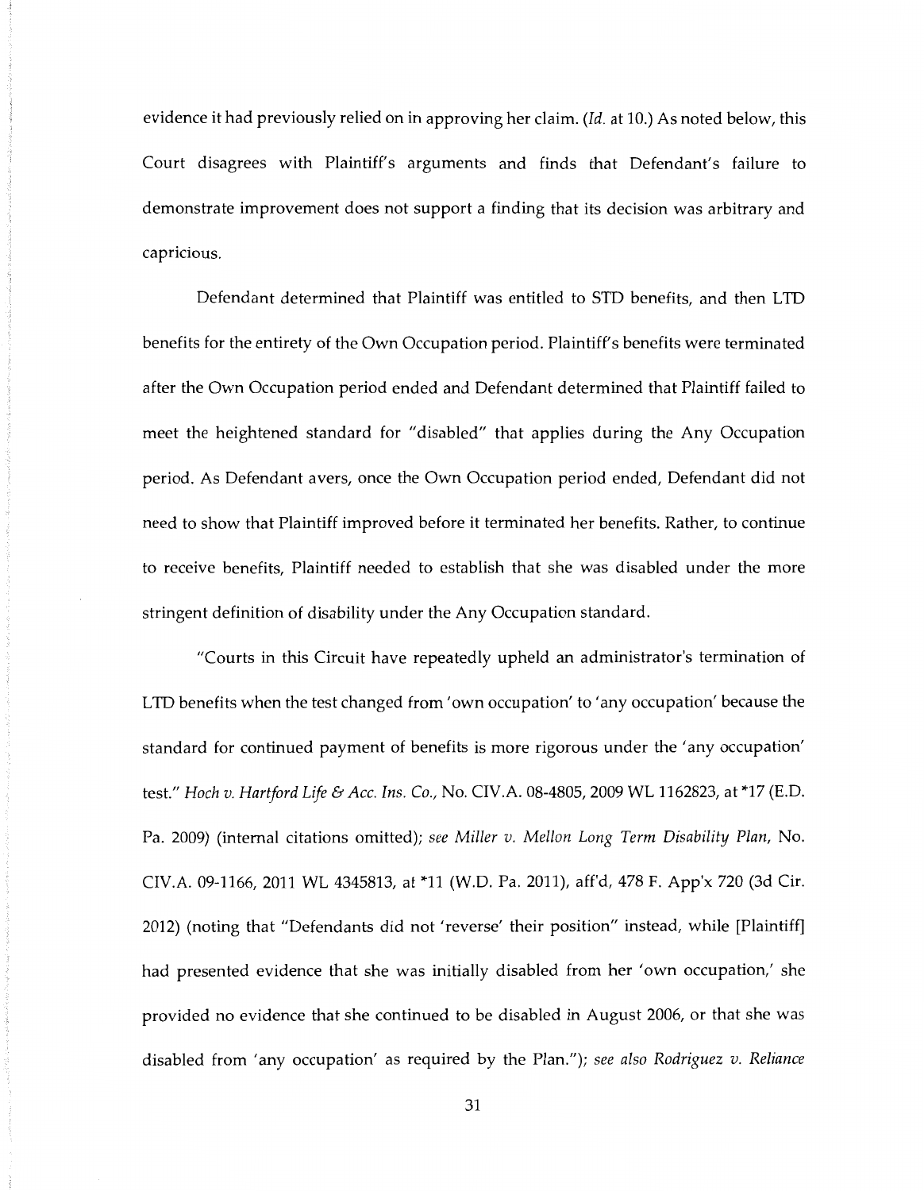evidence it had previously relied on in approving her claim. (*Id.* at 10.) As noted below, this Court disagrees with Plaintiff's arguments and finds that Defendant's failure to demonstrate improvement does not support a finding that its decision was arbitrary and capricious.

Defendant determined that Plaintiff was entitled to STD benefits, and then LTD benefits for the entirety of the Own Occupation period. Plaintiff's benefits were terminated after the Own Occupation period ended and Defendant determined that Plaintiff failed to meet the heightened standard for "disabled" that applies during the Any Occupation period. As Defendant avers, once the Own Occupation period ended, Defendant did not need to show that Plaintiff improved before it terminated her benefits. Rather, to continue to receive benefits, Plaintiff needed to establish that she was disabled under the more stringent definition of disability under the Any Occupation standard.

"Courts in this Circuit have repeatedly upheld an administrator's termination of LTD benefits when the test changed from 'own occupation' to 'any occupation' because the standard for continued payment of benefits is more rigorous under the 'any occupation' test." *Hoch v. Hartford Life & Acc. Ins. Co.*, No. CIV.A. 08-4805, 2009 WL 1162823, at *17 (E.D. Pa. 2009) (internal citations omitted); *see Miller v. Mellon Long Term Disability Plan*, No. CIV.A. 09-1166, 2011 WL 4345813, at *11 (W.D. Pa. 2011), aff'd, 478 F. App'x 720 (3d Cir. 2012) (noting that "Defendants did not 'reverse' their position" instead, while [Plaintiff] had presented evidence that she was initially disabled from her 'own occupation,' she provided no evidence that she continued to be disabled in August 2006, or that she was disabled from 'any occupation' as required by the Plan."); *see also Rodriguez v. Reliance*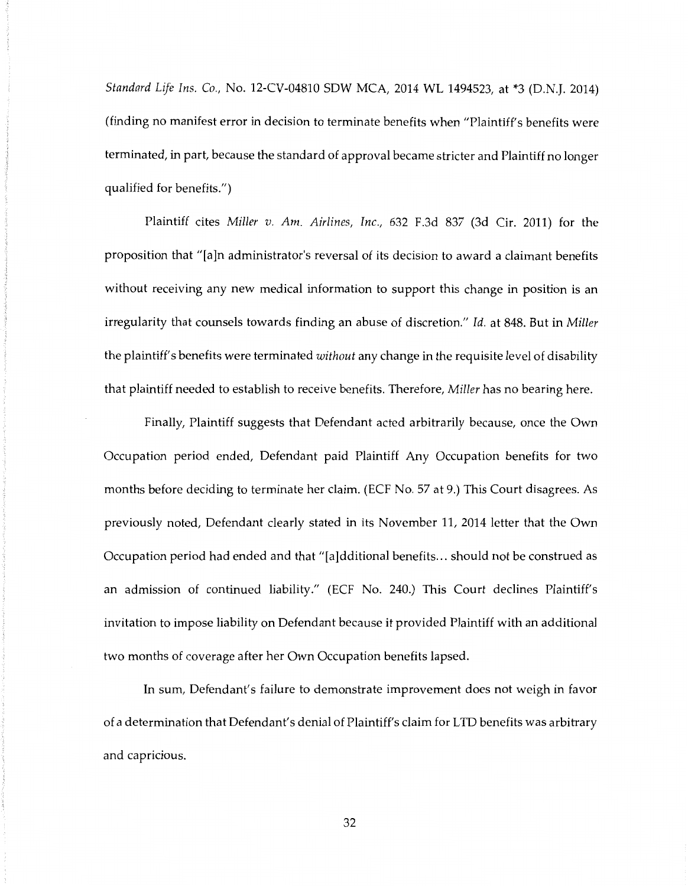*Standard Life Ins. Co.*, No. 12-CV-04810 SDW MCA, 2014 WL 1494523, at *3 (D.N.J. 2014) (finding no manifest error in decision to terminate benefits when "Plaintiff's benefits were terminated, in part, because the standard of approval became stricter and Plaintiff no longer qualified for benefits.")

Plaintiff cites *Miller v. Am. Airlines, Inc.*, 632 F.3d 837 (3d Cir. 2011) for the proposition that "[a]n administrator's reversal of its decision to award a claimant benefits without receiving any new medical information to support this change in position is an irregularity that counsels towards finding an abuse of discretion." *Id.* at 848. But in *Miller* the plaintiff's benefits were terminated *without* any change in the requisite level of disability that plaintiff needed to establish to receive benefits. Therefore, *Miller* has no bearing here.

Finally, Plaintiff suggests that Defendant acted arbitrarily because, once the Own Occupation period ended, Defendant paid Plaintiff Any Occupation benefits for two months before deciding to terminate her claim. (ECF No. 57 at 9.) This Court disagrees. As previously noted, Defendant clearly stated in its November 11, 2014 letter that the Own Occupation period had ended and that "[a]dditional benefits... should not be construed as an admission of continued liability." (ECF No. 240.) This Court declines Plaintiff's invitation to impose liability on Defendant because it provided Plaintiff with an additional two months of coverage after her Own Occupation benefits lapsed.

In sum, Defendant's failure to demonstrate improvement does not weigh in favor of a determination that Defendant's denial of Plaintiff's claim for LTD benefits was arbitrary and capricious.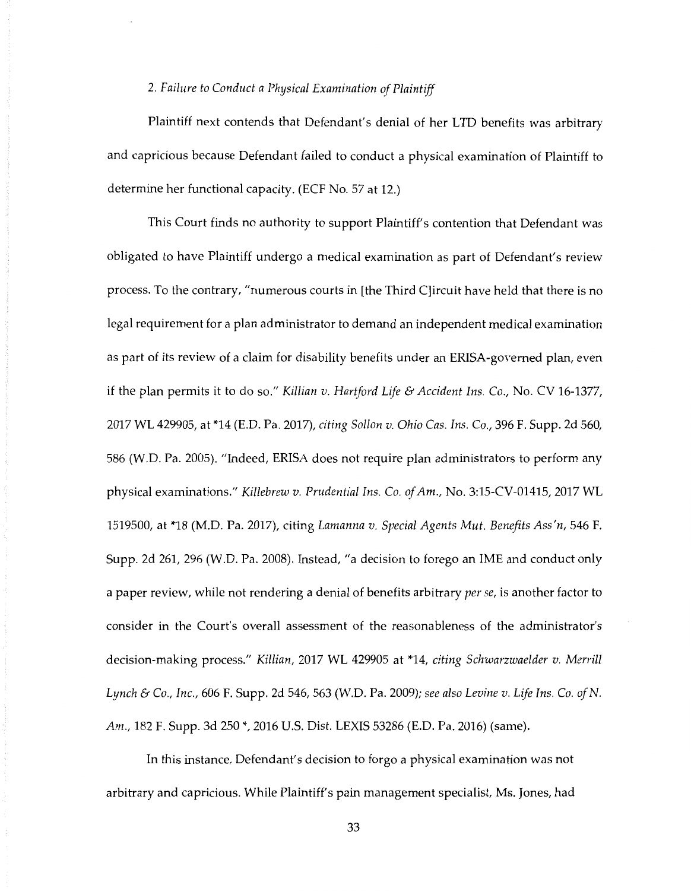*2. Failure to Conduct a Physical Examination of Plaintiff*

Plaintiff next contends that Defendant's denial of her LTD benefits was arbitrary and capricious because Defendant failed to conduct a physical examination of Plaintiff to determine her functional capacity. (ECF No. 57 at 12.)

This Court finds no authority to support Plaintiff's contention that Defendant was obligated to have Plaintiff undergo a medical examination as part of Defendant's review process. To the contrary, "numerous courts in [the Third C]ircuit have held that there is no legal requirement for a plan administrator to demand an independent medical examination as part of its review of a claim for disability benefits under an ERISA-governed plan, even if the plan permits it to do so." *Killian v. Hartford Life & Accident Ins. Co.*, No. CV 16-1377, 2017 WL 429905, at *14 (E.D. Pa. 2017), *citing Sollon v. Ohio Cas. Ins. Co.*, 396 F. Supp. 2d 560, 586 (W.D. Pa. 2005). "Indeed, ERISA does not require plan administrators to perform any physical examinations." *Killebrew v. Prudential Ins. Co. of Am.*, No. 3:15-CV-01415, 2017 WL 1519500, at *18 (M.D. Pa. 2017), citing *Lamanna v. Special Agents Mut. Benefits Ass'n*, 546 F. Supp. 2d 261, 296 (W.D. Pa. 2008). Instead, "a decision to forego an IME and conduct only a paper review, while not rendering a denial of benefits arbitrary *per se*, is another factor to consider in the Court's overall assessment of the reasonableness of the administrator's decision-making process." *Killian*, 2017 WL 429905 at *14, *citing Schwarzwaelder v. Merrill Lynch & Co., Inc.*, 606 F. Supp. 2d 546, 563 (W.D. Pa. 2009); *see also Levine v. Life Ins. Co. of N. Am.*, 182 F. Supp. 3d 250 *, 2016 U.S. Dist. LEXIS 53286 (E.D. Pa. 2016) (same).

In this instance, Defendant's decision to forgo a physical examination was not arbitrary and capricious. While Plaintiff's pain management specialist, Ms. Jones, had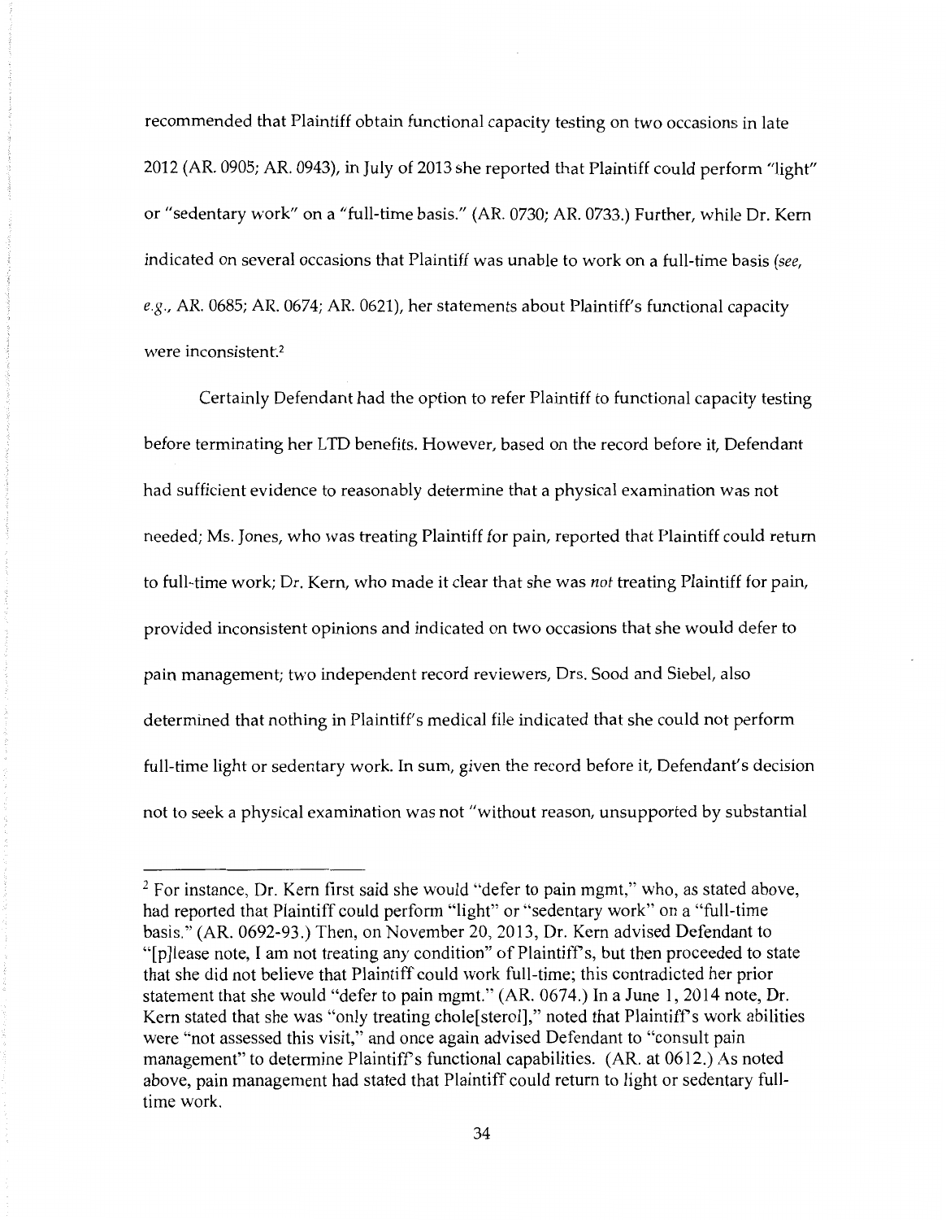recommended that Plaintiff obtain functional capacity testing on two occasions in late 2012 (AR. 0905; AR. 0943), in July of 2013 she reported that Plaintiff could perform "light" or "sedentary work" on a "full-time basis." (AR. 0730; AR. 0733.) Further, while Dr. Kern indicated on several occasions that Plaintiff was unable to work on a full-time basis (*see, e.g.*, AR. 0685; AR. 0674; AR. 0621), her statements about Plaintiff's functional capacity were inconsistent.[2]

Certainly Defendant had the option to refer Plaintiff to functional capacity testing before terminating her LTD benefits. However, based on the record before it, Defendant had sufficient evidence to reasonably determine that a physical examination was not needed; Ms. Jones, who was treating Plaintiff for pain, reported that Plaintiff could return to full-time work; Dr. Kern, who made it clear that she was *not* treating Plaintiff for pain, provided inconsistent opinions and indicated on two occasions that she would defer to pain management; two independent record reviewers, Drs. Sood and Siebel, also determined that nothing in Plaintiff's medical file indicated that she could not perform full-time light or sedentary work. In sum, given the record before it, Defendant's decision not to seek a physical examination was not "without reason, unsupported by substantial

---

[2] For instance, Dr. Kern first said she would "defer to pain mgmt," who, as stated above, had reported that Plaintiff could perform "light" or "sedentary work" on a "full-time basis." (AR. 0692-93.) Then, on November 20, 2013, Dr. Kern advised Defendant to "[p]lease note, I am not treating any condition" of Plaintiff's, but then proceeded to state that she did not believe that Plaintiff could work full-time; this contradicted her prior statement that she would "defer to pain mgmt." (AR. 0674.) In a June 1, 2014 note, Dr. Kern stated that she was "only treating chole[sterol]," noted that Plaintiff's work abilities were "not assessed this visit," and once again advised Defendant to "consult pain management" to determine Plaintiff's functional capabilities. (AR. at 0612.) As noted above, pain management had stated that Plaintiff could return to light or sedentary full-time work.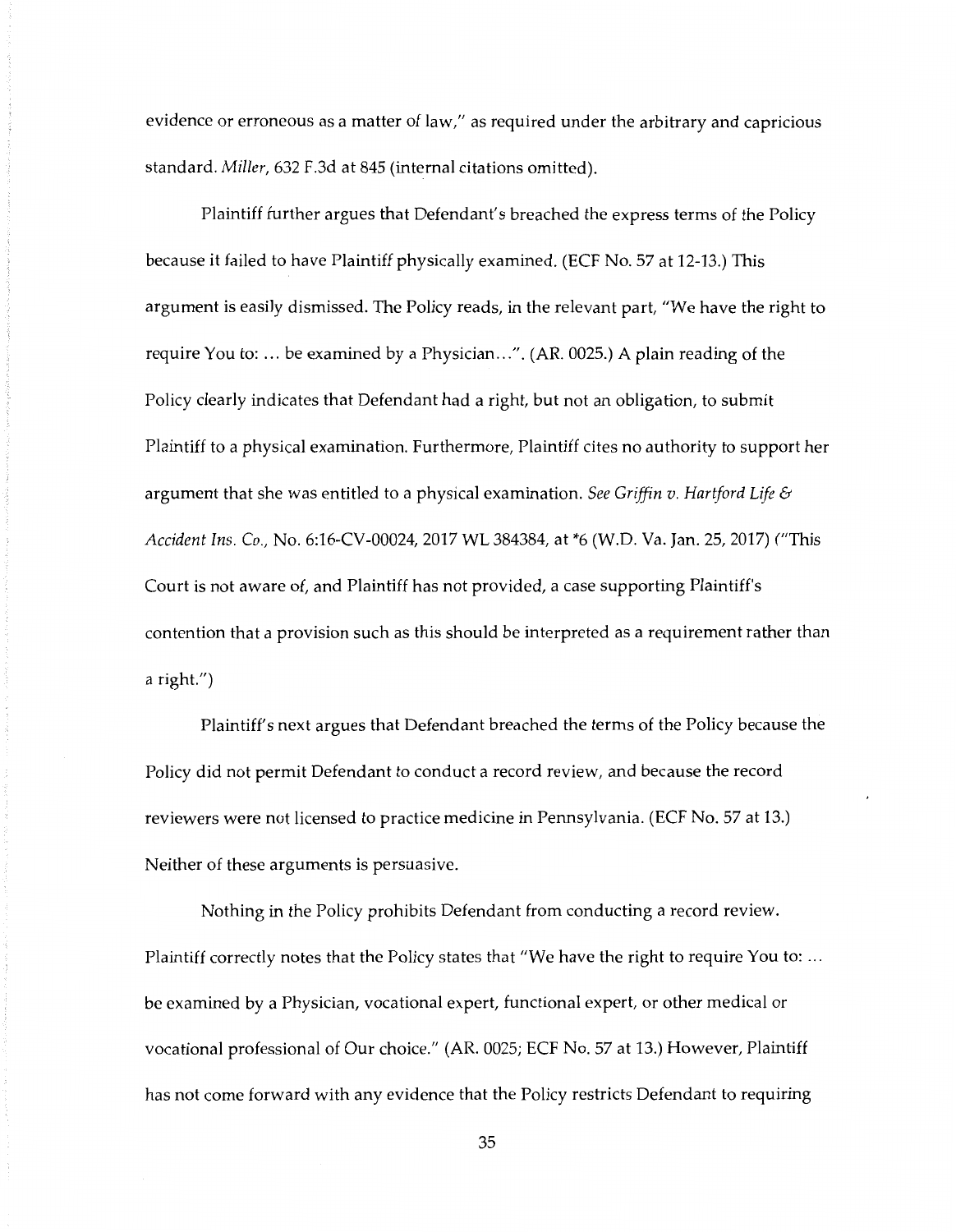evidence or erroneous as a matter of law," as required under the arbitrary and capricious standard. *Miller*, 632 F.3d at 845 (internal citations omitted).

Plaintiff further argues that Defendant's breached the express terms of the Policy because it failed to have Plaintiff physically examined. (ECF No. 57 at 12-13.) This argument is easily dismissed. The Policy reads, in the relevant part, "We have the right to require You to: ... be examined by a Physician...". (AR. 0025.) A plain reading of the Policy clearly indicates that Defendant had a right, but not an obligation, to submit Plaintiff to a physical examination. Furthermore, Plaintiff cites no authority to support her argument that she was entitled to a physical examination. *See Griffin v. Hartford Life & Accident Ins. Co.*, No. 6:16-CV-00024, 2017 WL 384384, at *6 (W.D. Va. Jan. 25, 2017) ("This Court is not aware of, and Plaintiff has not provided, a case supporting Plaintiff's contention that a provision such as this should be interpreted as a requirement rather than a right.")

Plaintiff's next argues that Defendant breached the terms of the Policy because the Policy did not permit Defendant to conduct a record review, and because the record reviewers were not licensed to practice medicine in Pennsylvania. (ECF No. 57 at 13.) Neither of these arguments is persuasive.

Nothing in the Policy prohibits Defendant from conducting a record review. Plaintiff correctly notes that the Policy states that "We have the right to require You to: ... be examined by a Physician, vocational expert, functional expert, or other medical or vocational professional of Our choice." (AR. 0025; ECF No. 57 at 13.) However, Plaintiff has not come forward with any evidence that the Policy restricts Defendant to requiring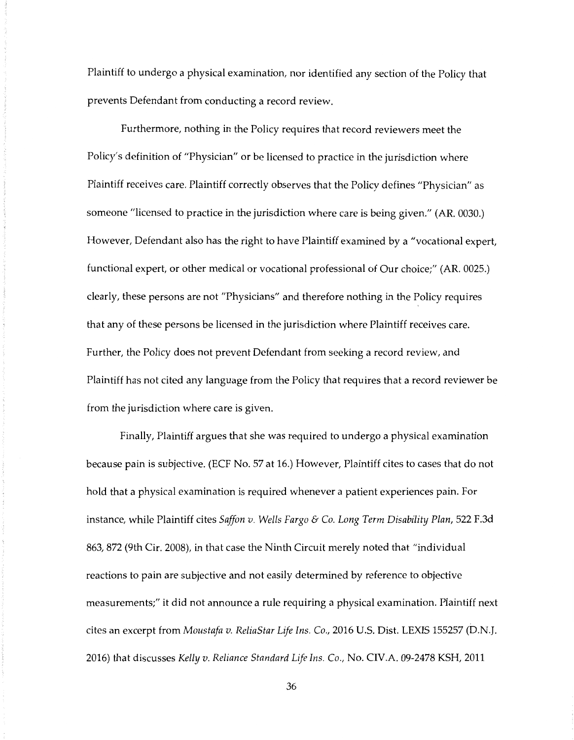Plaintiff to undergo a physical examination, nor identified any section of the Policy that prevents Defendant from conducting a record review.

Furthermore, nothing in the Policy requires that record reviewers meet the Policy's definition of "Physician" or be licensed to practice in the jurisdiction where Plaintiff receives care. Plaintiff correctly observes that the Policy defines "Physician" as someone "licensed to practice in the jurisdiction where care is being given." (AR. 0030.) However, Defendant also has the right to have Plaintiff examined by a "vocational expert, functional expert, or other medical or vocational professional of Our choice;" (AR. 0025.) clearly, these persons are not "Physicians" and therefore nothing in the Policy requires that any of these persons be licensed in the jurisdiction where Plaintiff receives care. Further, the Policy does not prevent Defendant from seeking a record review, and Plaintiff has not cited any language from the Policy that requires that a record reviewer be from the jurisdiction where care is given.

Finally, Plaintiff argues that she was required to undergo a physical examination because pain is subjective. (ECF No. 57 at 16.) However, Plaintiff cites to cases that do not hold that a physical examination is required whenever a patient experiences pain. For instance, while Plaintiff cites *Saffon v. Wells Fargo & Co. Long Term Disability Plan*, 522 F.3d 863, 872 (9th Cir. 2008), in that case the Ninth Circuit merely noted that "individual reactions to pain are subjective and not easily determined by reference to objective measurements;" it did not announce a rule requiring a physical examination. Plaintiff next cites an excerpt from *Moustafa v. ReliaStar Life Ins. Co.*, 2016 U.S. Dist. LEXIS 155257 (D.N.J. 2016) that discusses *Kelly v. Reliance Standard Life Ins. Co.*, No. CIV.A. 09-2478 KSH, 2011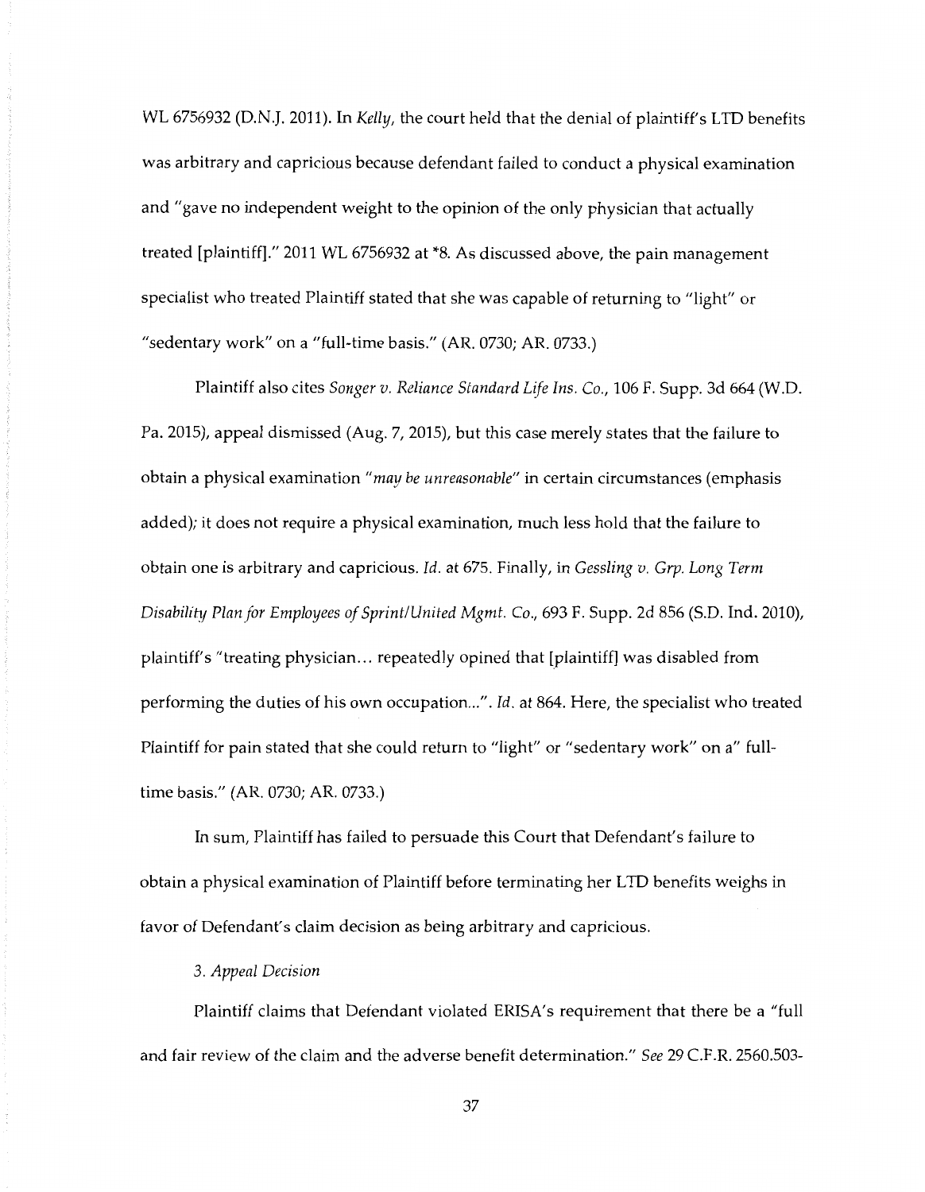WL 6756932 (D.N.J. 2011). In *Kelly*, the court held that the denial of plaintiff's LTD benefits was arbitrary and capricious because defendant failed to conduct a physical examination and "gave no independent weight to the opinion of the only physician that actually treated [plaintiff]." 2011 WL 6756932 at *8. As discussed above, the pain management specialist who treated Plaintiff stated that she was capable of returning to "light" or "sedentary work" on a "full-time basis." (AR. 0730; AR. 0733.)

Plaintiff also cites *Songer v. Reliance Standard Life Ins. Co.*, 106 F. Supp. 3d 664 (W.D. Pa. 2015), appeal dismissed (Aug. 7, 2015), but this case merely states that the failure to obtain a physical examination "*may be unreasonable*" in certain circumstances (emphasis added); it does not require a physical examination, much less hold that the failure to obtain one is arbitrary and capricious. *Id.* at 675. Finally, in *Gessling v. Grp. Long Term Disability Plan for Employees of Sprint/United Mgmt. Co.*, 693 F. Supp. 2d 856 (S.D. Ind. 2010), plaintiff's "treating physician... repeatedly opined that [plaintiff] was disabled from performing the duties of his own occupation...". *Id.* at 864. Here, the specialist who treated Plaintiff for pain stated that she could return to "light" or "sedentary work" on a" full-time basis." (AR. 0730; AR. 0733.)

In sum, Plaintiff has failed to persuade this Court that Defendant's failure to obtain a physical examination of Plaintiff before terminating her LTD benefits weighs in favor of Defendant's claim decision as being arbitrary and capricious.

*3. Appeal Decision*

Plaintiff claims that Defendant violated ERISA's requirement that there be a "full and fair review of the claim and the adverse benefit determination." *See* 29 C.F.R. 2560.503-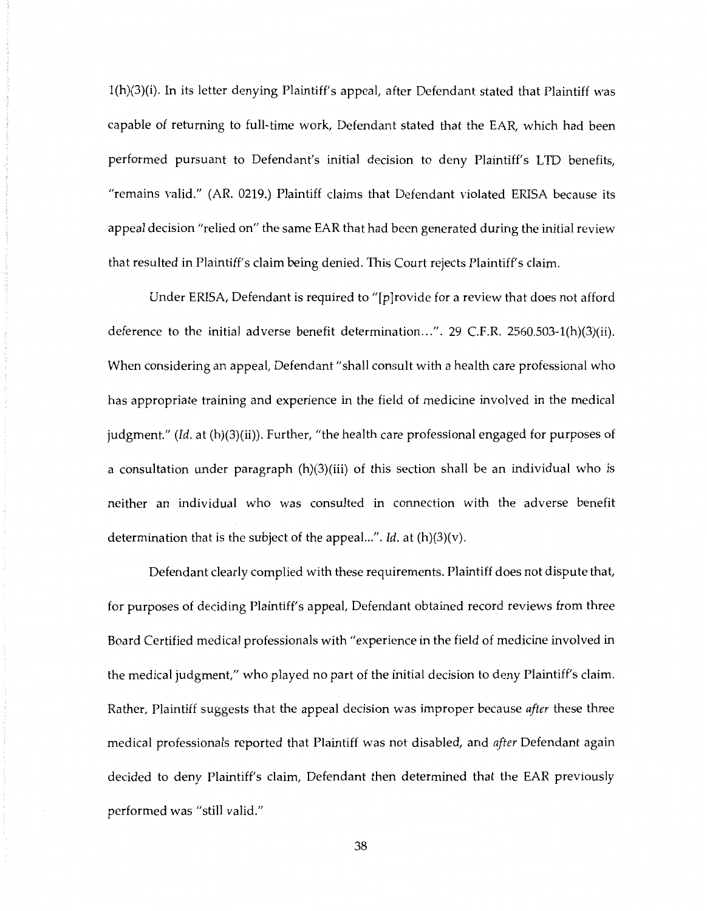1(h)(3)(i). In its letter denying Plaintiff's appeal, after Defendant stated that Plaintiff was capable of returning to full-time work, Defendant stated that the EAR, which had been performed pursuant to Defendant's initial decision to deny Plaintiff's LTD benefits, "remains valid." (AR. 0219.) Plaintiff claims that Defendant violated ERISA because its appeal decision "relied on" the same EAR that had been generated during the initial review that resulted in Plaintiff's claim being denied. This Court rejects Plaintiff's claim.

Under ERISA, Defendant is required to "[p]rovide for a review that does not afford deference to the initial adverse benefit determination...". 29 C.F.R. 2560.503-1(h)(3)(ii). When considering an appeal, Defendant "shall consult with a health care professional who has appropriate training and experience in the field of medicine involved in the medical judgment." (*Id.* at (h)(3)(ii)). Further, "the health care professional engaged for purposes of a consultation under paragraph (h)(3)(iii) of this section shall be an individual who is neither an individual who was consulted in connection with the adverse benefit determination that is the subject of the appeal...". *Id.* at (h)(3)(v).

Defendant clearly complied with these requirements. Plaintiff does not dispute that, for purposes of deciding Plaintiff's appeal, Defendant obtained record reviews from three Board Certified medical professionals with "experience in the field of medicine involved in the medical judgment," who played no part of the initial decision to deny Plaintiff's claim. Rather, Plaintiff suggests that the appeal decision was improper because *after* these three medical professionals reported that Plaintiff was not disabled, and *after* Defendant again decided to deny Plaintiff's claim, Defendant then determined that the EAR previously performed was "still valid."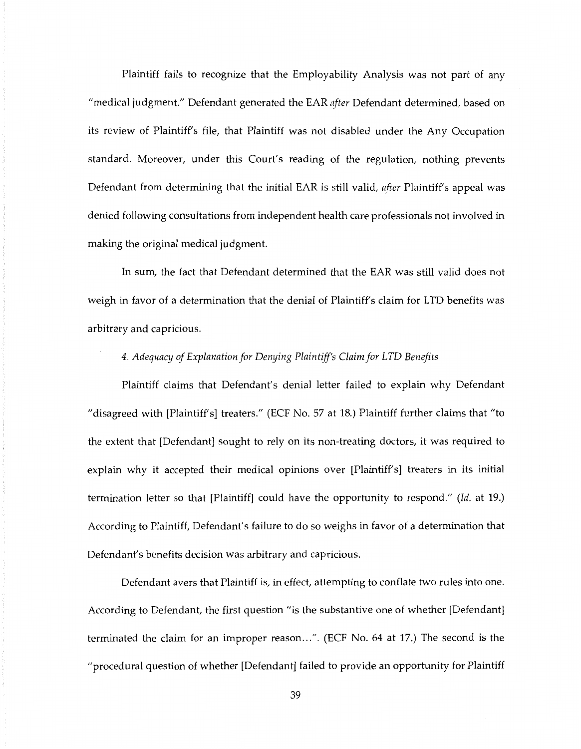Plaintiff fails to recognize that the Employability Analysis was not part of any "medical judgment." Defendant generated the EAR *after* Defendant determined, based on its review of Plaintiff's file, that Plaintiff was not disabled under the Any Occupation standard. Moreover, under this Court's reading of the regulation, nothing prevents Defendant from determining that the initial EAR is still valid, *after* Plaintiff's appeal was denied following consultations from independent health care professionals not involved in making the original medical judgment.

In sum, the fact that Defendant determined that the EAR was still valid does not weigh in favor of a determination that the denial of Plaintiff's claim for LTD benefits was arbitrary and capricious.

*4. Adequacy of Explanation for Denying Plaintiff's Claim for LTD Benefits*

Plaintiff claims that Defendant's denial letter failed to explain why Defendant "disagreed with [Plaintiff's] treaters." (ECF No. 57 at 18.) Plaintiff further claims that "to the extent that [Defendant] sought to rely on its non-treating doctors, it was required to explain why it accepted their medical opinions over [Plaintiff's] treaters in its initial termination letter so that [Plaintiff] could have the opportunity to respond." (*Id.* at 19.) According to Plaintiff, Defendant's failure to do so weighs in favor of a determination that Defendant's benefits decision was arbitrary and capricious.

Defendant avers that Plaintiff is, in effect, attempting to conflate two rules into one. According to Defendant, the first question "is the substantive one of whether [Defendant] terminated the claim for an improper reason...". (ECF No. 64 at 17.) The second is the "procedural question of whether [Defendant] failed to provide an opportunity for Plaintiff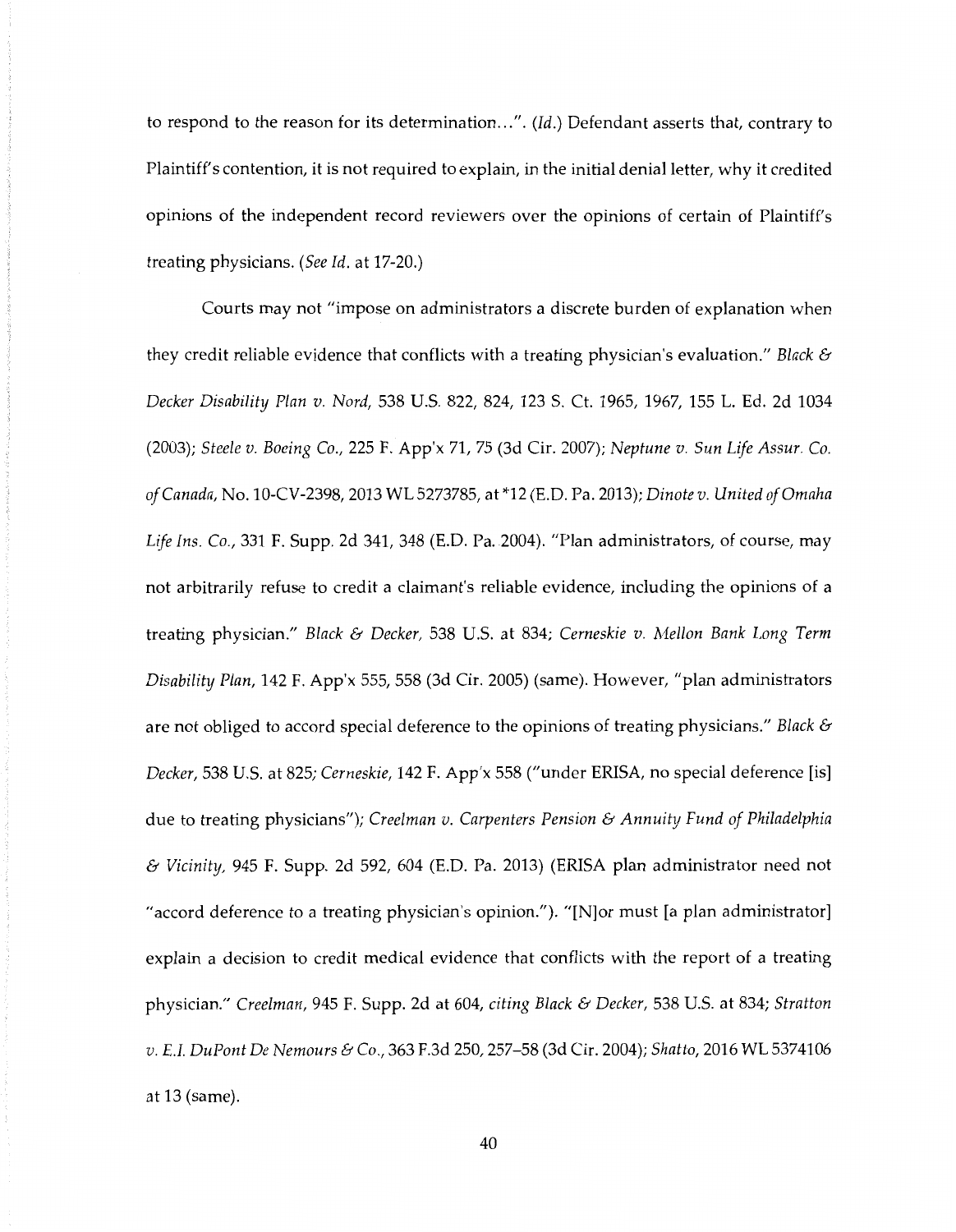to respond to the reason for its determination...". (*Id.*) Defendant asserts that, contrary to Plaintiff's contention, it is not required to explain, in the initial denial letter, why it credited opinions of the independent record reviewers over the opinions of certain of Plaintiff's treating physicians. (*See Id.* at 17-20.)

Courts may not "impose on administrators a discrete burden of explanation when they credit reliable evidence that conflicts with a treating physician's evaluation." *Black & Decker Disability Plan v. Nord*, 538 U.S. 822, 824, 123 S. Ct. 1965, 1967, 155 L. Ed. 2d 1034 (2003); *Steele v. Boeing Co.*, 225 F. App'x 71, 75 (3d Cir. 2007); *Neptune v. Sun Life Assur. Co. of Canada*, No. 10-CV-2398, 2013 WL 5273785, at *12 (E.D. Pa. 2013); *Dinote v. United of Omaha Life Ins. Co.*, 331 F. Supp. 2d 341, 348 (E.D. Pa. 2004). "Plan administrators, of course, may not arbitrarily refuse to credit a claimant's reliable evidence, including the opinions of a treating physician." *Black & Decker*, 538 U.S. at 834; *Cerneskie v. Mellon Bank Long Term Disability Plan*, 142 F. App'x 555, 558 (3d Cir. 2005) (same). However, "plan administrators are not obliged to accord special deference to the opinions of treating physicians." *Black & Decker*, 538 U.S. at 825; *Cerneskie*, 142 F. App'x 558 ("under ERISA, no special deference [is] due to treating physicians"); *Creelman v. Carpenters Pension & Annuity Fund of Philadelphia & Vicinity*, 945 F. Supp. 2d 592, 604 (E.D. Pa. 2013) (ERISA plan administrator need not "accord deference to a treating physician's opinion."). "[N]or must [a plan administrator] explain a decision to credit medical evidence that conflicts with the report of a treating physician." *Creelman*, 945 F. Supp. 2d at 604, *citing Black & Decker*, 538 U.S. at 834; *Stratton v. E.I. DuPont De Nemours & Co.*, 363 F.3d 250, 257–58 (3d Cir. 2004); *Shatto*, 2016 WL 5374106 at 13 (same).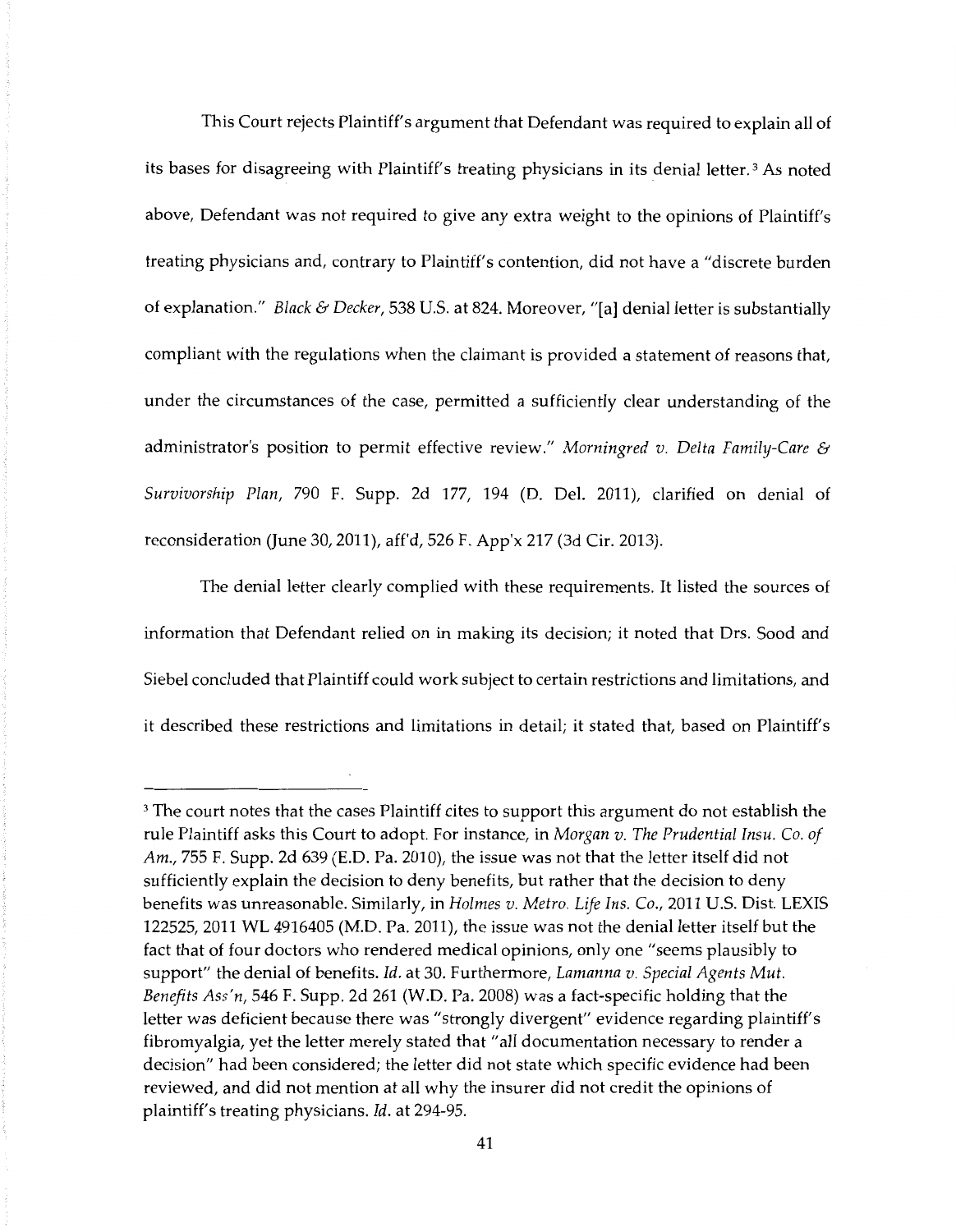This Court rejects Plaintiff's argument that Defendant was required to explain all of its bases for disagreeing with Plaintiff's treating physicians in its denial letter.[3] As noted above, Defendant was not required to give any extra weight to the opinions of Plaintiff's treating physicians and, contrary to Plaintiff's contention, did not have a "discrete burden of explanation." *Black & Decker*, 538 U.S. at 824. Moreover, "[a] denial letter is substantially compliant with the regulations when the claimant is provided a statement of reasons that, under the circumstances of the case, permitted a sufficiently clear understanding of the administrator's position to permit effective review." *Morningred v. Delta Family-Care & Survivorship Plan*, 790 F. Supp. 2d 177, 194 (D. Del. 2011), clarified on denial of reconsideration (June 30, 2011), aff'd, 526 F. App'x 217 (3d Cir. 2013).

The denial letter clearly complied with these requirements. It listed the sources of information that Defendant relied on in making its decision; it noted that Drs. Sood and Siebel concluded that Plaintiff could work subject to certain restrictions and limitations, and it described these restrictions and limitations in detail; it stated that, based on Plaintiff's

---

[3] The court notes that the cases Plaintiff cites to support this argument do not establish the rule Plaintiff asks this Court to adopt. For instance, in *Morgan v. The Prudential Insu. Co. of Am.*, 755 F. Supp. 2d 639 (E.D. Pa. 2010), the issue was not that the letter itself did not sufficiently explain the decision to deny benefits, but rather that the decision to deny benefits was unreasonable. Similarly, in *Holmes v. Metro. Life Ins. Co.*, 2011 U.S. Dist. LEXIS 122525, 2011 WL 4916405 (M.D. Pa. 2011), the issue was not the denial letter itself but the fact that of four doctors who rendered medical opinions, only one "seems plausibly to support" the denial of benefits. *Id.* at 30. Furthermore, *Lamanna v. Special Agents Mut. Benefits Ass'n*, 546 F. Supp. 2d 261 (W.D. Pa. 2008) was a fact-specific holding that the letter was deficient because there was "strongly divergent" evidence regarding plaintiff's fibromyalgia, yet the letter merely stated that "all documentation necessary to render a decision" had been considered; the letter did not state which specific evidence had been reviewed, and did not mention at all why the insurer did not credit the opinions of plaintiff's treating physicians. *Id.* at 294-95.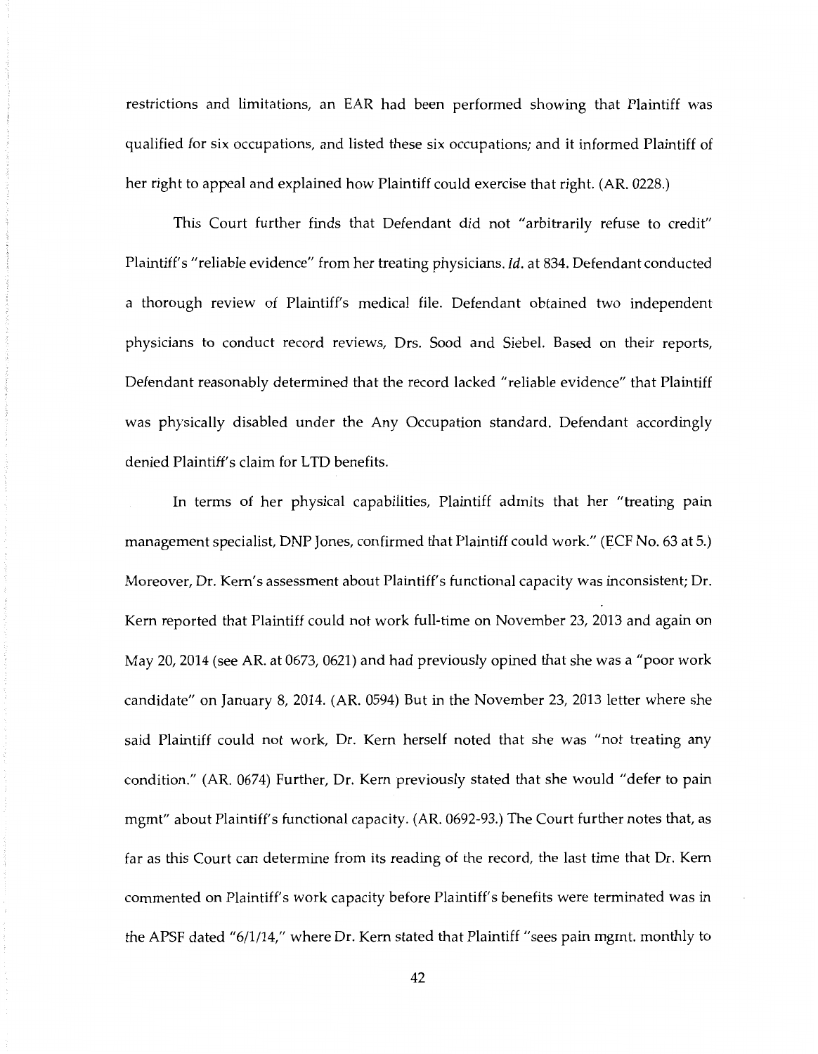restrictions and limitations, an EAR had been performed showing that Plaintiff was qualified for six occupations, and listed these six occupations; and it informed Plaintiff of her right to appeal and explained how Plaintiff could exercise that right. (AR. 0228.)

This Court further finds that Defendant did not "arbitrarily refuse to credit" Plaintiff's "reliable evidence" from her treating physicians. *Id.* at 834. Defendant conducted a thorough review of Plaintiff's medical file. Defendant obtained two independent physicians to conduct record reviews, Drs. Sood and Siebel. Based on their reports, Defendant reasonably determined that the record lacked "reliable evidence" that Plaintiff was physically disabled under the Any Occupation standard. Defendant accordingly denied Plaintiff's claim for LTD benefits.

In terms of her physical capabilities, Plaintiff admits that her "treating pain management specialist, DNP Jones, confirmed that Plaintiff could work." (ECF No. 63 at 5.) Moreover, Dr. Kern's assessment about Plaintiff's functional capacity was inconsistent; Dr. Kern reported that Plaintiff could not work full-time on November 23, 2013 and again on May 20, 2014 (see AR. at 0673, 0621) and had previously opined that she was a "poor work candidate" on January 8, 2014. (AR. 0594) But in the November 23, 2013 letter where she said Plaintiff could not work, Dr. Kern herself noted that she was "not treating any condition." (AR. 0674) Further, Dr. Kern previously stated that she would "defer to pain mgmt" about Plaintiff's functional capacity. (AR. 0692-93.) The Court further notes that, as far as this Court can determine from its reading of the record, the last time that Dr. Kern commented on Plaintiff's work capacity before Plaintiff's benefits were terminated was in the APSF dated "6/1/14," where Dr. Kern stated that Plaintiff "sees pain mgmt. monthly to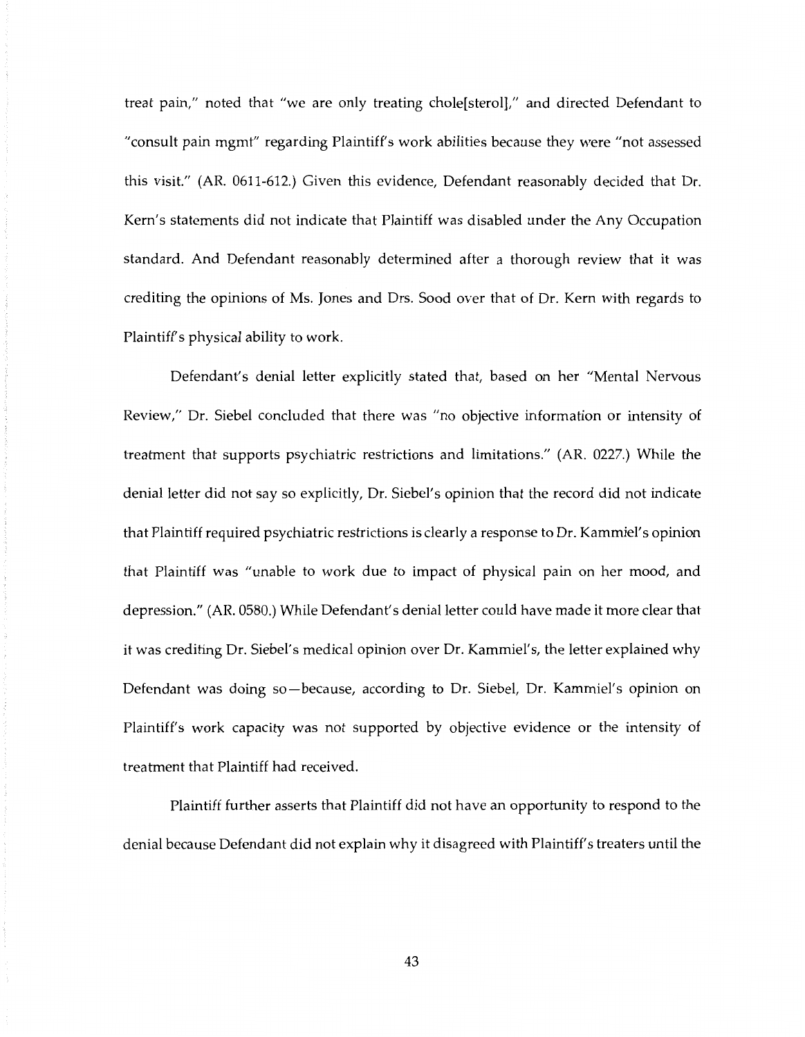treat pain," noted that "we are only treating chole[sterol]," and directed Defendant to "consult pain mgmt" regarding Plaintiff's work abilities because they were "not assessed this visit." (AR. 0611-612.) Given this evidence, Defendant reasonably decided that Dr. Kern's statements did not indicate that Plaintiff was disabled under the Any Occupation standard. And Defendant reasonably determined after a thorough review that it was crediting the opinions of Ms. Jones and Drs. Sood over that of Dr. Kern with regards to Plaintiff's physical ability to work.

Defendant's denial letter explicitly stated that, based on her "Mental Nervous Review," Dr. Siebel concluded that there was "no objective information or intensity of treatment that supports psychiatric restrictions and limitations." (AR. 0227.) While the denial letter did not say so explicitly, Dr. Siebel's opinion that the record did not indicate that Plaintiff required psychiatric restrictions is clearly a response to Dr. Kammiel's opinion that Plaintiff was "unable to work due to impact of physical pain on her mood, and depression." (AR. 0580.) While Defendant's denial letter could have made it more clear that it was crediting Dr. Siebel's medical opinion over Dr. Kammiel's, the letter explained why Defendant was doing so—because, according to Dr. Siebel, Dr. Kammiel's opinion on Plaintiff's work capacity was not supported by objective evidence or the intensity of treatment that Plaintiff had received.

Plaintiff further asserts that Plaintiff did not have an opportunity to respond to the denial because Defendant did not explain why it disagreed with Plaintiff's treaters until the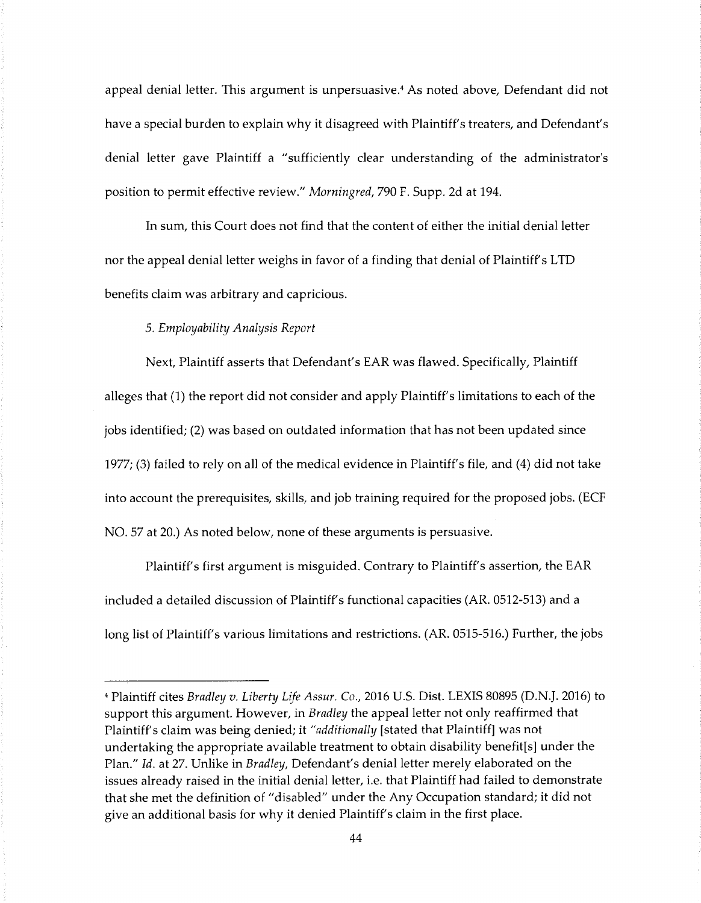appeal denial letter. This argument is unpersuasive.[4] As noted above, Defendant did not have a special burden to explain why it disagreed with Plaintiff's treaters, and Defendant's denial letter gave Plaintiff a "sufficiently clear understanding of the administrator's position to permit effective review." *Morningred*, 790 F. Supp. 2d at 194.

In sum, this Court does not find that the content of either the initial denial letter nor the appeal denial letter weighs in favor of a finding that denial of Plaintiff's LTD benefits claim was arbitrary and capricious.

*5. Employability Analysis Report*

Next, Plaintiff asserts that Defendant's EAR was flawed. Specifically, Plaintiff alleges that (1) the report did not consider and apply Plaintiff's limitations to each of the jobs identified; (2) was based on outdated information that has not been updated since 1977; (3) failed to rely on all of the medical evidence in Plaintiff's file, and (4) did not take into account the prerequisites, skills, and job training required for the proposed jobs. (ECF NO. 57 at 20.) As noted below, none of these arguments is persuasive.

Plaintiff's first argument is misguided. Contrary to Plaintiff's assertion, the EAR included a detailed discussion of Plaintiff's functional capacities (AR. 0512-513) and a long list of Plaintiff's various limitations and restrictions. (AR. 0515-516.) Further, the jobs

---

[4] Plaintiff cites *Bradley v. Liberty Life Assur. Co.*, 2016 U.S. Dist. LEXIS 80895 (D.N.J. 2016) to support this argument. However, in *Bradley* the appeal letter not only reaffirmed that Plaintiff's claim was being denied; it *"additionally* [stated that Plaintiff] was not undertaking the appropriate available treatment to obtain disability benefit[s] under the Plan." *Id.* at 27. Unlike in *Bradley*, Defendant's denial letter merely elaborated on the issues already raised in the initial denial letter, i.e. that Plaintiff had failed to demonstrate that she met the definition of "disabled" under the Any Occupation standard; it did not give an additional basis for why it denied Plaintiff's claim in the first place.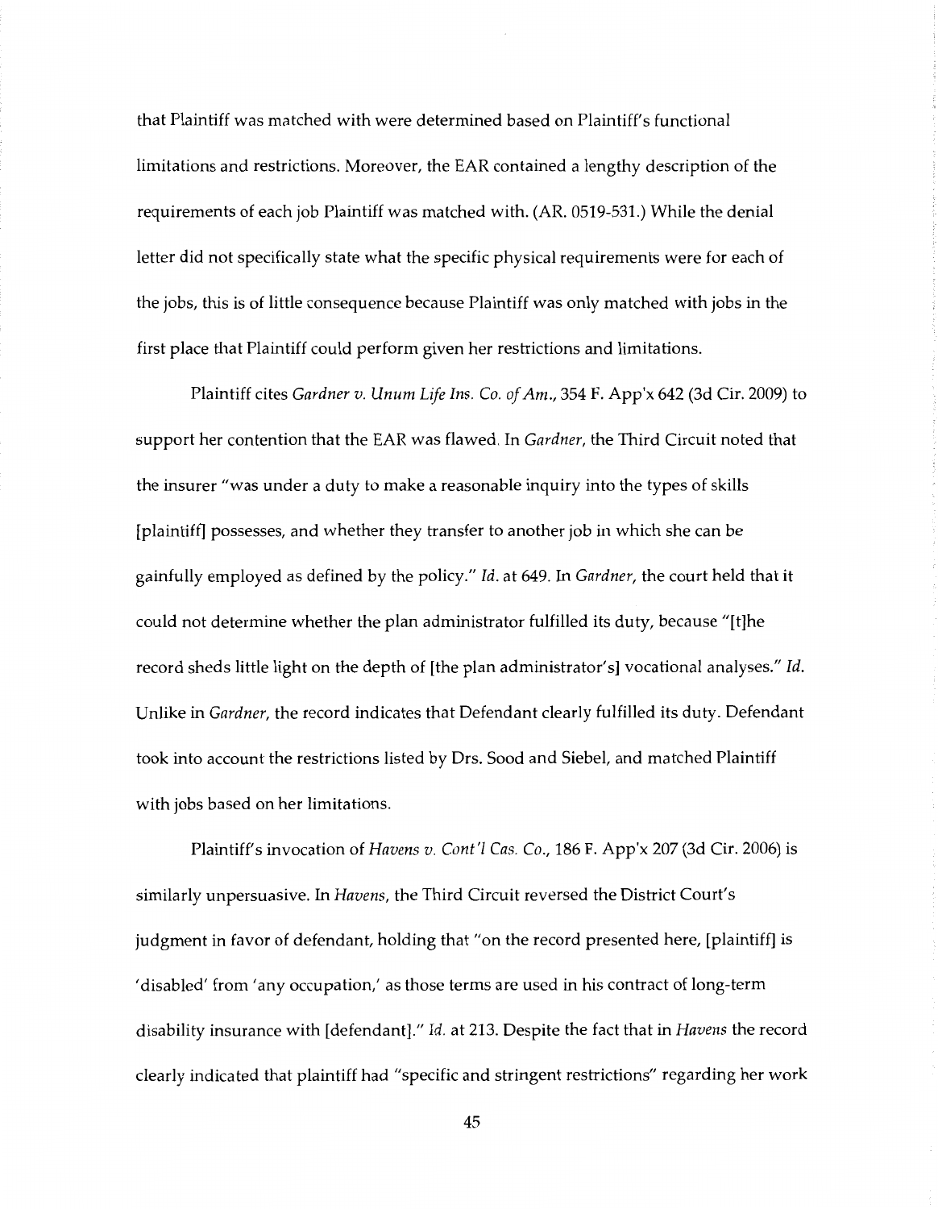that Plaintiff was matched with were determined based on Plaintiff's functional limitations and restrictions. Moreover, the EAR contained a lengthy description of the requirements of each job Plaintiff was matched with. (AR. 0519-531.) While the denial letter did not specifically state what the specific physical requirements were for each of the jobs, this is of little consequence because Plaintiff was only matched with jobs in the first place that Plaintiff could perform given her restrictions and limitations.

Plaintiff cites *Gardner v. Unum Life Ins. Co. of Am.*, 354 F. App'x 642 (3d Cir. 2009) to support her contention that the EAR was flawed. In *Gardner*, the Third Circuit noted that the insurer "was under a duty to make a reasonable inquiry into the types of skills [plaintiff] possesses, and whether they transfer to another job in which she can be gainfully employed as defined by the policy." *Id.* at 649. In *Gardner*, the court held that it could not determine whether the plan administrator fulfilled its duty, because "[t]he record sheds little light on the depth of [the plan administrator's] vocational analyses." *Id.* Unlike in *Gardner*, the record indicates that Defendant clearly fulfilled its duty. Defendant took into account the restrictions listed by Drs. Sood and Siebel, and matched Plaintiff with jobs based on her limitations.

Plaintiff's invocation of *Havens v. Cont'l Cas. Co.*, 186 F. App'x 207 (3d Cir. 2006) is similarly unpersuasive. In *Havens*, the Third Circuit reversed the District Court's judgment in favor of defendant, holding that "on the record presented here, [plaintiff] is 'disabled' from 'any occupation,' as those terms are used in his contract of long-term disability insurance with [defendant]." *Id.* at 213. Despite the fact that in *Havens* the record clearly indicated that plaintiff had "specific and stringent restrictions" regarding her work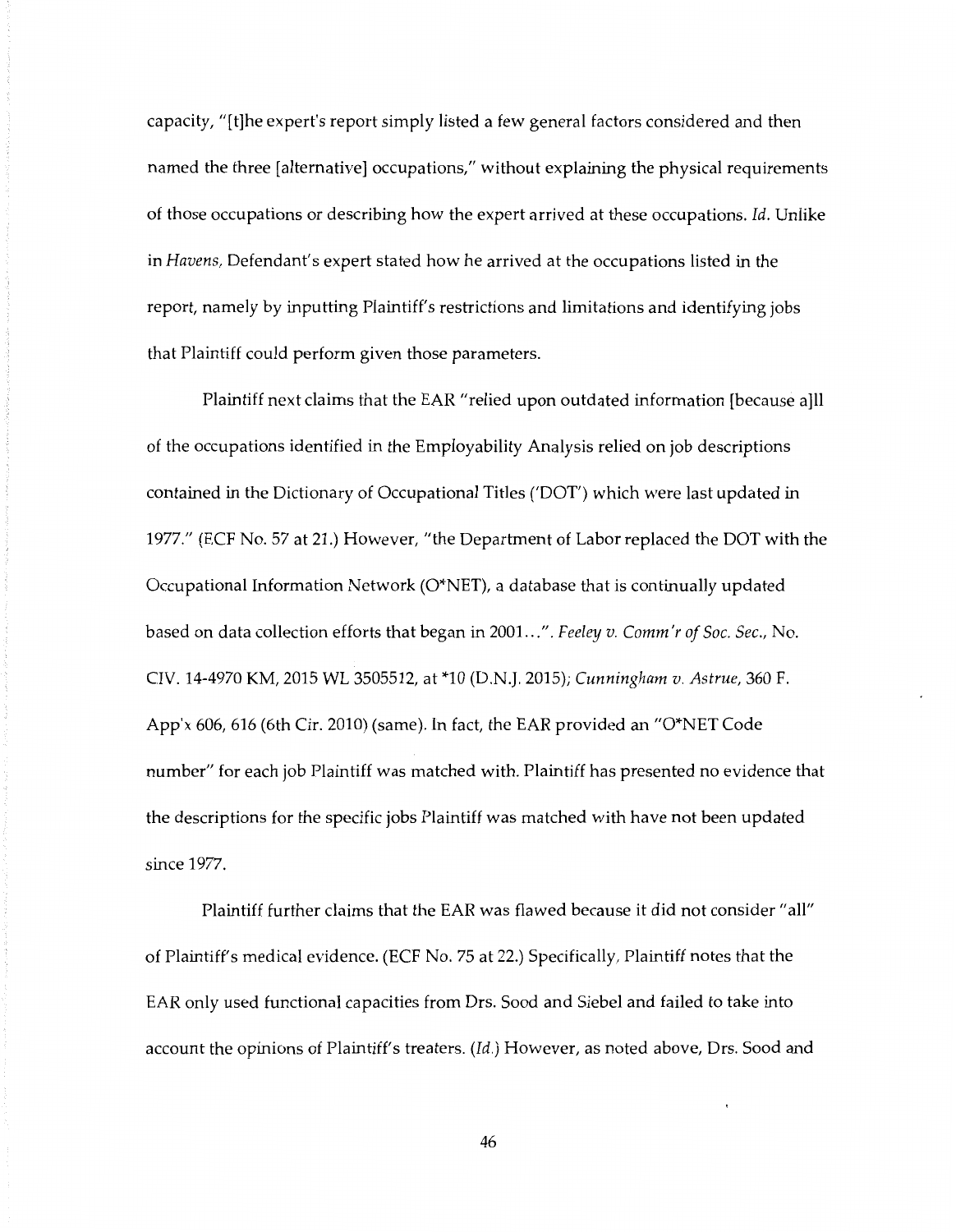capacity, "[t]he expert's report simply listed a few general factors considered and then named the three [alternative] occupations," without explaining the physical requirements of those occupations or describing how the expert arrived at these occupations. *Id.* Unlike in *Havens*, Defendant's expert stated how he arrived at the occupations listed in the report, namely by inputting Plaintiff's restrictions and limitations and identifying jobs that Plaintiff could perform given those parameters.

Plaintiff next claims that the EAR "relied upon outdated information [because a]ll of the occupations identified in the Employability Analysis relied on job descriptions contained in the Dictionary of Occupational Titles ('DOT') which were last updated in 1977." (ECF No. 57 at 21.) However, "the Department of Labor replaced the DOT with the Occupational Information Network (O*NET), a database that is continually updated based on data collection efforts that began in 2001...". *Feeley v. Comm'r of Soc. Sec.*, No. CIV. 14-4970 KM, 2015 WL 3505512, at *10 (D.N.J. 2015); *Cunningham v. Astrue*, 360 F. App'x 606, 616 (6th Cir. 2010) (same). In fact, the EAR provided an "O*NET Code number" for each job Plaintiff was matched with. Plaintiff has presented no evidence that the descriptions for the specific jobs Plaintiff was matched with have not been updated since 1977.

Plaintiff further claims that the EAR was flawed because it did not consider "all" of Plaintiff's medical evidence. (ECF No. 75 at 22.) Specifically, Plaintiff notes that the EAR only used functional capacities from Drs. Sood and Siebel and failed to take into account the opinions of Plaintiff's treaters. (*Id.*) However, as noted above, Drs. Sood and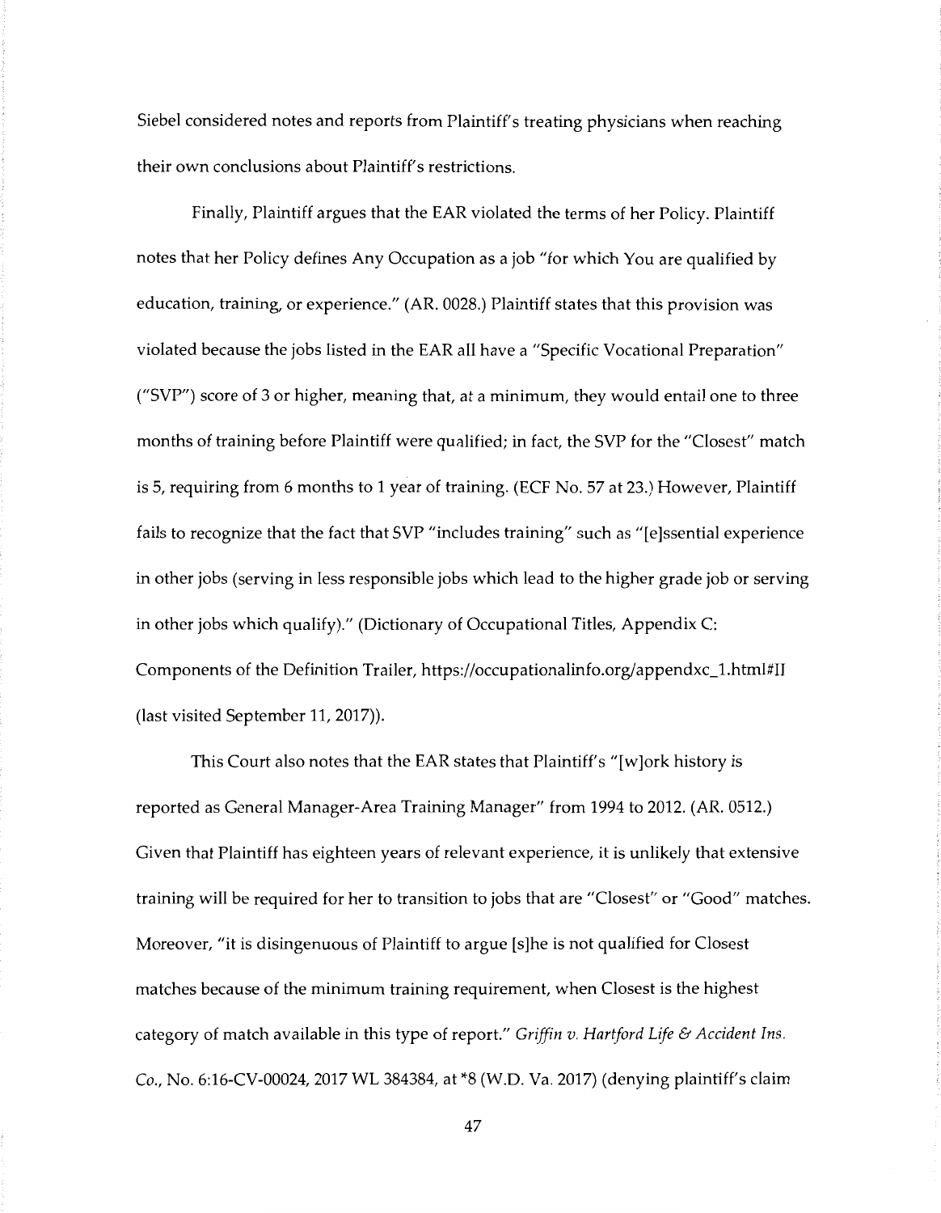Siebel considered notes and reports from Plaintiff's treating physicians when reaching their own conclusions about Plaintiff's restrictions.

Finally, Plaintiff argues that the EAR violated the terms of her Policy. Plaintiff notes that her Policy defines Any Occupation as a job "for which You are qualified by education, training, or experience." (AR. 0028.) Plaintiff states that this provision was violated because the jobs listed in the EAR all have a "Specific Vocational Preparation" ("SVP") score of 3 or higher, meaning that, at a minimum, they would entail one to three months of training before Plaintiff were qualified; in fact, the SVP for the "Closest" match is 5, requiring from 6 months to 1 year of training. (ECF No. 57 at 23.) However, Plaintiff fails to recognize that the fact that SVP "includes training" such as "[e]ssential experience in other jobs (serving in less responsible jobs which lead to the higher grade job or serving in other jobs which qualify)." (Dictionary of Occupational Titles, Appendix C: Components of the Definition Trailer, https://occupationalinfo.org/appendxc_1.html#II (last visited September 11, 2017)).

This Court also notes that the EAR states that Plaintiff's "[w]ork history is reported as General Manager-Area Training Manager" from 1994 to 2012. (AR. 0512.) Given that Plaintiff has eighteen years of relevant experience, it is unlikely that extensive training will be required for her to transition to jobs that are "Closest" or "Good" matches. Moreover, "it is disingenuous of Plaintiff to argue [s]he is not qualified for Closest matches because of the minimum training requirement, when Closest is the highest category of match available in this type of report." *Griffin v. Hartford Life & Accident Ins. Co.*, No. 6:16-CV-00024, 2017 WL 384384, at *8 (W.D. Va. 2017) (denying plaintiff's claim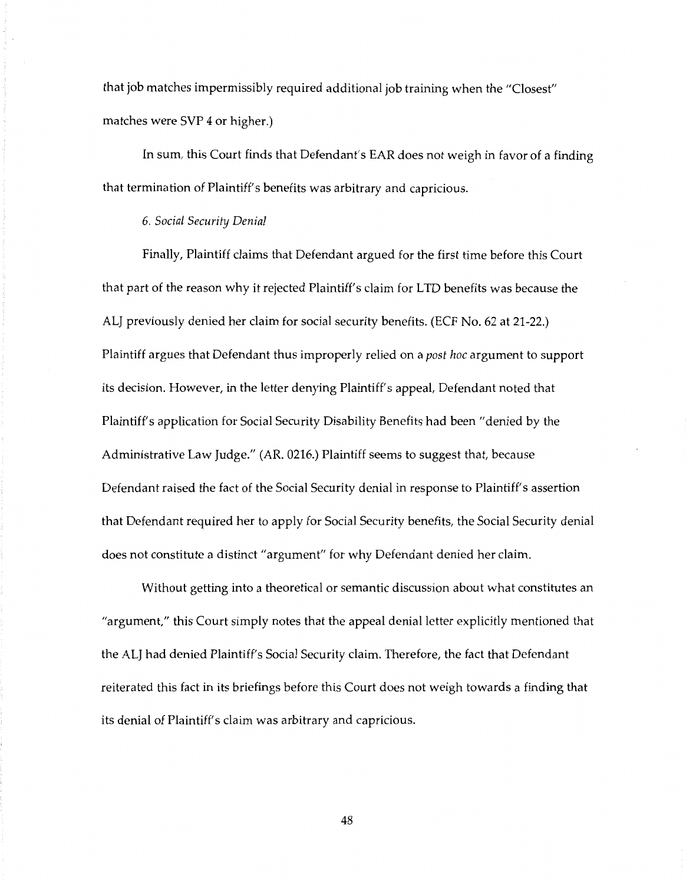that job matches impermissibly required additional job training when the "Closest" matches were SVP 4 or higher.)

In sum, this Court finds that Defendant's EAR does not weigh in favor of a finding that termination of Plaintiff's benefits was arbitrary and capricious.

*6. Social Security Denial*

Finally, Plaintiff claims that Defendant argued for the first time before this Court that part of the reason why it rejected Plaintiff's claim for LTD benefits was because the ALJ previously denied her claim for social security benefits. (ECF No. 62 at 21-22.) Plaintiff argues that Defendant thus improperly relied on a *post hoc* argument to support its decision. However, in the letter denying Plaintiff's appeal, Defendant noted that Plaintiff's application for Social Security Disability Benefits had been "denied by the Administrative Law Judge." (AR. 0216.) Plaintiff seems to suggest that, because Defendant raised the fact of the Social Security denial in response to Plaintiff's assertion that Defendant required her to apply for Social Security benefits, the Social Security denial does not constitute a distinct "argument" for why Defendant denied her claim.

Without getting into a theoretical or semantic discussion about what constitutes an "argument," this Court simply notes that the appeal denial letter explicitly mentioned that the ALJ had denied Plaintiff's Social Security claim. Therefore, the fact that Defendant reiterated this fact in its briefings before this Court does not weigh towards a finding that its denial of Plaintiff's claim was arbitrary and capricious.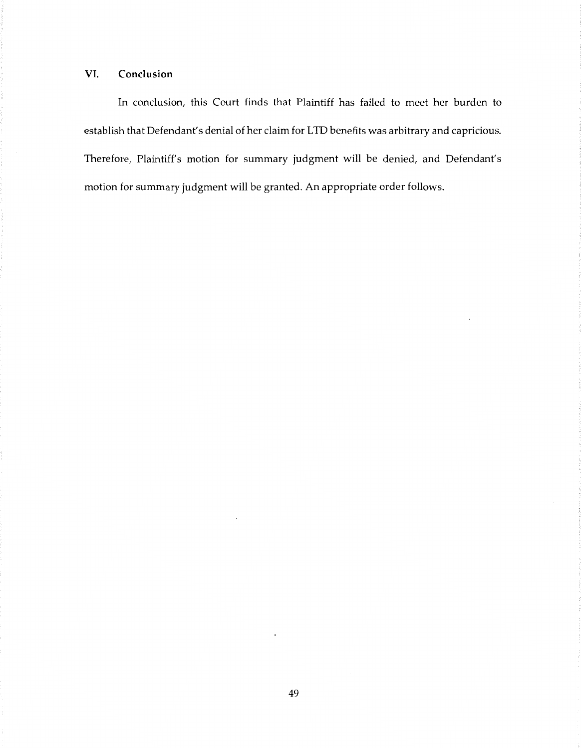## VI. Conclusion

In conclusion, this Court finds that Plaintiff has failed to meet her burden to establish that Defendant's denial of her claim for LTD benefits was arbitrary and capricious. Therefore, Plaintiff's motion for summary judgment will be denied, and Defendant's motion for summary judgment will be granted. An appropriate order follows.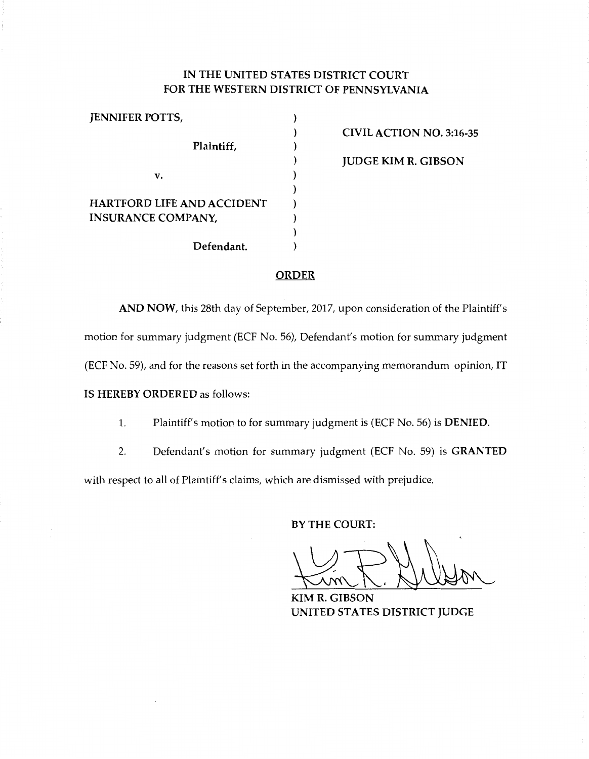IN THE UNITED STATES DISTRICT COURT
FOR THE WESTERN DISTRICT OF PENNSYLVANIA

| | | |
|---|---|---|
| JENNIFER POTTS, | ) | |
| | ) | CIVIL ACTION NO. 3:16-35 |
| Plaintiff, | ) | |
| | ) | JUDGE KIM R. GIBSON |
| v. | ) | |
| | ) | |
| HARTFORD LIFE AND ACCIDENT | ) | |
| INSURANCE COMPANY, | ) | |
| | ) | |
| Defendant. | ) | |

## ORDER

**AND NOW,** this 28th day of September, 2017, upon consideration of the Plaintiff's motion for summary judgment (ECF No. 56), Defendant's motion for summary judgment (ECF No. 59), and for the reasons set forth in the accompanying memorandum opinion, **IT IS HEREBY ORDERED** as follows:

1. Plaintiff's motion to for summary judgment is (ECF No. 56) is **DENIED**.

2. Defendant's motion for summary judgment (ECF No. 59) is **GRANTED** with respect to all of Plaintiff's claims, which are dismissed with prejudice.

**BY THE COURT:**

**KIM R. GIBSON**
**UNITED STATES DISTRICT JUDGE**